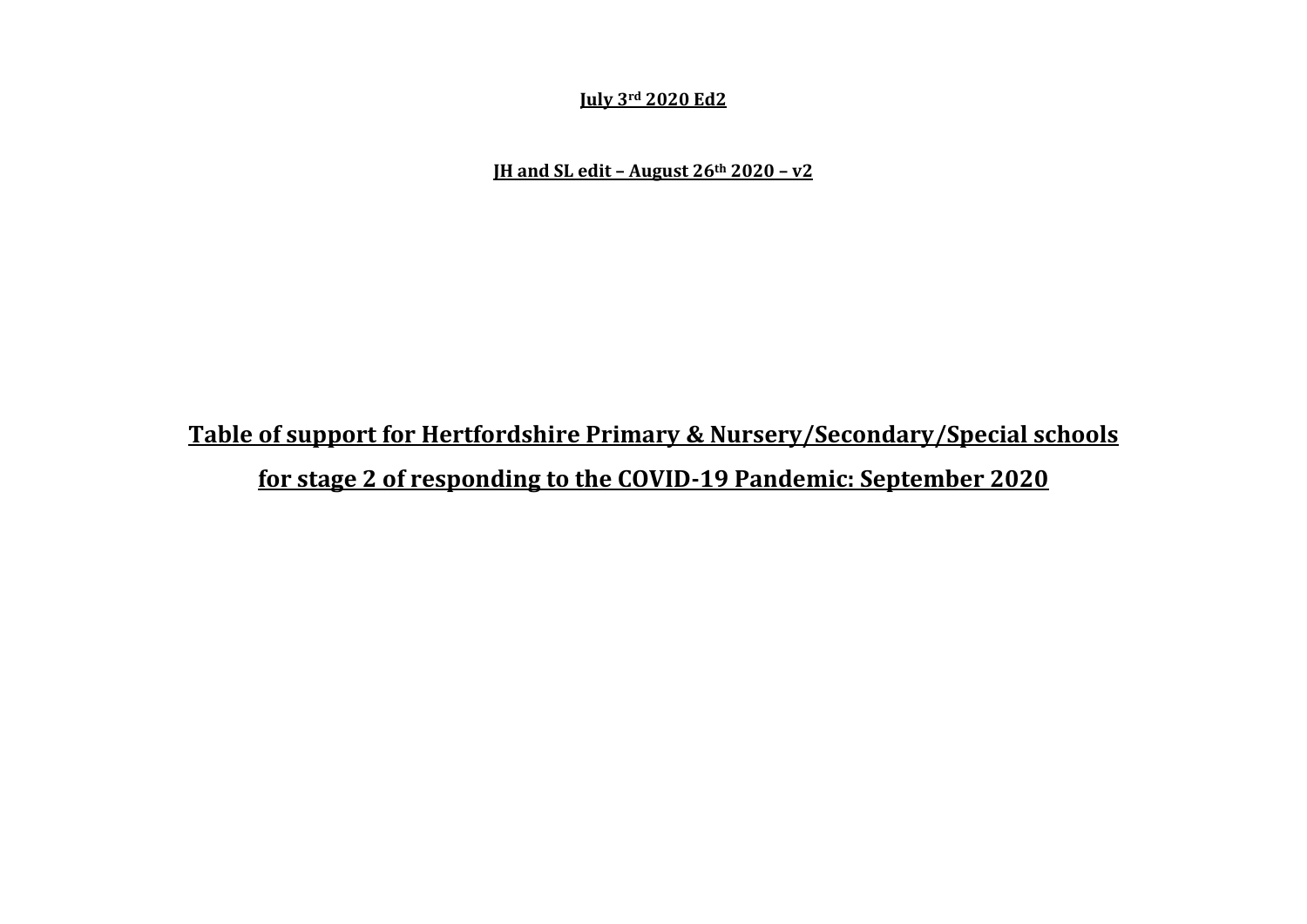**July 3rd 2020 Ed2**

**JH and SL edit – August 26th 2020 – v2**

# Table of support for Hertfordshire Primary & Nursery/Secondary/Special schools for stage 2 of responding to the COVID-19 Pandemic: September 2020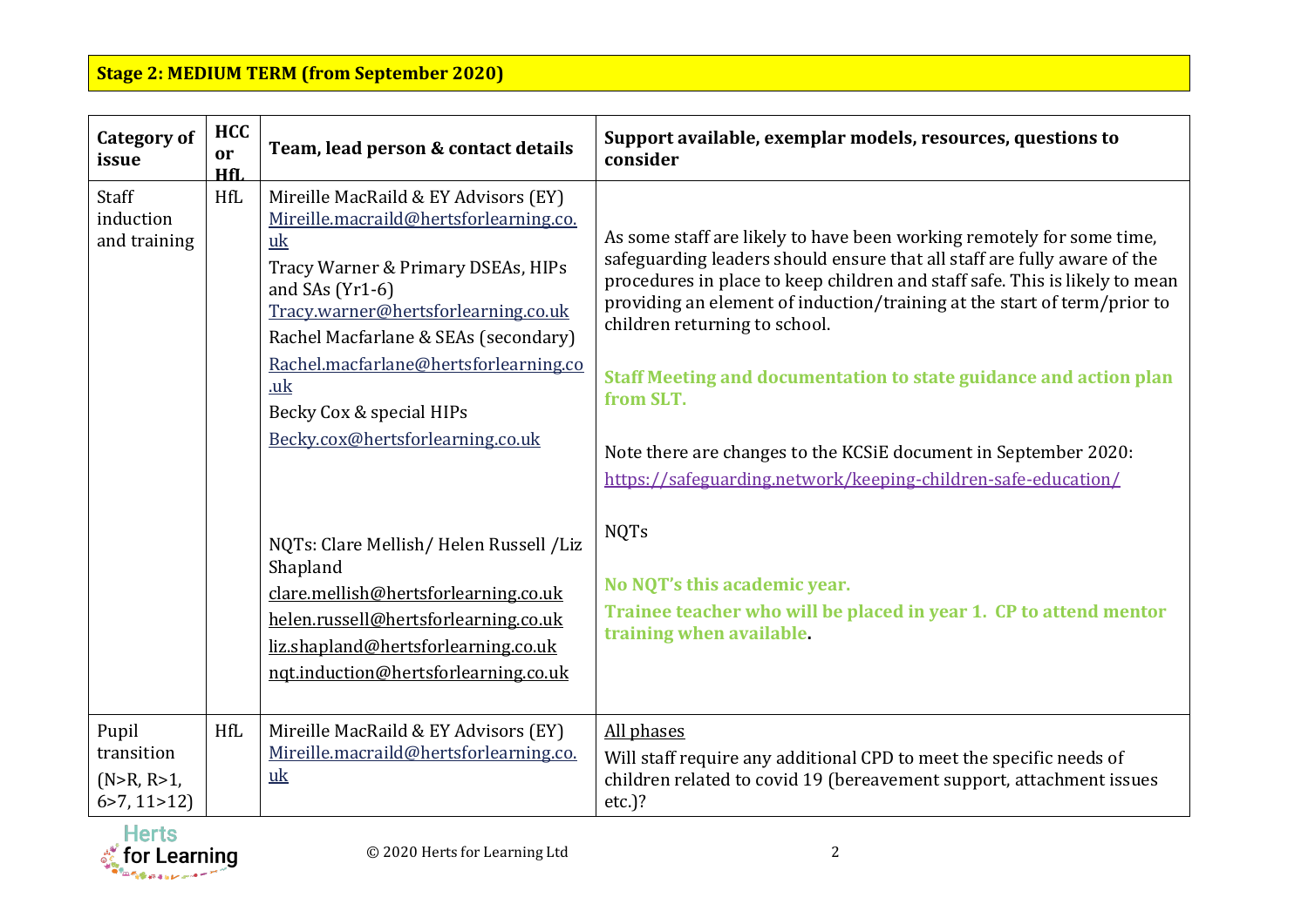**Stage 2: MEDIUM TERM (from September 2020)**

| Category of issue | HCC or HfL | Team, lead person & contact details | Support available, exemplar models, resources, questions to consider |
|---|---|---|---|
| Staff induction and training | HfL | Mireille MacRaild & EY Advisors (EY) Mireille.macraild@hertsforlearning.co.uk<br>Tracy Warner & Primary DSEAs, HIPs and SAs (Yr1-6) Tracy.warner@hertsforlearning.co.uk<br>Rachel Macfarlane & SEAs (secondary) Rachel.macfarlane@hertsforlearning.co.uk<br>Becky Cox & special HIPs Becky.cox@hertsforlearning.co.uk<br><br>NQTs: Clare Mellish/ Helen Russell /Liz Shapland<br>clare.mellish@hertsforlearning.co.uk<br>helen.russell@hertsforlearning.co.uk<br>liz.shapland@hertsforlearning.co.uk<br>nqt.induction@hertsforlearning.co.uk | As some staff are likely to have been working remotely for some time, safeguarding leaders should ensure that all staff are fully aware of the procedures in place to keep children and staff safe. This is likely to mean providing an element of induction/training at the start of term/prior to children returning to school.<br><br>**Staff Meeting and documentation to state guidance and action plan from SLT.**<br><br>Note there are changes to the KCSiE document in September 2020: https://safeguarding.network/keeping-children-safe-education/<br><br>NQTs<br><br>**No NQT's this academic year.**<br>**Trainee teacher who will be placed in year 1. CP to attend mentor training when available.** |
| Pupil transition (N>R, R>1, 6>7, 11>12) | HfL | Mireille MacRaild & EY Advisors (EY) Mireille.macraild@hertsforlearning.co.uk | All phases<br>Will staff require any additional CPD to meet the specific needs of children related to covid 19 (bereavement support, attachment issues etc.)? |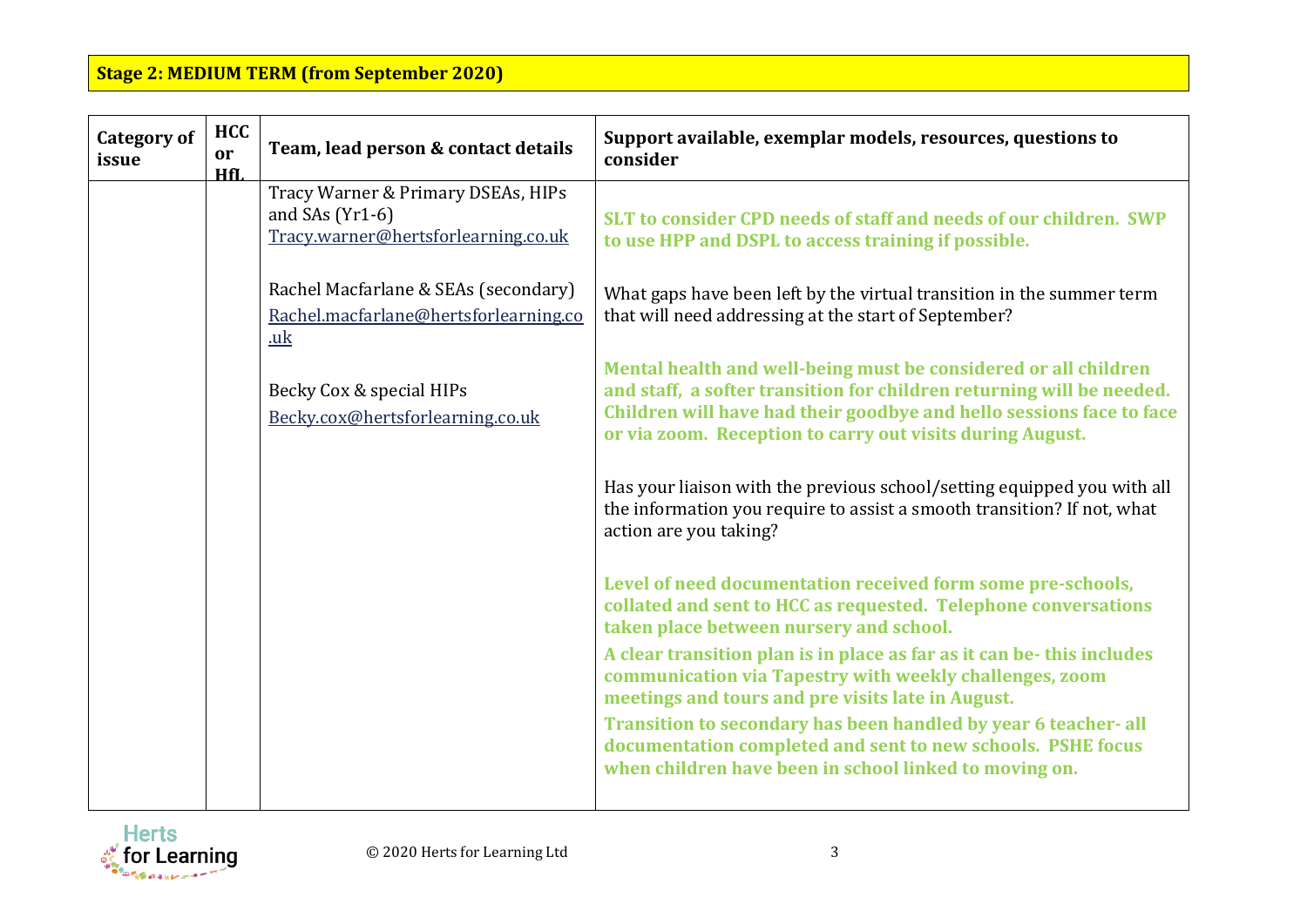**Stage 2: MEDIUM TERM (from September 2020)**

| Category of issue | HCC or HfL | Team, lead person & contact details | Support available, exemplar models, resources, questions to consider |
|---|---|---|---|
| | | Tracy Warner & Primary DSEAs, HIPs and SAs (Yr1-6)<br>Tracy.warner@hertsforlearning.co.uk<br><br>Rachel Macfarlane & SEAs (secondary)<br>Rachel.macfarlane@hertsforlearning.co.uk<br><br>Becky Cox & special HIPs<br>Becky.cox@hertsforlearning.co.uk | **SLT to consider CPD needs of staff and needs of our children. SWP to use HPP and DSPL to access training if possible.**<br><br>What gaps have been left by the virtual transition in the summer term that will need addressing at the start of September?<br><br>**Mental health and well-being must be considered or all children and staff, a softer transition for children returning will be needed. Children will have had their goodbye and hello sessions face to face or via zoom. Reception to carry out visits during August.**<br><br>Has your liaison with the previous school/setting equipped you with all the information you require to assist a smooth transition? If not, what action are you taking?<br><br>**Level of need documentation received form some pre-schools, collated and sent to HCC as requested. Telephone conversations taken place between nursery and school.**<br>**A clear transition plan is in place as far as it can be- this includes communication via Tapestry with weekly challenges, zoom meetings and tours and pre visits late in August.**<br>**Transition to secondary has been handled by year 6 teacher- all documentation completed and sent to new schools. PSHE focus when children have been in school linked to moving on.** |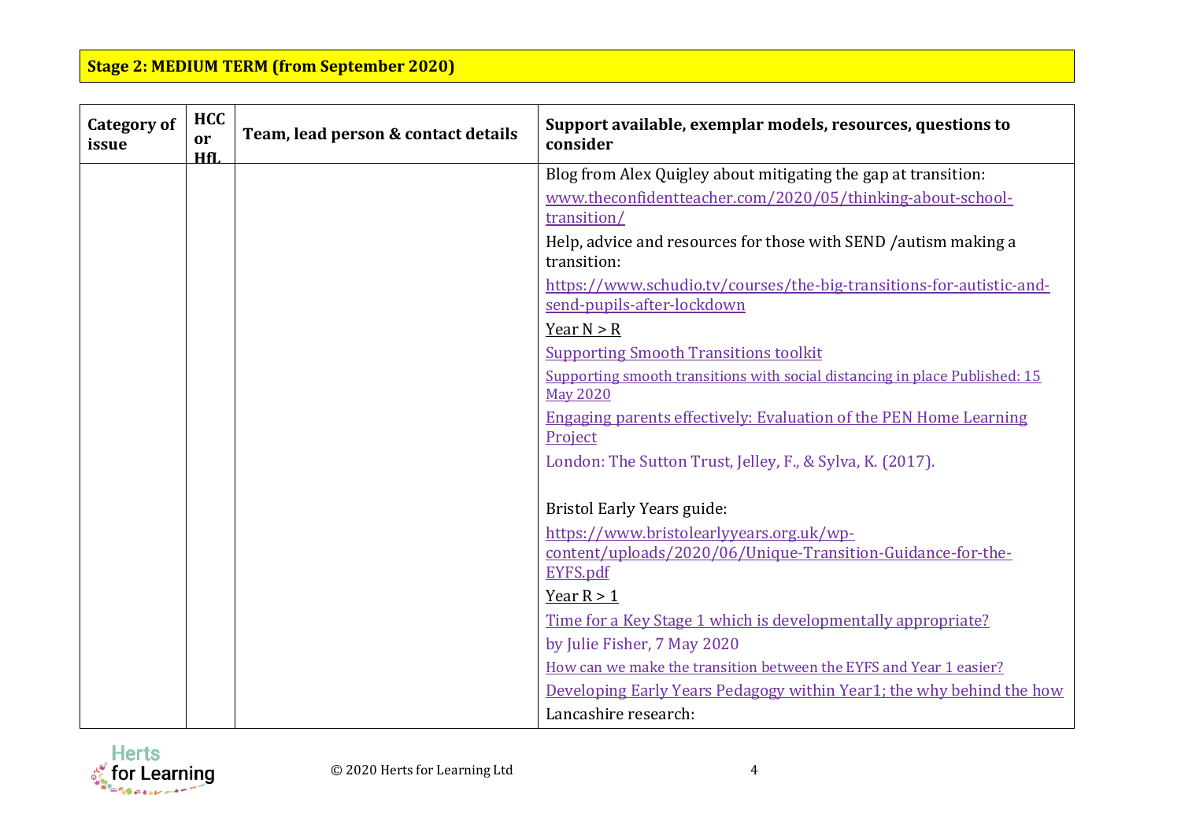**Stage 2: MEDIUM TERM (from September 2020)**

| Category of issue | HCC or HfL | Team, lead person & contact details | Support available, exemplar models, resources, questions to consider |
|---|---|---|---|
| | | | Blog from Alex Quigley about mitigating the gap at transition:<br>www.theconfidentteacher.com/2020/05/thinking-about-school-transition/<br>Help, advice and resources for those with SEND /autism making a transition:<br>https://www.schudio.tv/courses/the-big-transitions-for-autistic-and-send-pupils-after-lockdown<br>Year N > R<br>Supporting Smooth Transitions toolkit<br>Supporting smooth transitions with social distancing in place Published: 15 May 2020<br>Engaging parents effectively: Evaluation of the PEN Home Learning Project<br>London: The Sutton Trust, Jelley, F., & Sylva, K. (2017).<br><br>Bristol Early Years guide:<br>https://www.bristolearlyyears.org.uk/wp-content/uploads/2020/06/Unique-Transition-Guidance-for-the-EYFS.pdf<br>Year R > 1<br>Time for a Key Stage 1 which is developmentally appropriate?<br>by Julie Fisher, 7 May 2020<br>How can we make the transition between the EYFS and Year 1 easier?<br>Developing Early Years Pedagogy within Year1; the why behind the how<br>Lancashire research: |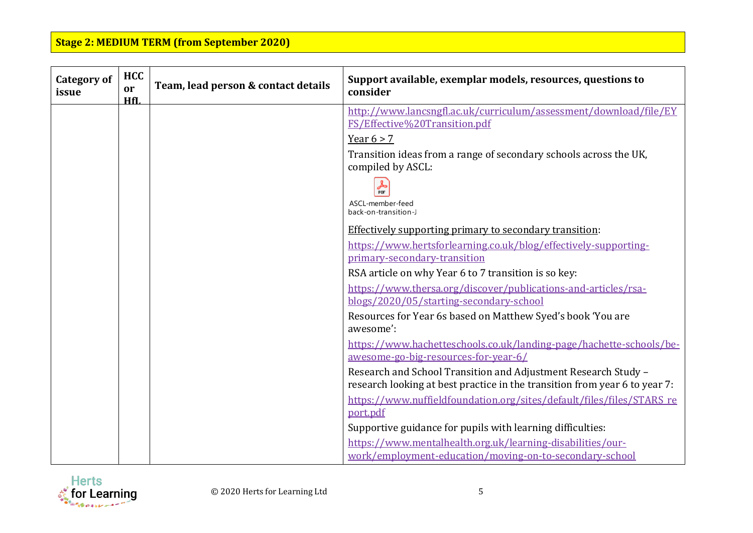**Stage 2: MEDIUM TERM (from September 2020)**

| Category of issue | HCC or HfL | Team, lead person & contact details | Support available, exemplar models, resources, questions to consider |
|---|---|---|---|
| | | | http://www.lancsngfl.ac.uk/curriculum/assessment/download/file/EYFS/Effective%20Transition.pdf<br><br>Year 6 > 7<br><br>Transition ideas from a range of secondary schools across the UK, compiled by ASCL:<br><br>ASCL-member-feedback-on-transition-J<br><br>Effectively supporting primary to secondary transition:<br><br>https://www.hertsforlearning.co.uk/blog/effectively-supporting-primary-secondary-transition<br><br>RSA article on why Year 6 to 7 transition is so key:<br><br>https://www.thersa.org/discover/publications-and-articles/rsa-blogs/2020/05/starting-secondary-school<br><br>Resources for Year 6s based on Matthew Syed's book 'You are awesome':<br><br>https://www.hachetteschools.co.uk/landing-page/hachette-schools/be-awesome-go-big-resources-for-year-6/<br><br>Research and School Transition and Adjustment Research Study – research looking at best practice in the transition from year 6 to year 7:<br><br>https://www.nuffieldfoundation.org/sites/default/files/files/STARS_report.pdf<br><br>Supportive guidance for pupils with learning difficulties:<br><br>https://www.mentalhealth.org.uk/learning-disabilities/our-work/employment-education/moving-on-to-secondary-school |

© 2020 Herts for Learning Ltd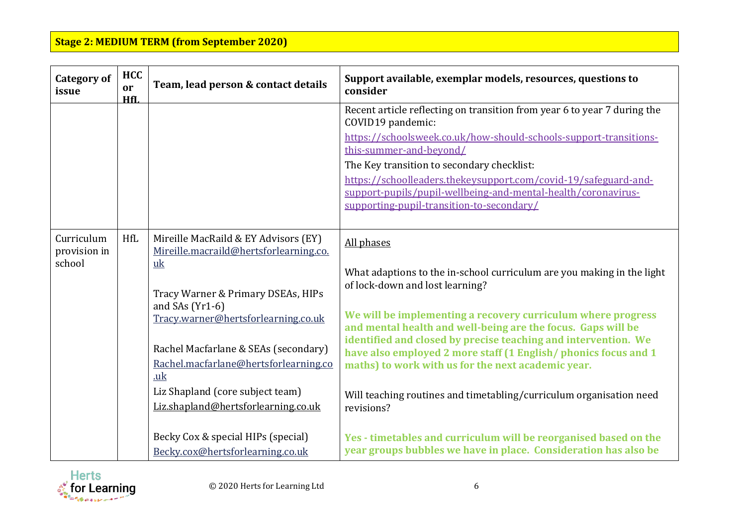**Stage 2: MEDIUM TERM (from September 2020)**

| Category of issue | HCC or HfL | Team, lead person & contact details | Support available, exemplar models, resources, questions to consider |
|---|---|---|---|
| | | | Recent article reflecting on transition from year 6 to year 7 during the COVID19 pandemic: https://schoolsweek.co.uk/how-should-schools-support-transitions-this-summer-and-beyond/ The Key transition to secondary checklist: https://schoolleaders.thekeysupport.com/covid-19/safeguard-and-support-pupils/pupil-wellbeing-and-mental-health/coronavirus-supporting-pupil-transition-to-secondary/ |
| Curriculum provision in school | HfL | Mireille MacRaild & EY Advisors (EY) Mireille.macraild@hertsforlearning.co.uk<br><br>Tracy Warner & Primary DSEAs, HIPs and SAs (Yr1-6) Tracy.warner@hertsforlearning.co.uk<br><br>Rachel Macfarlane & SEAs (secondary) Rachel.macfarlane@hertsforlearning.co.uk<br><br>Liz Shapland (core subject team) Liz.shapland@hertsforlearning.co.uk<br><br>Becky Cox & special HIPs (special) Becky.cox@hertsforlearning.co.uk | All phases<br><br>What adaptions to the in-school curriculum are you making in the light of lock-down and lost learning?<br><br>**We will be implementing a recovery curriculum where progress and mental health and well-being are the focus. Gaps will be identified and closed by precise teaching and intervention. We have also employed 2 more staff (1 English/ phonics focus and 1 maths) to work with us for the next academic year.**<br><br>Will teaching routines and timetabling/curriculum organisation need revisions?<br><br>**Yes - timetables and curriculum will be reorganised based on the year groups bubbles we have in place. Consideration has also be** |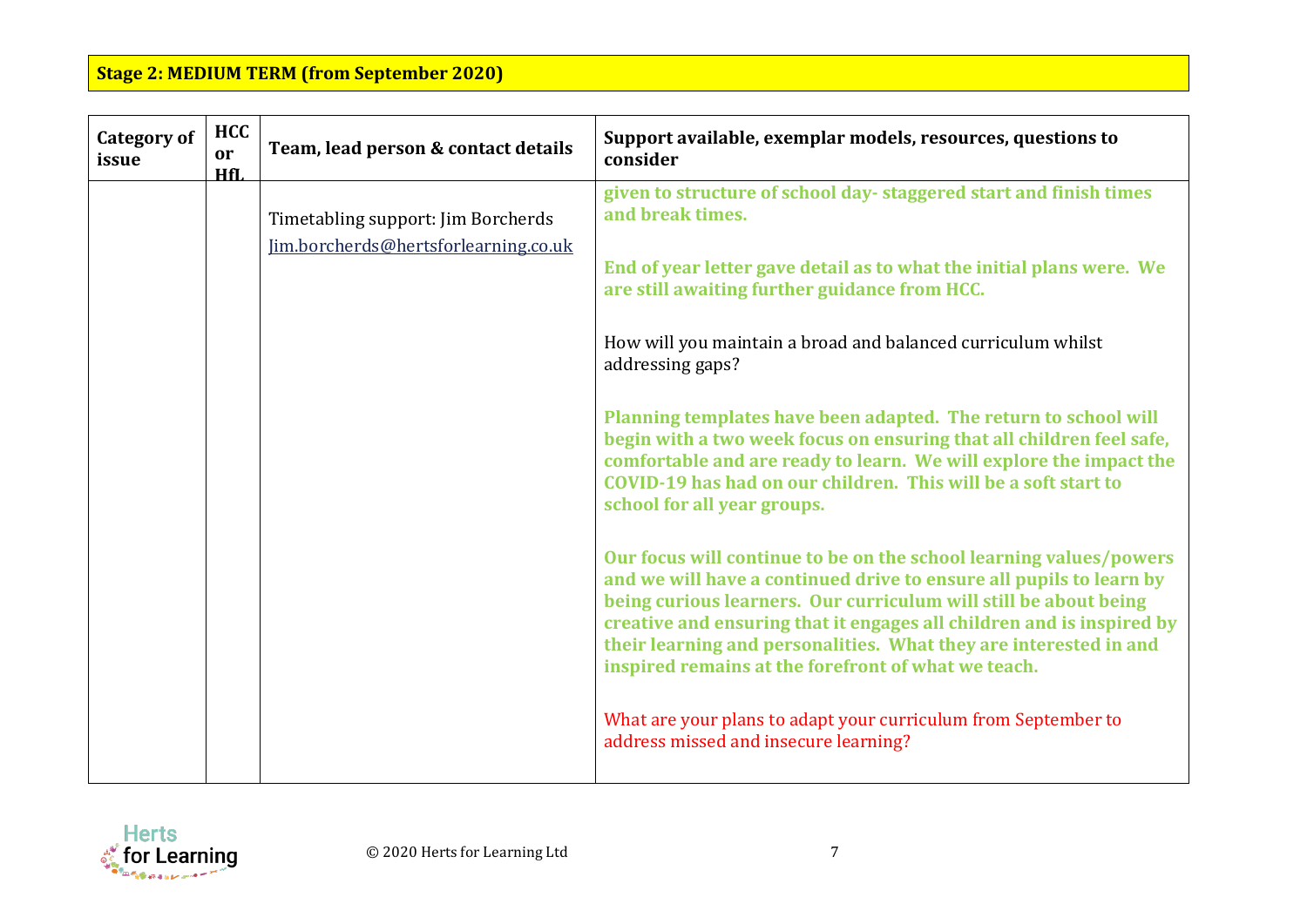**Stage 2: MEDIUM TERM (from September 2020)**

| Category of issue | HCC or HfL | Team, lead person & contact details | Support available, exemplar models, resources, questions to consider |
|---|---|---|---|
| | | Timetabling support: Jim Borcherds<br>Jim.borcherds@hertsforlearning.co.uk | **given to structure of school day- staggered start and finish times and break times.**<br><br>**End of year letter gave detail as to what the initial plans were. We are still awaiting further guidance from HCC.**<br><br>How will you maintain a broad and balanced curriculum whilst addressing gaps?<br><br>**Planning templates have been adapted. The return to school will begin with a two week focus on ensuring that all children feel safe, comfortable and are ready to learn. We will explore the impact the COVID-19 has had on our children. This will be a soft start to school for all year groups.**<br><br>**Our focus will continue to be on the school learning values/powers and we will have a continued drive to ensure all pupils to learn by being curious learners. Our curriculum will still be about being creative and ensuring that it engages all children and is inspired by their learning and personalities. What they are interested in and inspired remains at the forefront of what we teach.**<br><br>What are your plans to adapt your curriculum from September to address missed and insecure learning? |

© 2020 Herts for Learning Ltd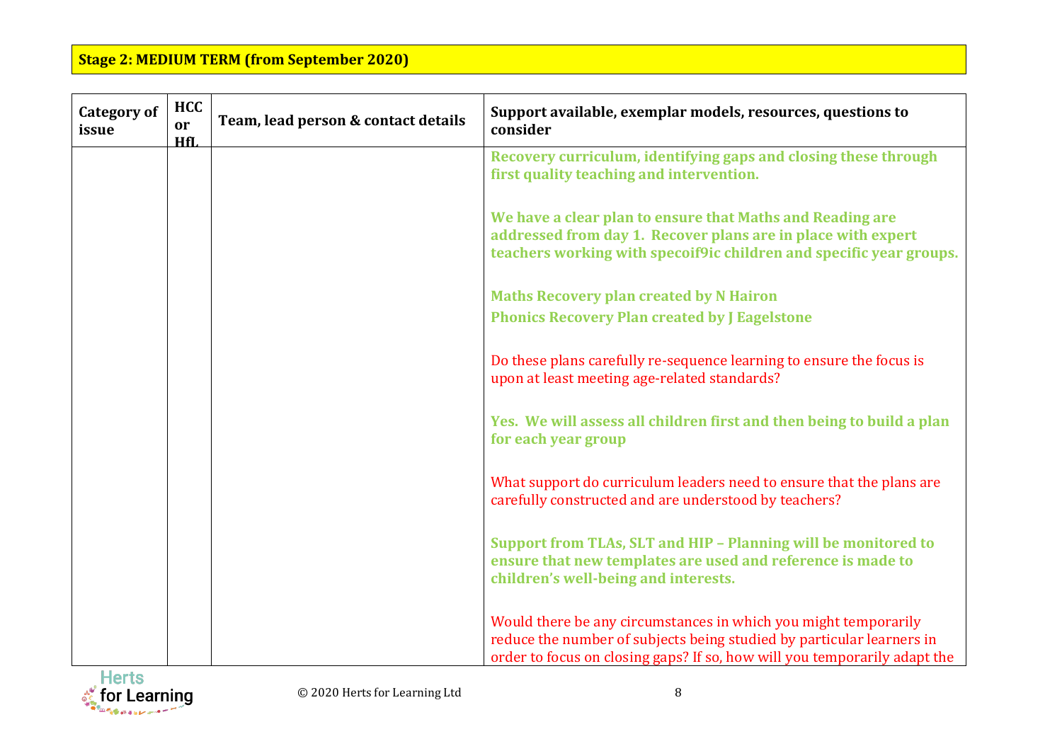**Stage 2: MEDIUM TERM (from September 2020)**

| Category of issue | HCC or HfL | Team, lead person & contact details | Support available, exemplar models, resources, questions to consider |
|---|---|---|---|
| | | | **Recovery curriculum, identifying gaps and closing these through first quality teaching and intervention.**<br><br>**We have a clear plan to ensure that Maths and Reading are addressed from day 1. Recover plans are in place with expert teachers working with specoif9ic children and specific year groups.**<br><br>**Maths Recovery plan created by N Hairon**<br>**Phonics Recovery Plan created by J Eagelstone**<br><br>Do these plans carefully re-sequence learning to ensure the focus is upon at least meeting age-related standards?<br><br>**Yes. We will assess all children first and then being to build a plan for each year group**<br><br>What support do curriculum leaders need to ensure that the plans are carefully constructed and are understood by teachers?<br><br>**Support from TLAs, SLT and HIP – Planning will be monitored to ensure that new templates are used and reference is made to children's well-being and interests.**<br><br>Would there be any circumstances in which you might temporarily reduce the number of subjects being studied by particular learners in order to focus on closing gaps? If so, how will you temporarily adapt the |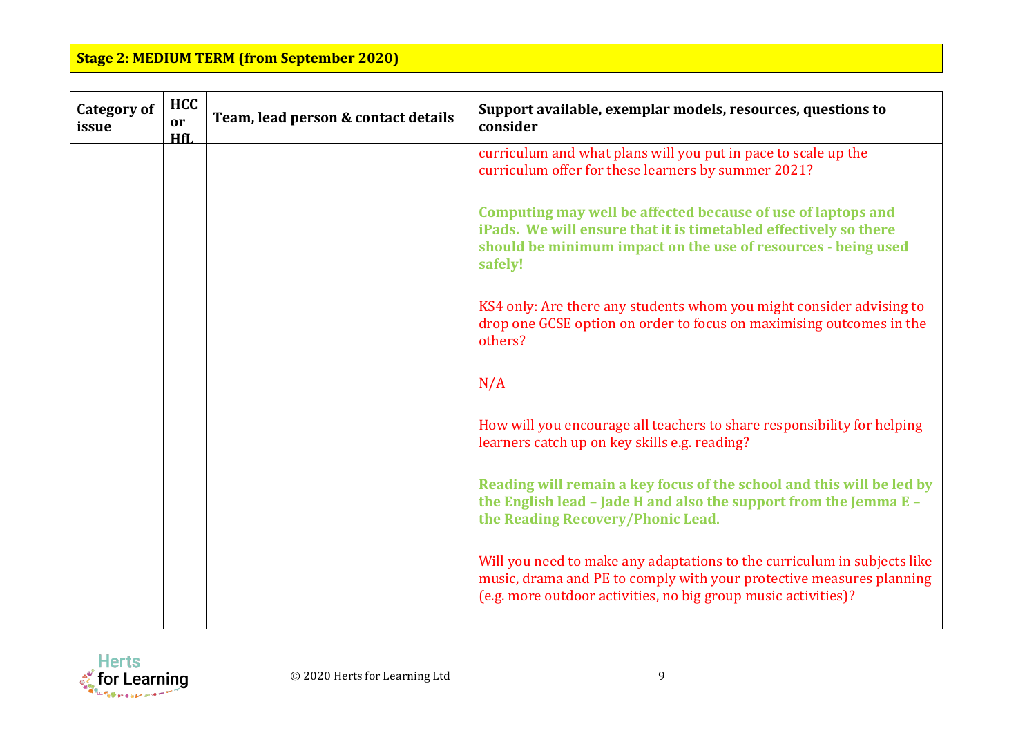**Stage 2: MEDIUM TERM (from September 2020)**

| Category of issue | HCC or HfL | Team, lead person & contact details | Support available, exemplar models, resources, questions to consider |
|---|---|---|---|
| | | | curriculum and what plans will you put in pace to scale up the curriculum offer for these learners by summer 2021?<br><br>**Computing may well be affected because of use of laptops and iPads. We will ensure that it is timetabled effectively so there should be minimum impact on the use of resources - being used safely!**<br><br>KS4 only: Are there any students whom you might consider advising to drop one GCSE option on order to focus on maximising outcomes in the others?<br><br>N/A<br><br>How will you encourage all teachers to share responsibility for helping learners catch up on key skills e.g. reading?<br><br>**Reading will remain a key focus of the school and this will be led by the English lead – Jade H and also the support from the Jemma E – the Reading Recovery/Phonic Lead.**<br><br>Will you need to make any adaptations to the curriculum in subjects like music, drama and PE to comply with your protective measures planning (e.g. more outdoor activities, no big group music activities)? |

© 2020 Herts for Learning Ltd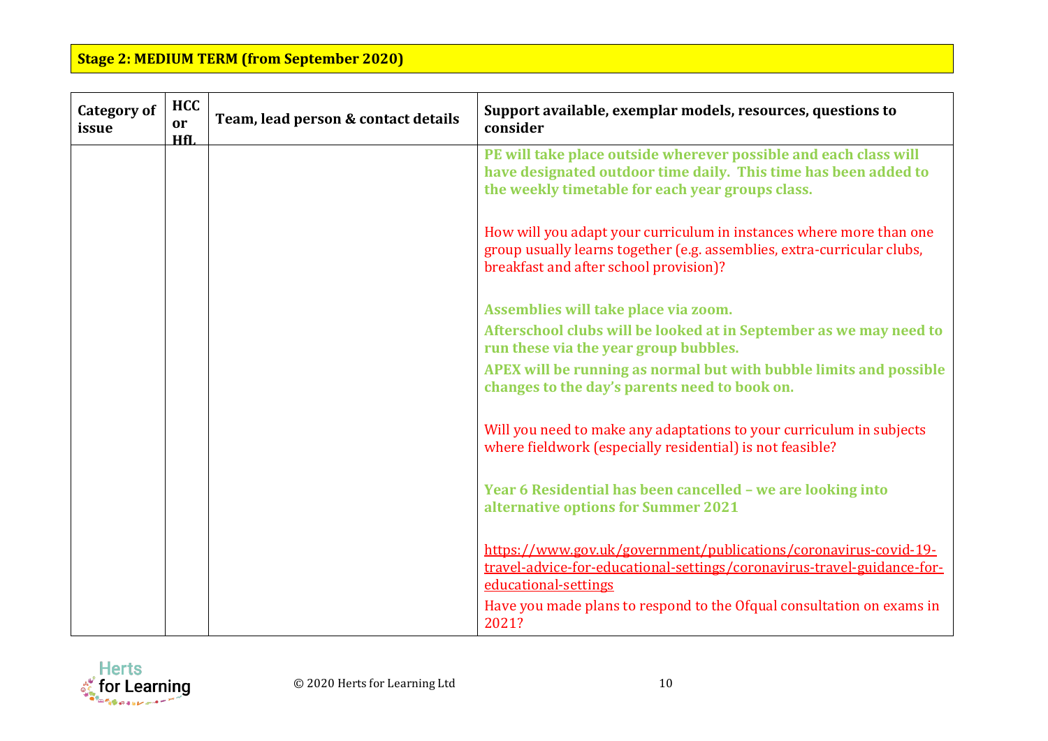**Stage 2: MEDIUM TERM (from September 2020)**

| Category of issue | HCC or HfL | Team, lead person & contact details | Support available, exemplar models, resources, questions to consider |
|---|---|---|---|
| | | | **PE will take place outside wherever possible and each class will have designated outdoor time daily. This time has been added to the weekly timetable for each year groups class.**<br><br>How will you adapt your curriculum in instances where more than one group usually learns together (e.g. assemblies, extra-curricular clubs, breakfast and after school provision)?<br><br>**Assemblies will take place via zoom.**<br>**Afterschool clubs will be looked at in September as we may need to run these via the year group bubbles.**<br>**APEX will be running as normal but with bubble limits and possible changes to the day's parents need to book on.**<br><br>Will you need to make any adaptations to your curriculum in subjects where fieldwork (especially residential) is not feasible?<br><br>**Year 6 Residential has been cancelled – we are looking into alternative options for Summer 2021**<br><br>https://www.gov.uk/government/publications/coronavirus-covid-19-travel-advice-for-educational-settings/coronavirus-travel-guidance-for-educational-settings<br>Have you made plans to respond to the Ofqual consultation on exams in 2021? |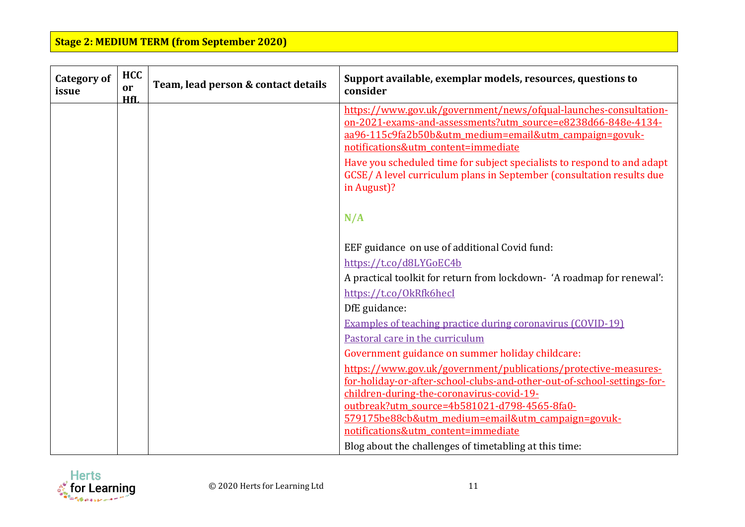## Stage 2: MEDIUM TERM (from September 2020)

| Category of issue | HCC or HfL | Team, lead person & contact details | Support available, exemplar models, resources, questions to consider |
|---|---|---|---|
| | | | https://www.gov.uk/government/news/ofqual-launches-consultation-on-2021-exams-and-assessments?utm_source=e8238d66-848e-4134-aa96-115c9fa2b50b&utm_medium=email&utm_campaign=govuk-notifications&utm_content=immediate<br>Have you scheduled time for subject specialists to respond to and adapt GCSE/ A level curriculum plans in September (consultation results due in August)?<br><br>**N/A**<br><br>EEF guidance on use of additional Covid fund:<br>https://t.co/d8LYGoEC4b<br>A practical toolkit for return from lockdown- 'A roadmap for renewal':<br>https://t.co/OkRfk6hecI<br>DfE guidance:<br>Examples of teaching practice during coronavirus (COVID-19)<br>Pastoral care in the curriculum<br>Government guidance on summer holiday childcare:<br>https://www.gov.uk/government/publications/protective-measures-for-holiday-or-after-school-clubs-and-other-out-of-school-settings-for-children-during-the-coronavirus-covid-19-outbreak?utm_source=4b581021-d798-4565-8fa0-579175be88cb&utm_medium=email&utm_campaign=govuk-notifications&utm_content=immediate<br>Blog about the challenges of timetabling at this time: |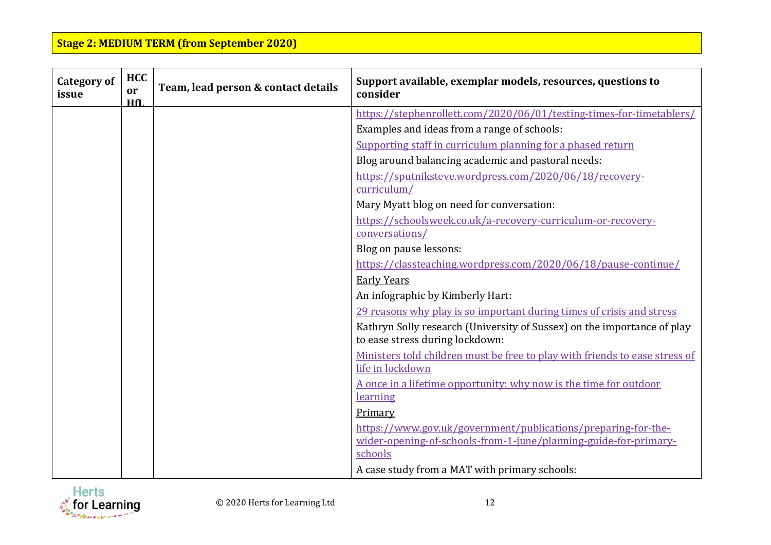**Stage 2: MEDIUM TERM (from September 2020)**

| Category of issue | HCC or HfL | Team, lead person & contact details | Support available, exemplar models, resources, questions to consider |
|---|---|---|---|
| | | | https://stephenrollett.com/2020/06/01/testing-times-for-timetablers/<br>Examples and ideas from a range of schools:<br>Supporting staff in curriculum planning for a phased return<br>Blog around balancing academic and pastoral needs:<br>https://sputniksteve.wordpress.com/2020/06/18/recovery-curriculum/<br>Mary Myatt blog on need for conversation:<br>https://schoolsweek.co.uk/a-recovery-curriculum-or-recovery-conversations/<br>Blog on pause lessons:<br>https://classteaching.wordpress.com/2020/06/18/pause-continue/<br>Early Years<br>An infographic by Kimberly Hart:<br>29 reasons why play is so important during times of crisis and stress<br>Kathryn Solly research (University of Sussex) on the importance of play to ease stress during lockdown:<br>Ministers told children must be free to play with friends to ease stress of life in lockdown<br>A once in a lifetime opportunity: why now is the time for outdoor learning<br>Primary<br>https://www.gov.uk/government/publications/preparing-for-the-wider-opening-of-schools-from-1-june/planning-guide-for-primary-schools<br>A case study from a MAT with primary schools: |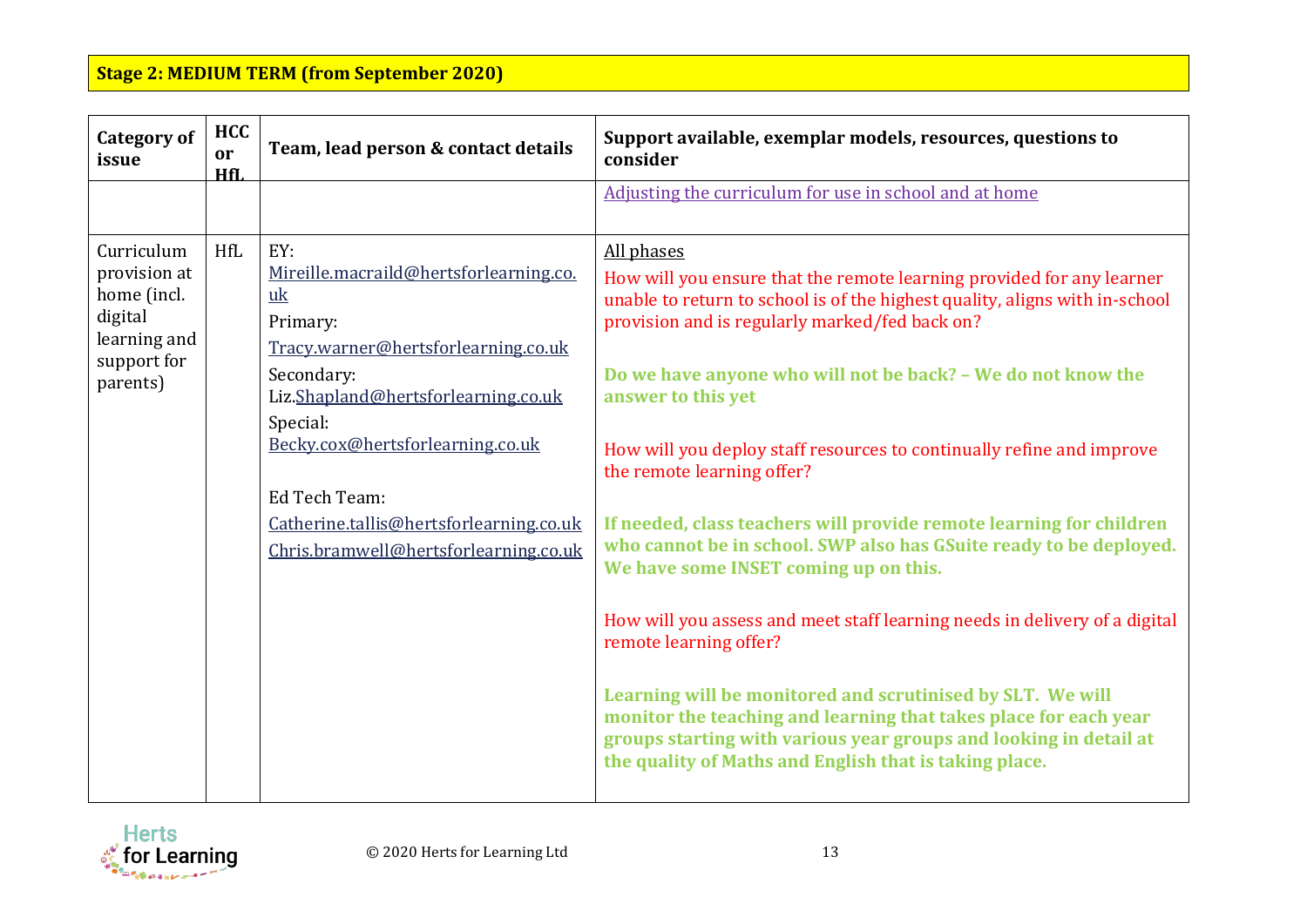**Stage 2: MEDIUM TERM (from September 2020)**

| Category of issue | HCC or HfL | Team, lead person & contact details | Support available, exemplar models, resources, questions to consider |
|---|---|---|---|
| | | | Adjusting the curriculum for use in school and at home |
| Curriculum provision at home (incl. digital learning and support for parents) | HfL | EY: Mireille.macraild@hertsforlearning.co.uk<br>Primary: Tracy.warner@hertsforlearning.co.uk<br>Secondary: Liz.Shapland@hertsforlearning.co.uk<br>Special: Becky.cox@hertsforlearning.co.uk<br><br>Ed Tech Team: Catherine.tallis@hertsforlearning.co.uk<br>Chris.bramwell@hertsforlearning.co.uk | All phases<br>How will you ensure that the remote learning provided for any learner unable to return to school is of the highest quality, aligns with in-school provision and is regularly marked/fed back on?<br><br>**Do we have anyone who will not be back? – We do not know the answer to this yet**<br><br>How will you deploy staff resources to continually refine and improve the remote learning offer?<br><br>**If needed, class teachers will provide remote learning for children who cannot be in school. SWP also has GSuite ready to be deployed. We have some INSET coming up on this.**<br><br>How will you assess and meet staff learning needs in delivery of a digital remote learning offer?<br><br>**Learning will be monitored and scrutinised by SLT. We will monitor the teaching and learning that takes place for each year groups starting with various year groups and looking in detail at the quality of Maths and English that is taking place.** |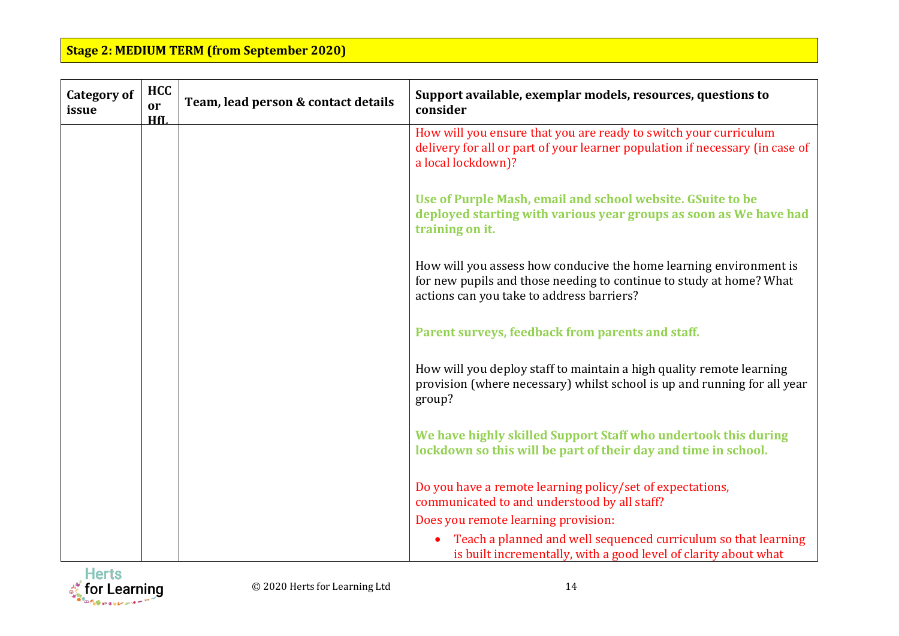**Stage 2: MEDIUM TERM (from September 2020)**

| Category of issue | HCC or HfL | Team, lead person & contact details | Support available, exemplar models, resources, questions to consider |
|---|---|---|---|
| | | | How will you ensure that you are ready to switch your curriculum delivery for all or part of your learner population if necessary (in case of a local lockdown)?<br><br>**Use of Purple Mash, email and school website. GSuite to be deployed starting with various year groups as soon as We have had training on it.**<br><br>How will you assess how conducive the home learning environment is for new pupils and those needing to continue to study at home? What actions can you take to address barriers?<br><br>**Parent surveys, feedback from parents and staff.**<br><br>How will you deploy staff to maintain a high quality remote learning provision (where necessary) whilst school is up and running for all year group?<br><br>**We have highly skilled Support Staff who undertook this during lockdown so this will be part of their day and time in school.**<br><br>Do you have a remote learning policy/set of expectations, communicated to and understood by all staff?<br>Does you remote learning provision:<br>• Teach a planned and well sequenced curriculum so that learning is built incrementally, with a good level of clarity about what |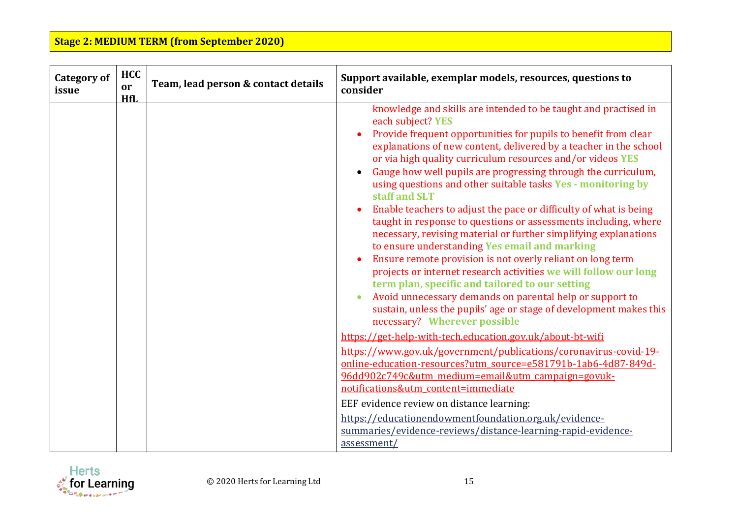**Stage 2: MEDIUM TERM (from September 2020)**

| Category of issue | HCC or HfL | Team, lead person & contact details | Support available, exemplar models, resources, questions to consider |
|---|---|---|---|
| | | | knowledge and skills are intended to be taught and practised in each subject? **YES**<br>• Provide frequent opportunities for pupils to benefit from clear explanations of new content, delivered by a teacher in the school or via high quality curriculum resources and/or videos **YES**<br>• Gauge how well pupils are progressing through the curriculum, using questions and other suitable tasks **Yes - monitoring by staff and SLT**<br>• Enable teachers to adjust the pace or difficulty of what is being taught in response to questions or assessments including, where necessary, revising material or further simplifying explanations to ensure understanding **Yes email and marking**<br>• Ensure remote provision is not overly reliant on long term projects or internet research activities **we will follow our long term plan, specific and tailored to our setting**<br>• Avoid unnecessary demands on parental help or support to sustain, unless the pupils' age or stage of development makes this necessary? **Wherever possible**<br>https://get-help-with-tech.education.gov.uk/about-bt-wifi<br>https://www.gov.uk/government/publications/coronavirus-covid-19-online-education-resources?utm_source=e581791b-1ab6-4d87-849d-96dd902c749c&utm_medium=email&utm_campaign=govuk-notifications&utm_content=immediate<br>EEF evidence review on distance learning:<br>https://educationendowmentfoundation.org.uk/evidence-summaries/evidence-reviews/distance-learning-rapid-evidence-assessment/ |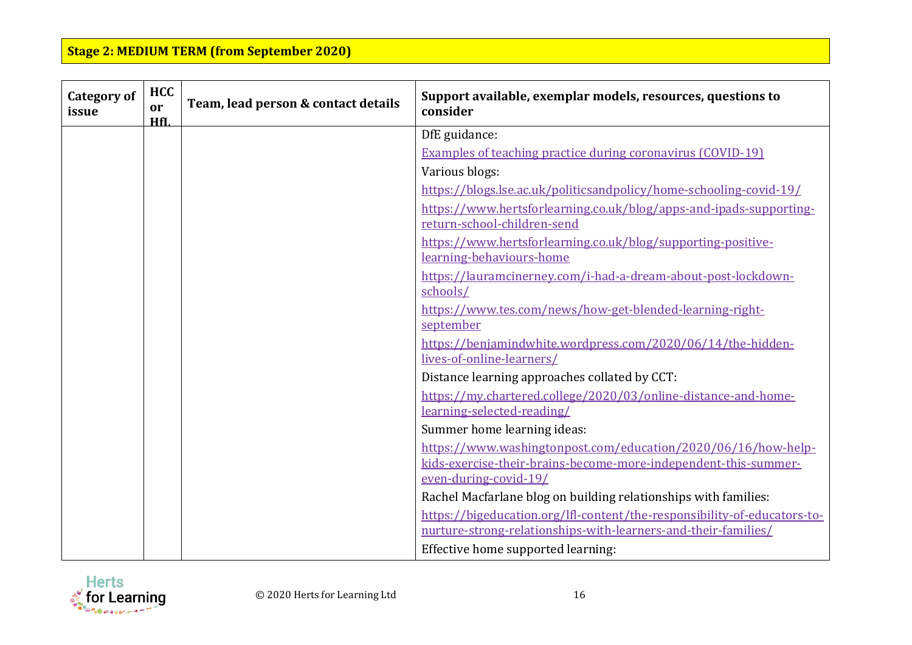**Stage 2: MEDIUM TERM (from September 2020)**

| Category of issue | HCC or HfL | Team, lead person & contact details | Support available, exemplar models, resources, questions to consider |
|---|---|---|---|
| | | | DfE guidance:<br>Examples of teaching practice during coronavirus (COVID-19)<br>Various blogs:<br>https://blogs.lse.ac.uk/politicsandpolicy/home-schooling-covid-19/<br>https://www.hertsforlearning.co.uk/blog/apps-and-ipads-supporting-return-school-children-send<br>https://www.hertsforlearning.co.uk/blog/supporting-positive-learning-behaviours-home<br>https://lauramcinerney.com/i-had-a-dream-about-post-lockdown-schools/<br>https://www.tes.com/news/how-get-blended-learning-right-september<br>https://benjamindwhite.wordpress.com/2020/06/14/the-hidden-lives-of-online-learners/<br>Distance learning approaches collated by CCT:<br>https://my.chartered.college/2020/03/online-distance-and-home-learning-selected-reading/<br>Summer home learning ideas:<br>https://www.washingtonpost.com/education/2020/06/16/how-help-kids-exercise-their-brains-become-more-independent-this-summer-even-during-covid-19/<br>Rachel Macfarlane blog on building relationships with families:<br>https://bigeducation.org/lfl-content/the-responsibility-of-educators-to-nurture-strong-relationships-with-learners-and-their-families/<br>Effective home supported learning: |

© 2020 Herts for Learning Ltd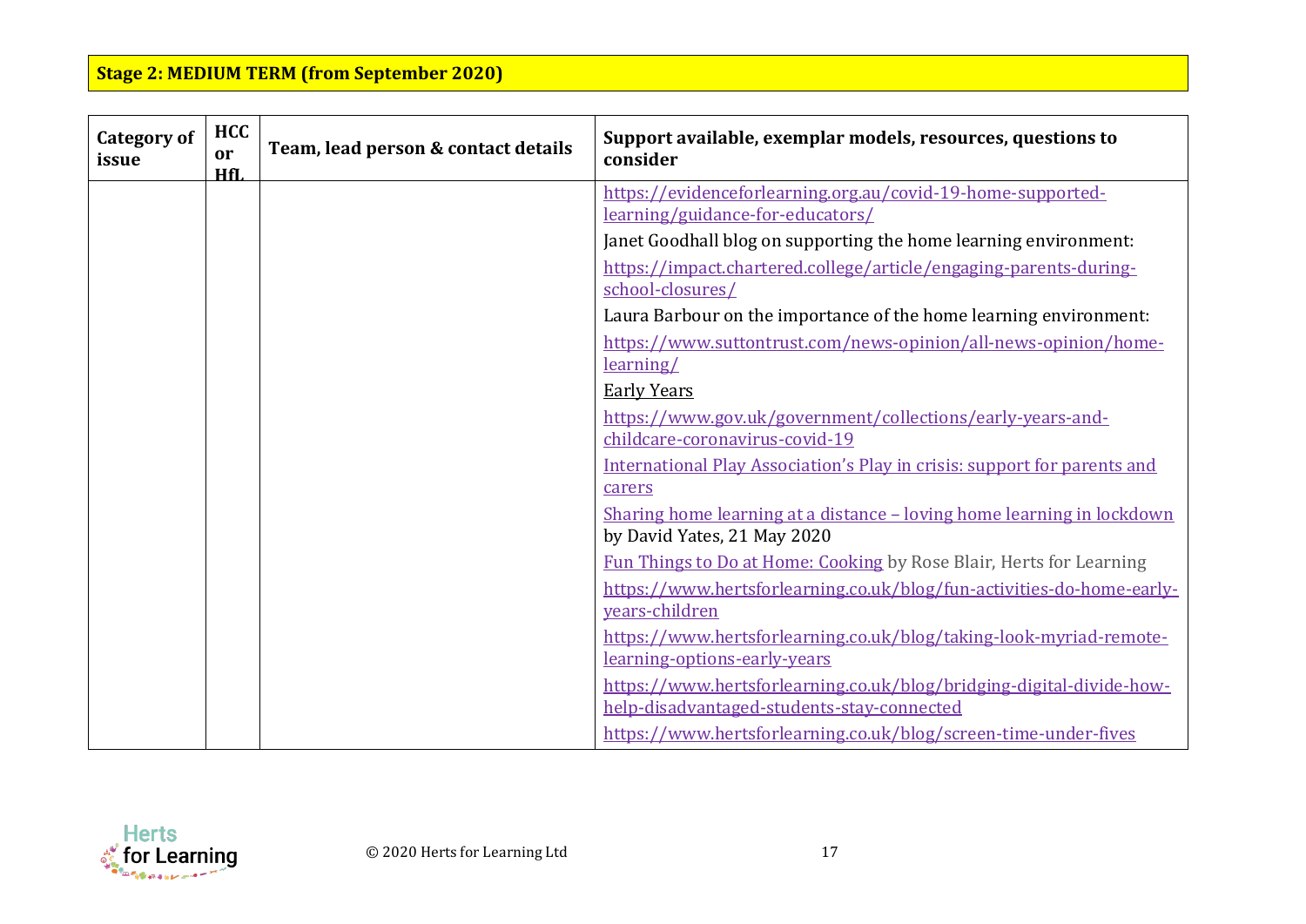**Stage 2: MEDIUM TERM (from September 2020)**

| Category of issue | HCC or HfL | Team, lead person & contact details | Support available, exemplar models, resources, questions to consider |
|---|---|---|---|
| | | | https://evidenceforlearning.org.au/covid-19-home-supported-learning/guidance-for-educators/<br>Janet Goodhall blog on supporting the home learning environment:<br>https://impact.chartered.college/article/engaging-parents-during-school-closures/<br>Laura Barbour on the importance of the home learning environment:<br>https://www.suttontrust.com/news-opinion/all-news-opinion/home-learning/<br>Early Years<br>https://www.gov.uk/government/collections/early-years-and-childcare-coronavirus-covid-19<br>International Play Association's Play in crisis: support for parents and carers<br>Sharing home learning at a distance – loving home learning in lockdown by David Yates, 21 May 2020<br>Fun Things to Do at Home: Cooking by Rose Blair, Herts for Learning<br>https://www.hertsforlearning.co.uk/blog/fun-activities-do-home-early-years-children<br>https://www.hertsforlearning.co.uk/blog/taking-look-myriad-remote-learning-options-early-years<br>https://www.hertsforlearning.co.uk/blog/bridging-digital-divide-how-help-disadvantaged-students-stay-connected<br>https://www.hertsforlearning.co.uk/blog/screen-time-under-fives |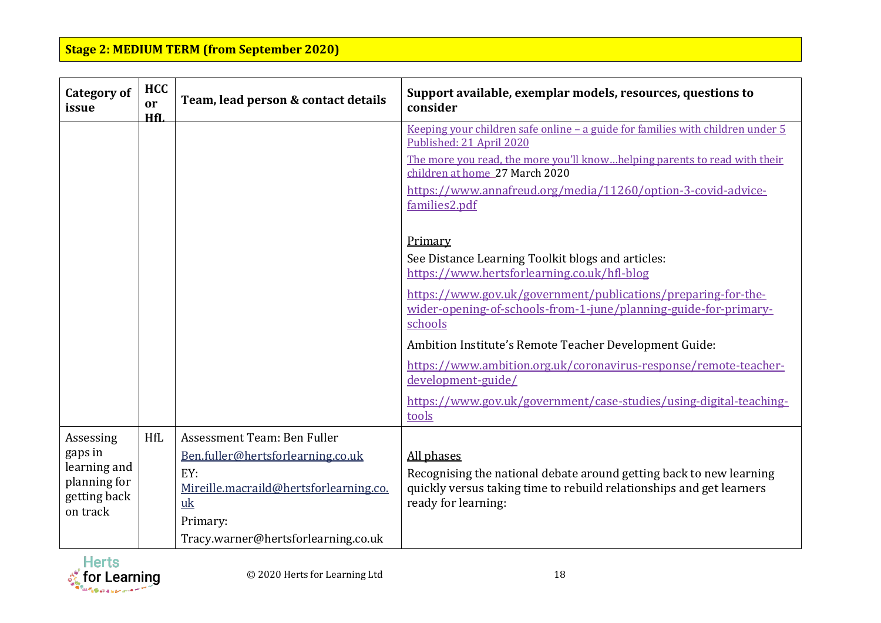**Stage 2: MEDIUM TERM (from September 2020)**

| Category of issue | HCC or HfL | Team, lead person & contact details | Support available, exemplar models, resources, questions to consider |
|---|---|---|---|
| | | | Keeping your children safe online – a guide for families with children under 5 Published: 21 April 2020<br>The more you read, the more you'll know…helping parents to read with their children at home 27 March 2020<br>https://www.annafreud.org/media/11260/option-3-covid-advice-families2.pdf<br><br>Primary<br>See Distance Learning Toolkit blogs and articles: https://www.hertsforlearning.co.uk/hfl-blog<br>https://www.gov.uk/government/publications/preparing-for-the-wider-opening-of-schools-from-1-june/planning-guide-for-primary-schools<br>Ambition Institute's Remote Teacher Development Guide:<br>https://www.ambition.org.uk/coronavirus-response/remote-teacher-development-guide/<br>https://www.gov.uk/government/case-studies/using-digital-teaching-tools |
| Assessing gaps in learning and planning for getting back on track | HfL | Assessment Team: Ben Fuller<br>Ben.fuller@hertsforlearning.co.uk<br>EY:<br>Mireille.macraild@hertsforlearning.co.uk<br>Primary:<br>Tracy.warner@hertsforlearning.co.uk | All phases<br>Recognising the national debate around getting back to new learning quickly versus taking time to rebuild relationships and get learners ready for learning: |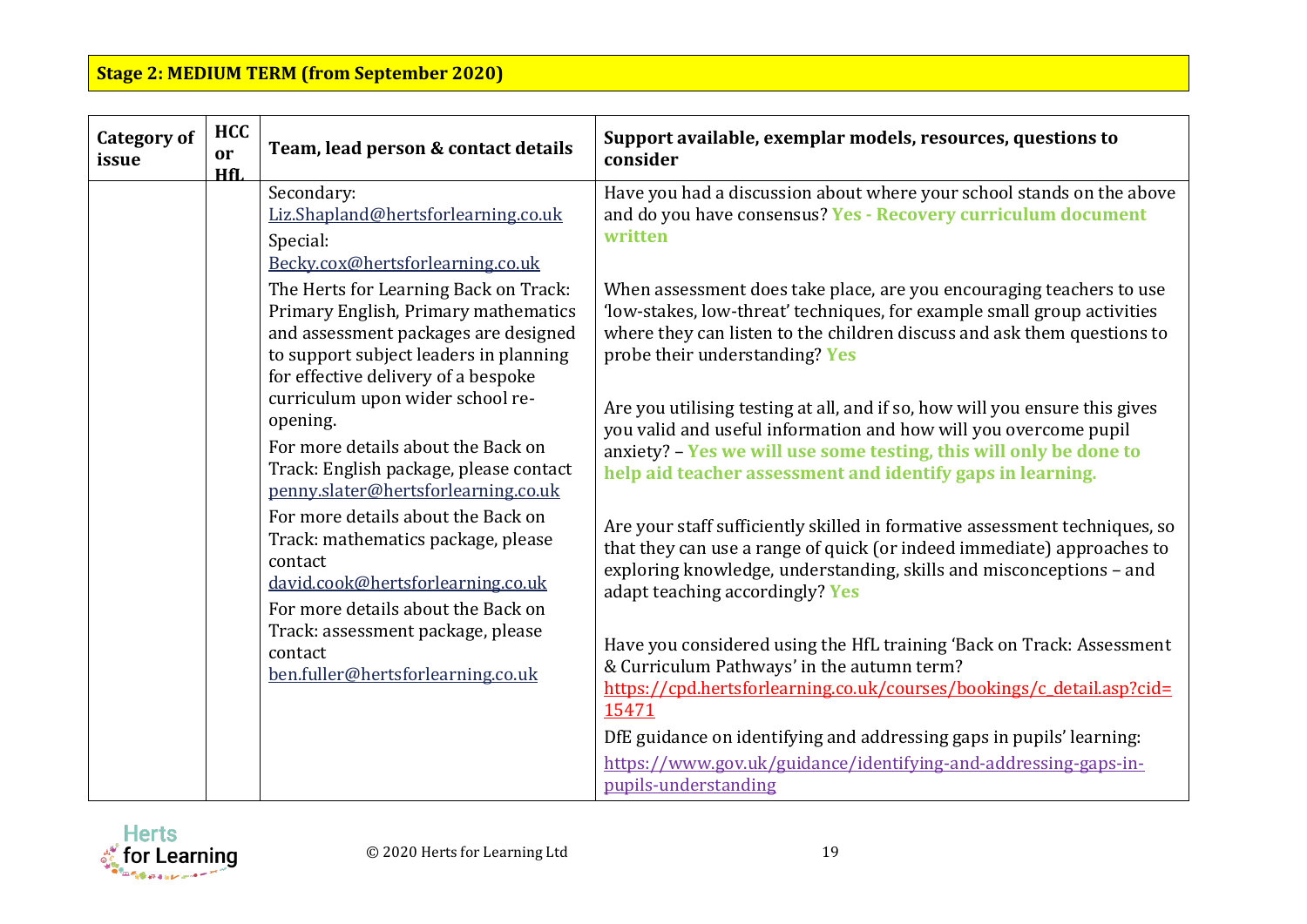**Stage 2: MEDIUM TERM (from September 2020)**

| Category of issue | HCC or HfL | Team, lead person & contact details | Support available, exemplar models, resources, questions to consider |
|---|---|---|---|
| | | Secondary: Liz.Shapland@hertsforlearning.co.uk<br><br>Special: Becky.cox@hertsforlearning.co.uk<br><br>The Herts for Learning Back on Track: Primary English, Primary mathematics and assessment packages are designed to support subject leaders in planning for effective delivery of a bespoke curriculum upon wider school re-opening.<br><br>For more details about the Back on Track: English package, please contact penny.slater@hertsforlearning.co.uk<br><br>For more details about the Back on Track: mathematics package, please contact david.cook@hertsforlearning.co.uk<br><br>For more details about the Back on Track: assessment package, please contact ben.fuller@hertsforlearning.co.uk | Have you had a discussion about where your school stands on the above and do you have consensus? **Yes - Recovery curriculum document written**<br><br>When assessment does take place, are you encouraging teachers to use 'low-stakes, low-threat' techniques, for example small group activities where they can listen to the children discuss and ask them questions to probe their understanding? **Yes**<br><br>Are you utilising testing at all, and if so, how will you ensure this gives you valid and useful information and how will you overcome pupil anxiety? – **Yes we will use some testing, this will only be done to help aid teacher assessment and identify gaps in learning.**<br><br>Are your staff sufficiently skilled in formative assessment techniques, so that they can use a range of quick (or indeed immediate) approaches to exploring knowledge, understanding, skills and misconceptions – and adapt teaching accordingly? **Yes**<br><br>Have you considered using the HfL training 'Back on Track: Assessment & Curriculum Pathways' in the autumn term? https://cpd.hertsforlearning.co.uk/courses/bookings/c_detail.asp?cid=15471<br><br>DfE guidance on identifying and addressing gaps in pupils' learning: https://www.gov.uk/guidance/identifying-and-addressing-gaps-in-pupils-understanding |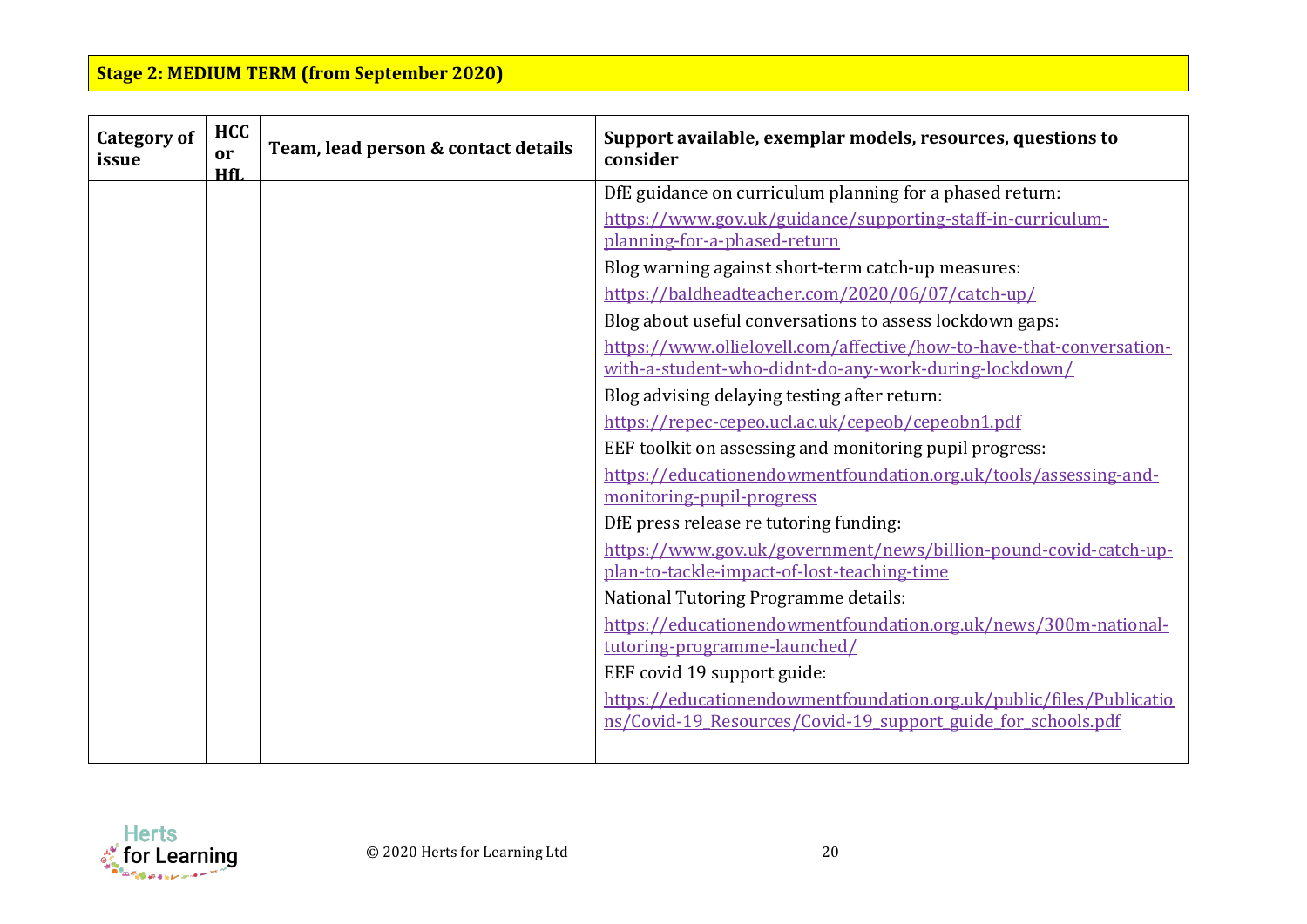**Stage 2: MEDIUM TERM (from September 2020)**

| Category of issue | HCC or HfL | Team, lead person & contact details | Support available, exemplar models, resources, questions to consider |
|---|---|---|---|
| | | | DfE guidance on curriculum planning for a phased return:<br>https://www.gov.uk/guidance/supporting-staff-in-curriculum-planning-for-a-phased-return<br>Blog warning against short-term catch-up measures:<br>https://baldheadteacher.com/2020/06/07/catch-up/<br>Blog about useful conversations to assess lockdown gaps:<br>https://www.ollielovell.com/affective/how-to-have-that-conversation-with-a-student-who-didnt-do-any-work-during-lockdown/<br>Blog advising delaying testing after return:<br>https://repec-cepeo.ucl.ac.uk/cepeob/cepeobn1.pdf<br>EEF toolkit on assessing and monitoring pupil progress:<br>https://educationendowmentfoundation.org.uk/tools/assessing-and-monitoring-pupil-progress<br>DfE press release re tutoring funding:<br>https://www.gov.uk/government/news/billion-pound-covid-catch-up-plan-to-tackle-impact-of-lost-teaching-time<br>National Tutoring Programme details:<br>https://educationendowmentfoundation.org.uk/news/300m-national-tutoring-programme-launched/<br>EEF covid 19 support guide:<br>https://educationendowmentfoundation.org.uk/public/files/Publications/Covid-19_Resources/Covid-19_support_guide_for_schools.pdf |

© 2020 Herts for Learning Ltd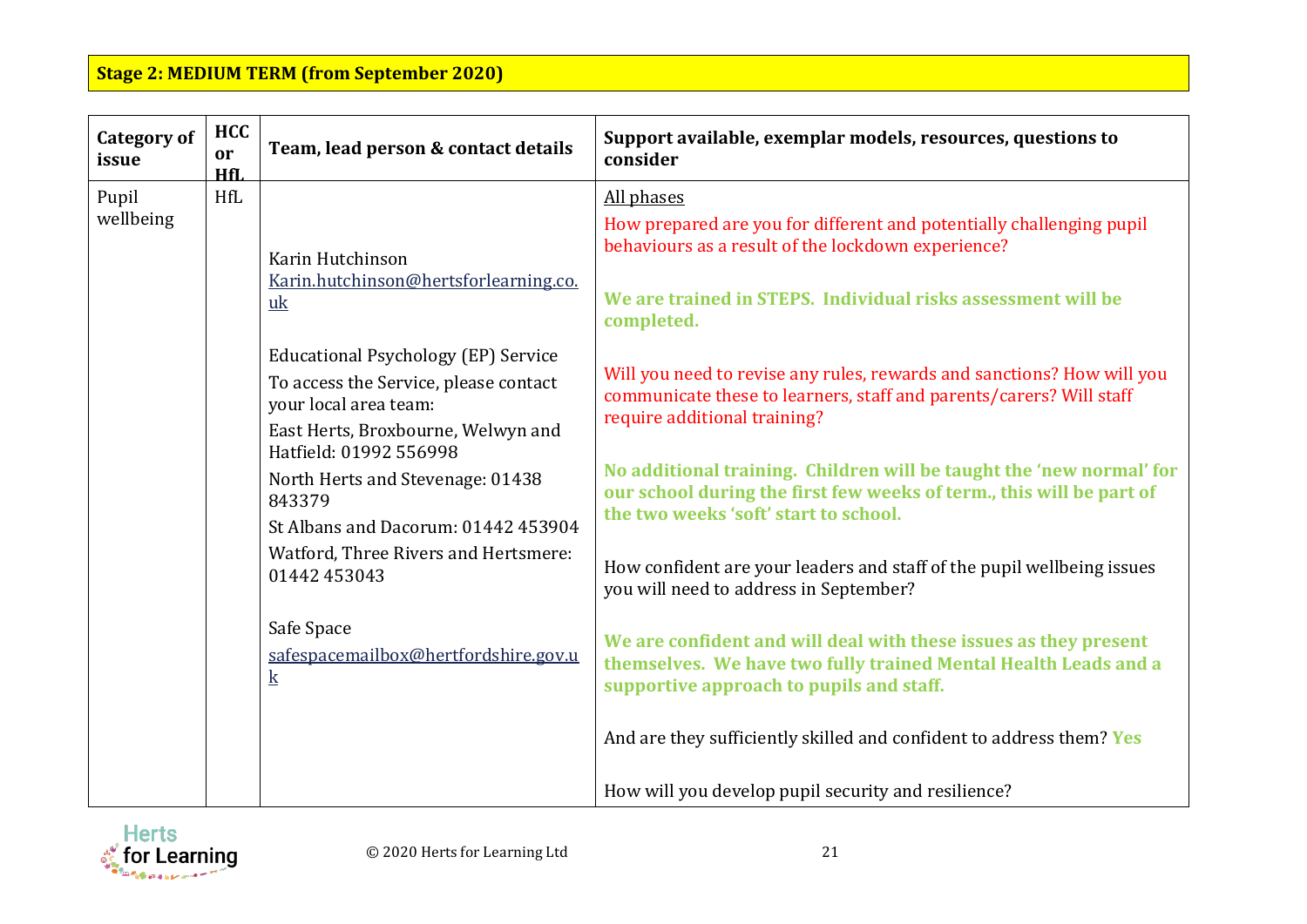**Stage 2: MEDIUM TERM (from September 2020)**

| Category of issue | HCC or HfL | Team, lead person & contact details | Support available, exemplar models, resources, questions to consider |
|---|---|---|---|
| Pupil wellbeing | HfL | Karin Hutchinson<br>Karin.hutchinson@hertsforlearning.co.uk<br><br>Educational Psychology (EP) Service<br>To access the Service, please contact your local area team:<br>East Herts, Broxbourne, Welwyn and Hatfield: 01992 556998<br>North Herts and Stevenage: 01438 843379<br>St Albans and Dacorum: 01442 453904<br>Watford, Three Rivers and Hertsmere: 01442 453043<br><br>Safe Space<br>safespacemailbox@hertfordshire.gov.uk | All phases<br>How prepared are you for different and potentially challenging pupil behaviours as a result of the lockdown experience?<br><br>**We are trained in STEPS. Individual risks assessment will be completed.**<br><br>Will you need to revise any rules, rewards and sanctions? How will you communicate these to learners, staff and parents/carers? Will staff require additional training?<br><br>**No additional training. Children will be taught the 'new normal' for our school during the first few weeks of term., this will be part of the two weeks 'soft' start to school.**<br><br>How confident are your leaders and staff of the pupil wellbeing issues you will need to address in September?<br><br>**We are confident and will deal with these issues as they present themselves. We have two fully trained Mental Health Leads and a supportive approach to pupils and staff.**<br><br>And are they sufficiently skilled and confident to address them? **Yes**<br><br>How will you develop pupil security and resilience? |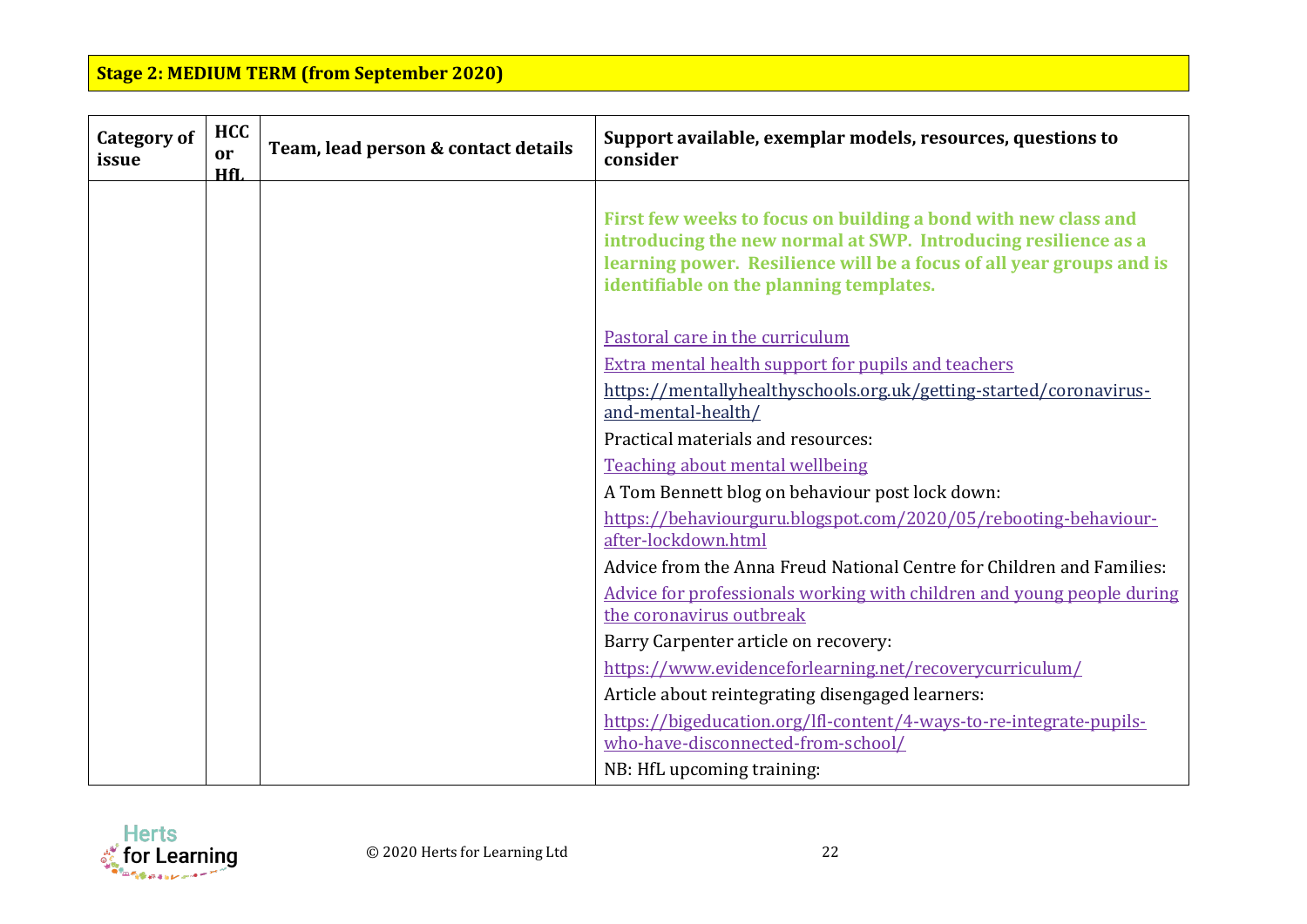**Stage 2: MEDIUM TERM (from September 2020)**

| Category of issue | HCC or HfL | Team, lead person & contact details | Support available, exemplar models, resources, questions to consider |
|---|---|---|---|
| | | | **First few weeks to focus on building a bond with new class and introducing the new normal at SWP. Introducing resilience as a learning power. Resilience will be a focus of all year groups and is identifiable on the planning templates.**<br><br>Pastoral care in the curriculum<br>Extra mental health support for pupils and teachers<br>https://mentallyhealthyschools.org.uk/getting-started/coronavirus-and-mental-health/<br>Practical materials and resources:<br>Teaching about mental wellbeing<br>A Tom Bennett blog on behaviour post lock down:<br>https://behaviourguru.blogspot.com/2020/05/rebooting-behaviour-after-lockdown.html<br>Advice from the Anna Freud National Centre for Children and Families:<br>Advice for professionals working with children and young people during the coronavirus outbreak<br>Barry Carpenter article on recovery:<br>https://www.evidenceforlearning.net/recoverycurriculum/<br>Article about reintegrating disengaged learners:<br>https://bigeducation.org/lfl-content/4-ways-to-re-integrate-pupils-who-have-disconnected-from-school/<br>NB: HfL upcoming training: |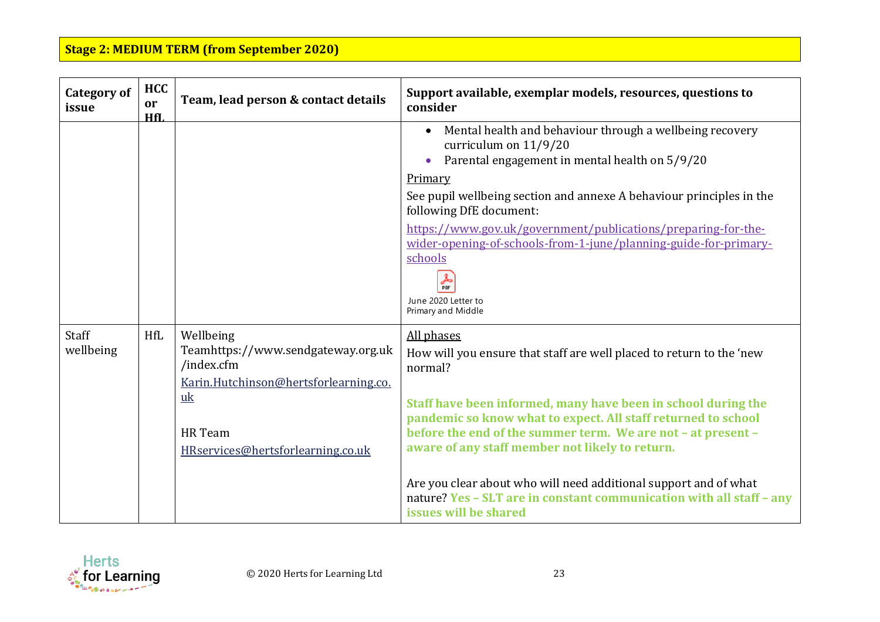**Stage 2: MEDIUM TERM (from September 2020)**

| Category of issue | HCC or HfL | Team, lead person & contact details | Support available, exemplar models, resources, questions to consider |
|---|---|---|---|
| | | | • Mental health and behaviour through a wellbeing recovery curriculum on 11/9/20<br>• Parental engagement in mental health on 5/9/20<br><u>Primary</u><br>See pupil wellbeing section and annexe A behaviour principles in the following DfE document:<br>https://www.gov.uk/government/publications/preparing-for-the-wider-opening-of-schools-from-1-june/planning-guide-for-primary-schools<br>June 2020 Letter to Primary and Middle |
| Staff wellbeing | HfL | Wellbeing Teamhttps://www.sendgateway.org.uk/index.cfm<br>Karin.Hutchinson@hertsforlearning.co.uk<br><br>HR Team<br>HRservices@hertsforlearning.co.uk | <u>All phases</u><br>How will you ensure that staff are well placed to return to the 'new normal?<br><br>**Staff have been informed, many have been in school during the pandemic so know what to expect. All staff returned to school before the end of the summer term. We are not – at present – aware of any staff member not likely to return.**<br><br>Are you clear about who will need additional support and of what nature? **Yes – SLT are in constant communication with all staff – any issues will be shared** |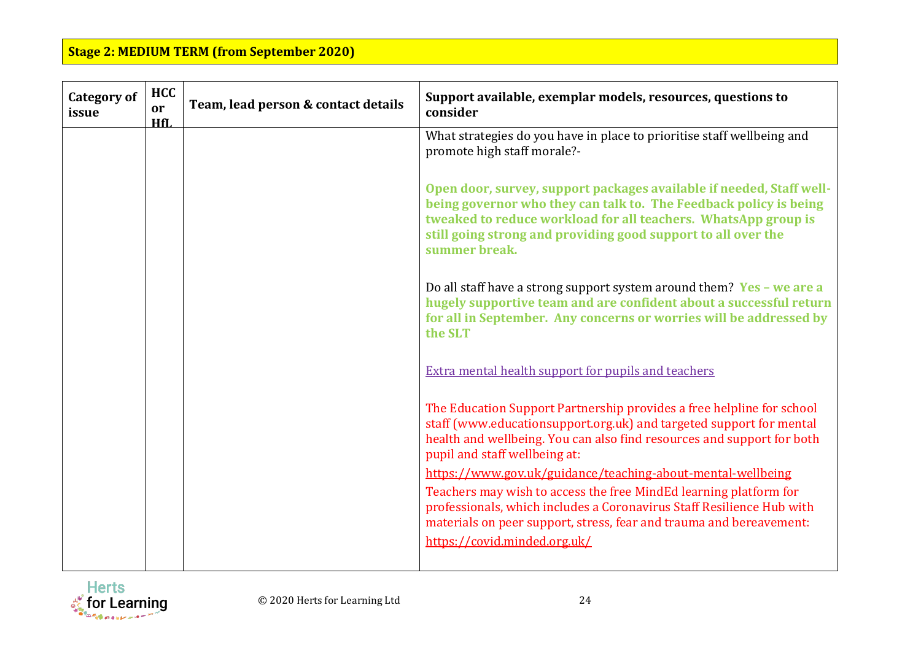**Stage 2: MEDIUM TERM (from September 2020)**

| Category of issue | HCC or HfL | Team, lead person & contact details | Support available, exemplar models, resources, questions to consider |
|---|---|---|---|
| | | | What strategies do you have in place to prioritise staff wellbeing and promote high staff morale?-<br><br>**Open door, survey, support packages available if needed, Staff well-being governor who they can talk to. The Feedback policy is being tweaked to reduce workload for all teachers. WhatsApp group is still going strong and providing good support to all over the summer break.**<br><br>Do all staff have a strong support system around them? **Yes – we are a hugely supportive team and are confident about a successful return for all in September. Any concerns or worries will be addressed by the SLT**<br><br>Extra mental health support for pupils and teachers<br><br>The Education Support Partnership provides a free helpline for school staff (www.educationsupport.org.uk) and targeted support for mental health and wellbeing. You can also find resources and support for both pupil and staff wellbeing at:<br>https://www.gov.uk/guidance/teaching-about-mental-wellbeing<br>Teachers may wish to access the free MindEd learning platform for professionals, which includes a Coronavirus Staff Resilience Hub with materials on peer support, stress, fear and trauma and bereavement:<br>https://covid.minded.org.uk/ |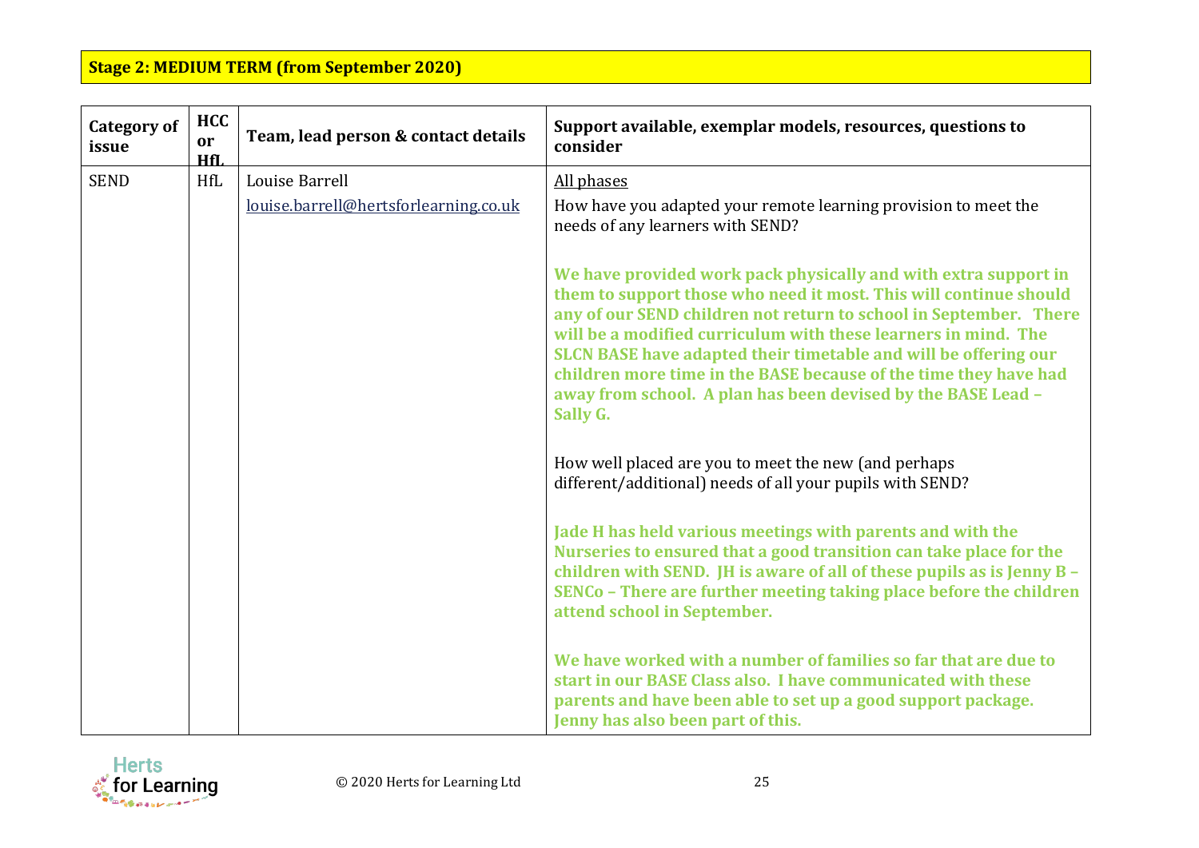**Stage 2: MEDIUM TERM (from September 2020)**

| Category of issue | HCC or HfL | Team, lead person & contact details | Support available, exemplar models, resources, questions to consider |
|---|---|---|---|
| SEND | HfL | Louise Barrell<br>louise.barrell@hertsforlearning.co.uk | All phases<br><br>How have you adapted your remote learning provision to meet the needs of any learners with SEND?<br><br>**We have provided work pack physically and with extra support in them to support those who need it most. This will continue should any of our SEND children not return to school in September. There will be a modified curriculum with these learners in mind. The SLCN BASE have adapted their timetable and will be offering our children more time in the BASE because of the time they have had away from school. A plan has been devised by the BASE Lead – Sally G.**<br><br>How well placed are you to meet the new (and perhaps different/additional) needs of all your pupils with SEND?<br><br>**Jade H has held various meetings with parents and with the Nurseries to ensured that a good transition can take place for the children with SEND. JH is aware of all of these pupils as is Jenny B – SENCo – There are further meeting taking place before the children attend school in September.**<br><br>**We have worked with a number of families so far that are due to start in our BASE Class also. I have communicated with these parents and have been able to set up a good support package. Jenny has also been part of this.** |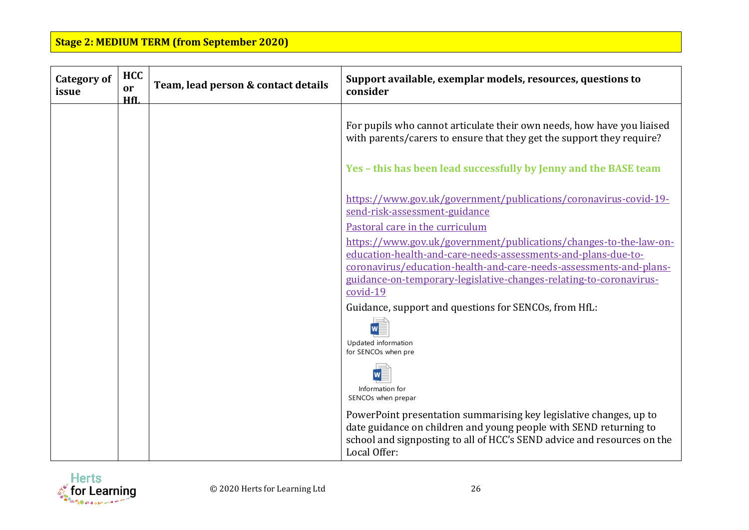## Stage 2: MEDIUM TERM (from September 2020)

| Category of issue | HCC or HfL | Team, lead person & contact details | Support available, exemplar models, resources, questions to consider |
|---|---|---|---|
| | | | For pupils who cannot articulate their own needs, how have you liaised with parents/carers to ensure that they get the support they require?<br><br>**Yes – this has been lead successfully by Jenny and the BASE team**<br><br>https://www.gov.uk/government/publications/coronavirus-covid-19-send-risk-assessment-guidance<br>Pastoral care in the curriculum<br>https://www.gov.uk/government/publications/changes-to-the-law-on-education-health-and-care-needs-assessments-and-plans-due-to-coronavirus/education-health-and-care-needs-assessments-and-plans-guidance-on-temporary-legislative-changes-relating-to-coronavirus-covid-19<br>Guidance, support and questions for SENCOs, from HfL:<br>Updated information for SENCOs when pre<br>Information for SENCOs when prepar<br>PowerPoint presentation summarising key legislative changes, up to date guidance on children and young people with SEND returning to school and signposting to all of HCC's SEND advice and resources on the Local Offer: |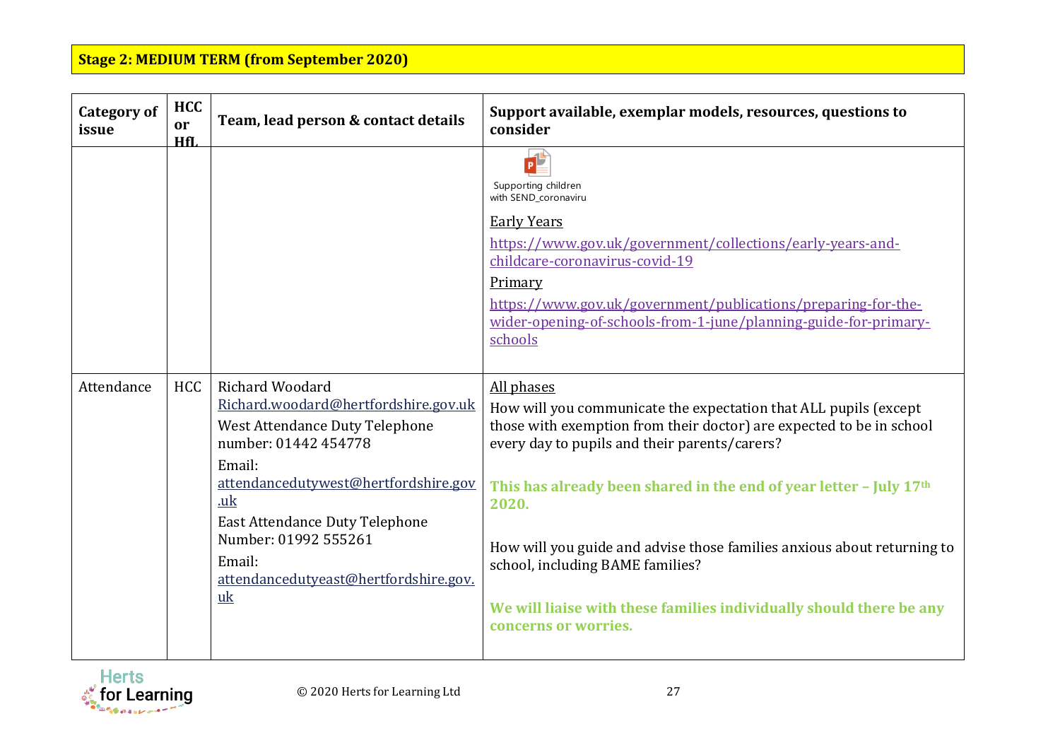**Stage 2: MEDIUM TERM (from September 2020)**

| Category of issue | HCC or HfL | Team, lead person & contact details | Support available, exemplar models, resources, questions to consider |
|---|---|---|---|
| | | | Supporting children with SEND_coronaviru<br><br>Early Years<br><br>https://www.gov.uk/government/collections/early-years-and-childcare-coronavirus-covid-19<br><br>Primary<br><br>https://www.gov.uk/government/publications/preparing-for-the-wider-opening-of-schools-from-1-june/planning-guide-for-primary-schools |
| Attendance | HCC | Richard Woodard<br>Richard.woodard@hertfordshire.gov.uk<br><br>West Attendance Duty Telephone number: 01442 454778<br><br>Email: attendancedutywest@hertfordshire.gov.uk<br><br>East Attendance Duty Telephone Number: 01992 555261<br><br>Email: attendancedutyeast@hertfordshire.gov.uk | All phases<br><br>How will you communicate the expectation that ALL pupils (except those with exemption from their doctor) are expected to be in school every day to pupils and their parents/carers?<br><br>**This has already been shared in the end of year letter – July 17th 2020.**<br><br>How will you guide and advise those families anxious about returning to school, including BAME families?<br><br>**We will liaise with these families individually should there be any concerns or worries.** |

© 2020 Herts for Learning Ltd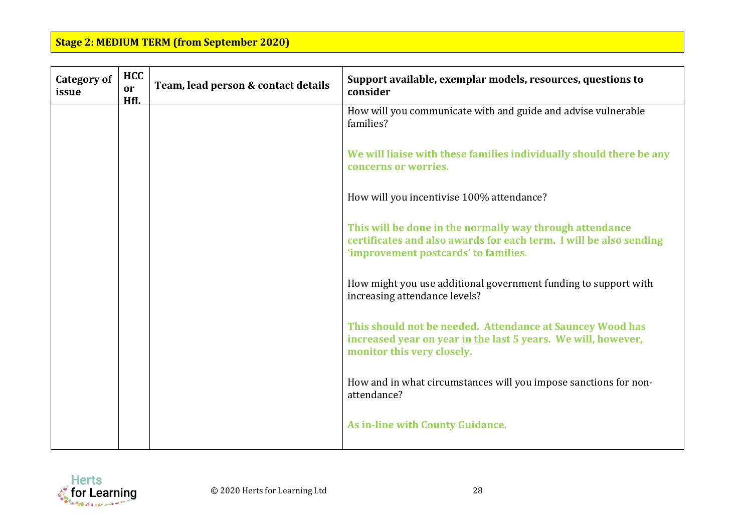**Stage 2: MEDIUM TERM (from September 2020)**

| Category of issue | HCC or HfL | Team, lead person & contact details | Support available, exemplar models, resources, questions to consider |
|---|---|---|---|
| | | | How will you communicate with and guide and advise vulnerable families?<br><br>**We will liaise with these families individually should there be any concerns or worries.**<br><br>How will you incentivise 100% attendance?<br><br>**This will be done in the normally way through attendance certificates and also awards for each term. I will be also sending 'improvement postcards' to families.**<br><br>How might you use additional government funding to support with increasing attendance levels?<br><br>**This should not be needed. Attendance at Sauncey Wood has increased year on year in the last 5 years. We will, however, monitor this very closely.**<br><br>How and in what circumstances will you impose sanctions for non-attendance?<br><br>**As in-line with County Guidance.** |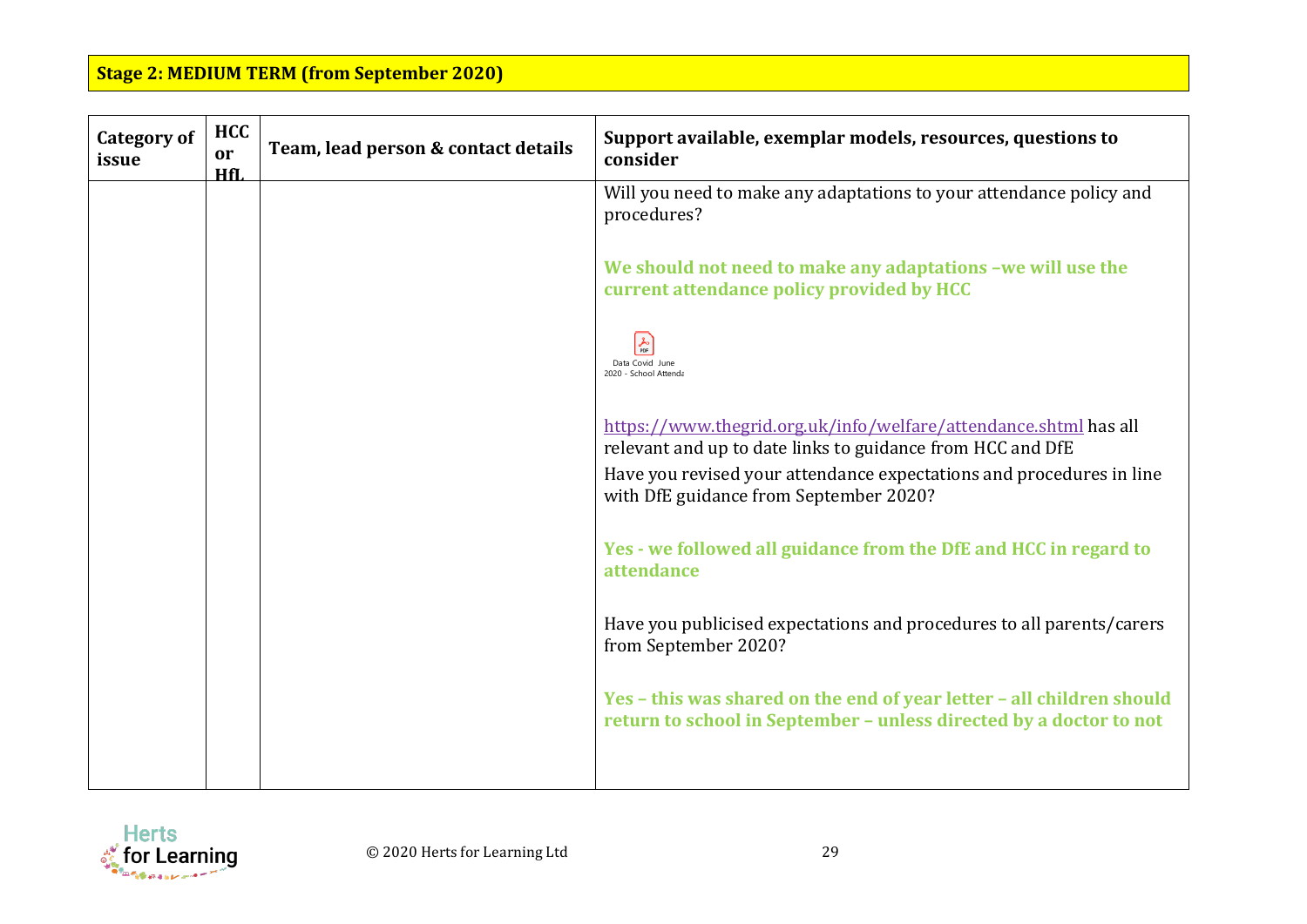**Stage 2: MEDIUM TERM (from September 2020)**

| Category of issue | HCC or HfL | Team, lead person & contact details | Support available, exemplar models, resources, questions to consider |
|---|---|---|---|
| | | | Will you need to make any adaptations to your attendance policy and procedures?<br><br>**We should not need to make any adaptations –we will use the current attendance policy provided by HCC**<br><br>Data Covid June 2020 - School Attenda<br><br>https://www.thegrid.org.uk/info/welfare/attendance.shtml has all relevant and up to date links to guidance from HCC and DfE<br>Have you revised your attendance expectations and procedures in line with DfE guidance from September 2020?<br><br>**Yes - we followed all guidance from the DfE and HCC in regard to attendance**<br><br>Have you publicised expectations and procedures to all parents/carers from September 2020?<br><br>**Yes – this was shared on the end of year letter – all children should return to school in September – unless directed by a doctor to not** |

© 2020 Herts for Learning Ltd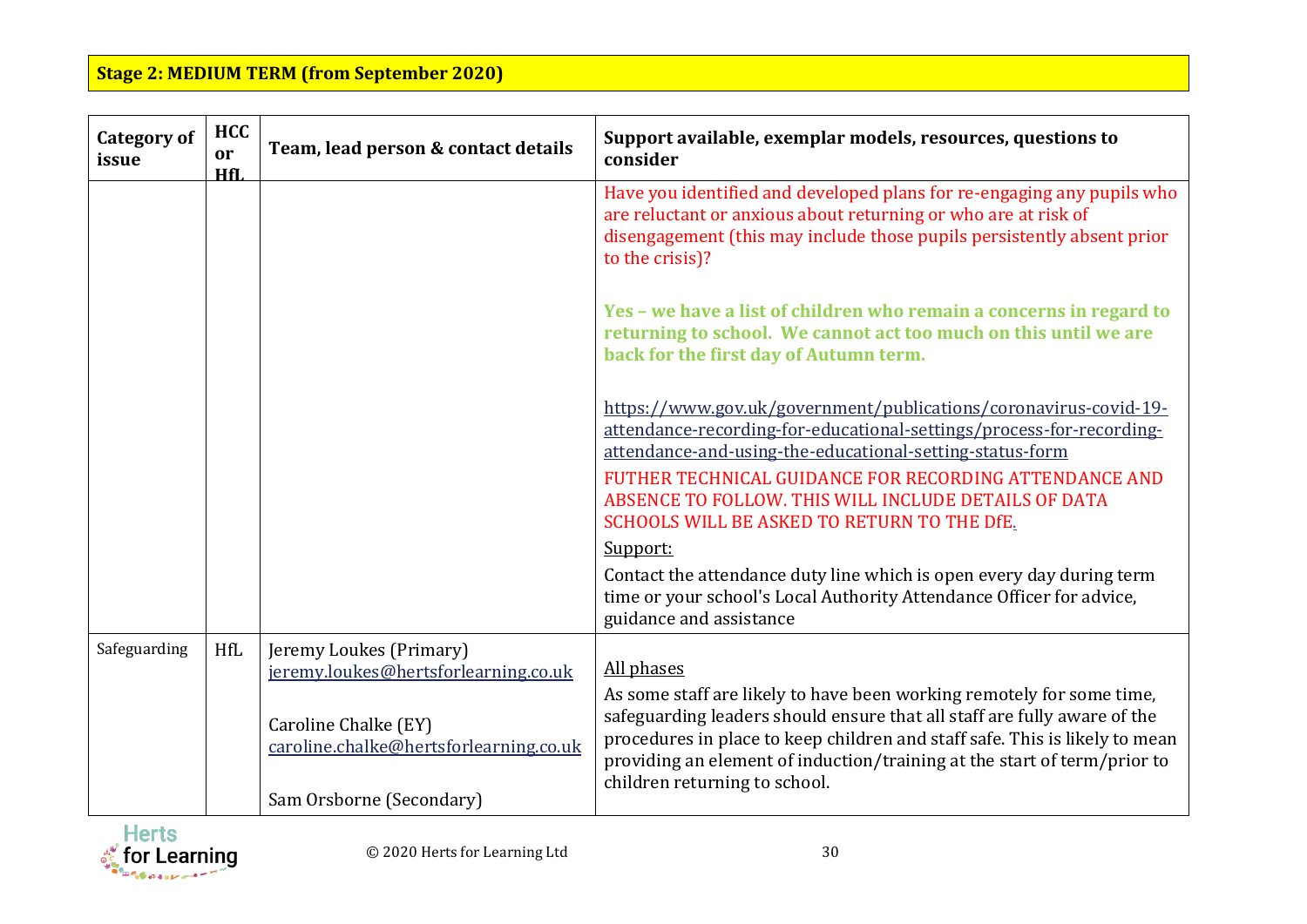**Stage 2: MEDIUM TERM (from September 2020)**

| Category of issue | HCC or HfL | Team, lead person & contact details | Support available, exemplar models, resources, questions to consider |
|---|---|---|---|
| | | | Have you identified and developed plans for re-engaging any pupils who are reluctant or anxious about returning or who are at risk of disengagement (this may include those pupils persistently absent prior to the crisis)?<br><br>**Yes – we have a list of children who remain a concerns in regard to returning to school. We cannot act too much on this until we are back for the first day of Autumn term.**<br><br>https://www.gov.uk/government/publications/coronavirus-covid-19-attendance-recording-for-educational-settings/process-for-recording-attendance-and-using-the-educational-setting-status-form<br>FUTHER TECHNICAL GUIDANCE FOR RECORDING ATTENDANCE AND ABSENCE TO FOLLOW. THIS WILL INCLUDE DETAILS OF DATA SCHOOLS WILL BE ASKED TO RETURN TO THE DfE.<br>Support:<br>Contact the attendance duty line which is open every day during term time or your school's Local Authority Attendance Officer for advice, guidance and assistance |
| Safeguarding | HfL | Jeremy Loukes (Primary)<br>jeremy.loukes@hertsforlearning.co.uk<br><br>Caroline Chalke (EY)<br>caroline.chalke@hertsforlearning.co.uk<br><br>Sam Orsborne (Secondary) | All phases<br>As some staff are likely to have been working remotely for some time, safeguarding leaders should ensure that all staff are fully aware of the procedures in place to keep children and staff safe. This is likely to mean providing an element of induction/training at the start of term/prior to children returning to school. |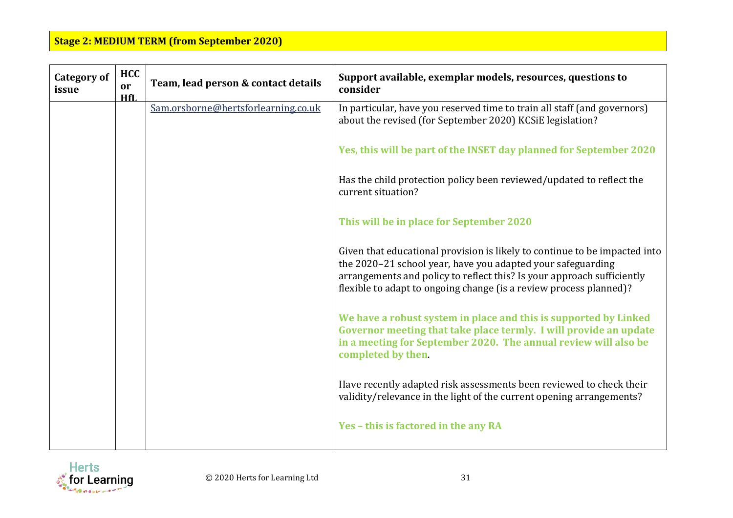**Stage 2: MEDIUM TERM (from September 2020)**

| Category of issue | HCC or HfL | Team, lead person & contact details | Support available, exemplar models, resources, questions to consider |
|---|---|---|---|
| | | Sam.orsborne@hertsforlearning.co.uk | In particular, have you reserved time to train all staff (and governors) about the revised (for September 2020) KCSiE legislation?<br><br>**Yes, this will be part of the INSET day planned for September 2020**<br><br>Has the child protection policy been reviewed/updated to reflect the current situation?<br><br>**This will be in place for September 2020**<br><br>Given that educational provision is likely to continue to be impacted into the 2020–21 school year, have you adapted your safeguarding arrangements and policy to reflect this? Is your approach sufficiently flexible to adapt to ongoing change (is a review process planned)?<br><br>**We have a robust system in place and this is supported by Linked Governor meeting that take place termly. I will provide an update in a meeting for September 2020. The annual review will also be completed by then**.<br><br>Have recently adapted risk assessments been reviewed to check their validity/relevance in the light of the current opening arrangements?<br><br>**Yes – this is factored in the any RA** |

© 2020 Herts for Learning Ltd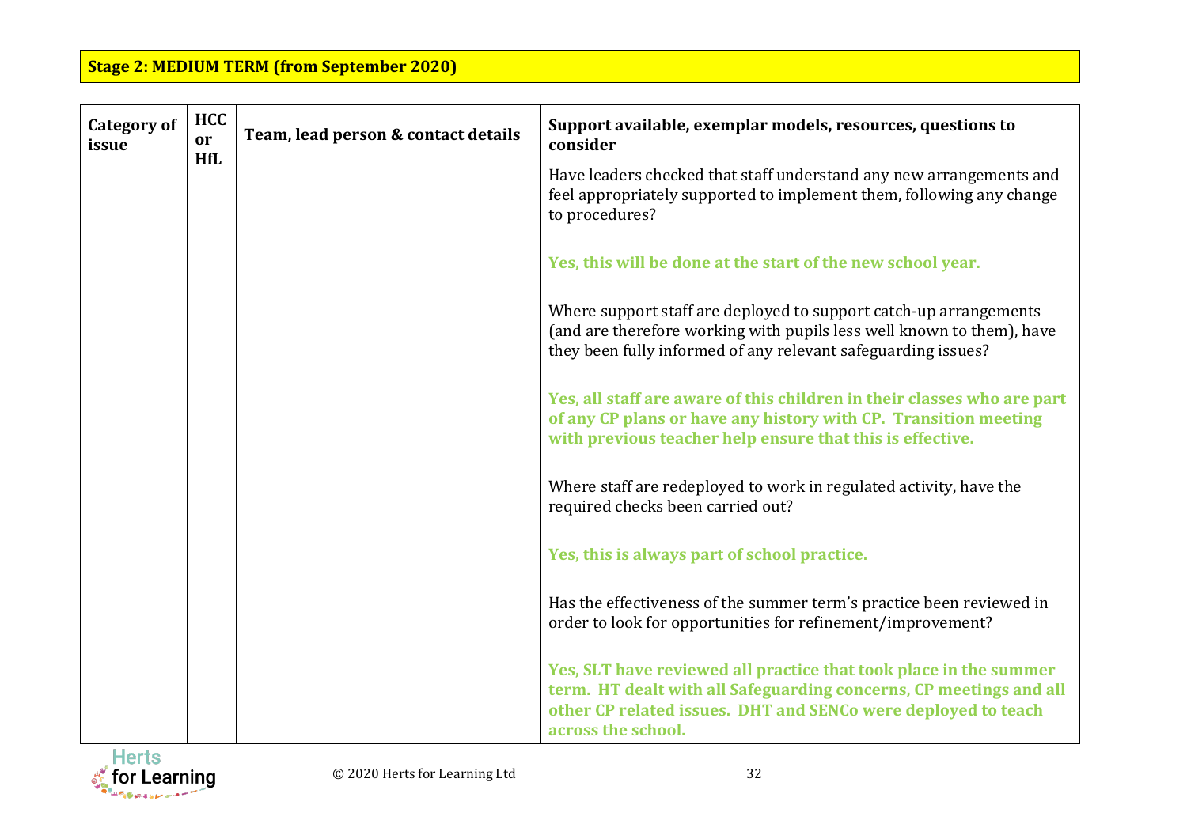**Stage 2: MEDIUM TERM (from September 2020)**

| Category of issue | HCC or HfL | Team, lead person & contact details | Support available, exemplar models, resources, questions to consider |
|---|---|---|---|
| | | | Have leaders checked that staff understand any new arrangements and feel appropriately supported to implement them, following any change to procedures?<br><br>**Yes, this will be done at the start of the new school year.**<br><br>Where support staff are deployed to support catch-up arrangements (and are therefore working with pupils less well known to them), have they been fully informed of any relevant safeguarding issues?<br><br>**Yes, all staff are aware of this children in their classes who are part of any CP plans or have any history with CP. Transition meeting with previous teacher help ensure that this is effective.**<br><br>Where staff are redeployed to work in regulated activity, have the required checks been carried out?<br><br>**Yes, this is always part of school practice.**<br><br>Has the effectiveness of the summer term's practice been reviewed in order to look for opportunities for refinement/improvement?<br><br>**Yes, SLT have reviewed all practice that took place in the summer term. HT dealt with all Safeguarding concerns, CP meetings and all other CP related issues. DHT and SENCo were deployed to teach across the school.** |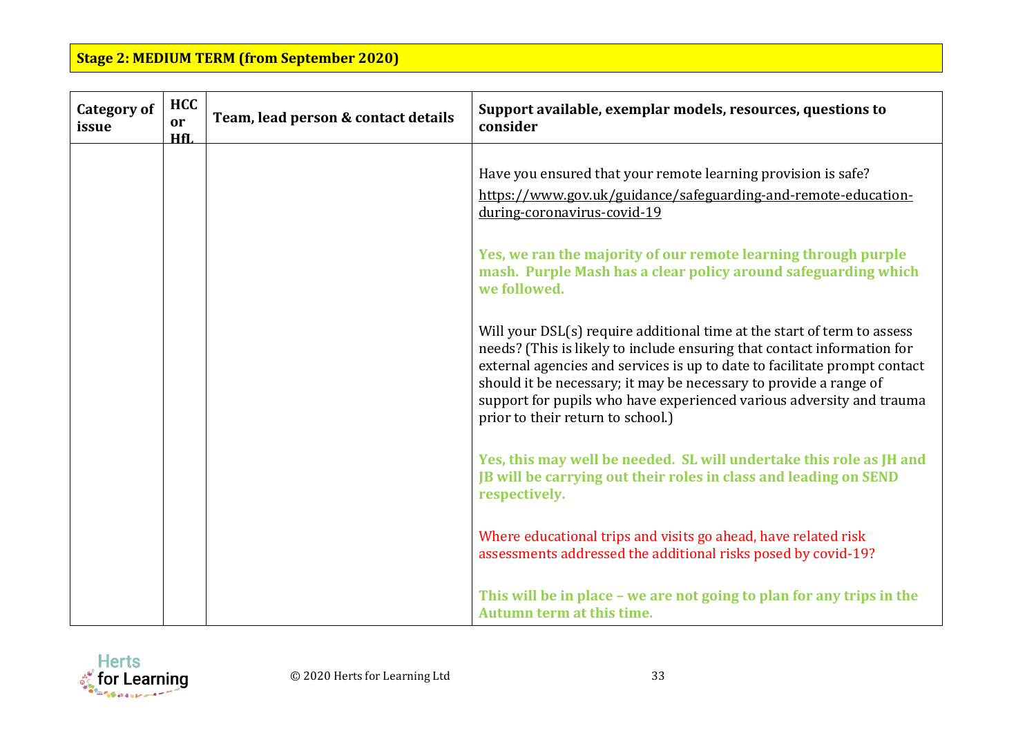**Stage 2: MEDIUM TERM (from September 2020)**

| Category of issue | HCC or HfL | Team, lead person & contact details | Support available, exemplar models, resources, questions to consider |
|---|---|---|---|
| | | | Have you ensured that your remote learning provision is safe?<br>https://www.gov.uk/guidance/safeguarding-and-remote-education-during-coronavirus-covid-19<br><br>**Yes, we ran the majority of our remote learning through purple mash. Purple Mash has a clear policy around safeguarding which we followed.**<br><br>Will your DSL(s) require additional time at the start of term to assess needs? (This is likely to include ensuring that contact information for external agencies and services is up to date to facilitate prompt contact should it be necessary; it may be necessary to provide a range of support for pupils who have experienced various adversity and trauma prior to their return to school.)<br><br>**Yes, this may well be needed. SL will undertake this role as JH and JB will be carrying out their roles in class and leading on SEND respectively.**<br><br>Where educational trips and visits go ahead, have related risk assessments addressed the additional risks posed by covid-19?<br><br>**This will be in place – we are not going to plan for any trips in the Autumn term at this time.** |

© 2020 Herts for Learning Ltd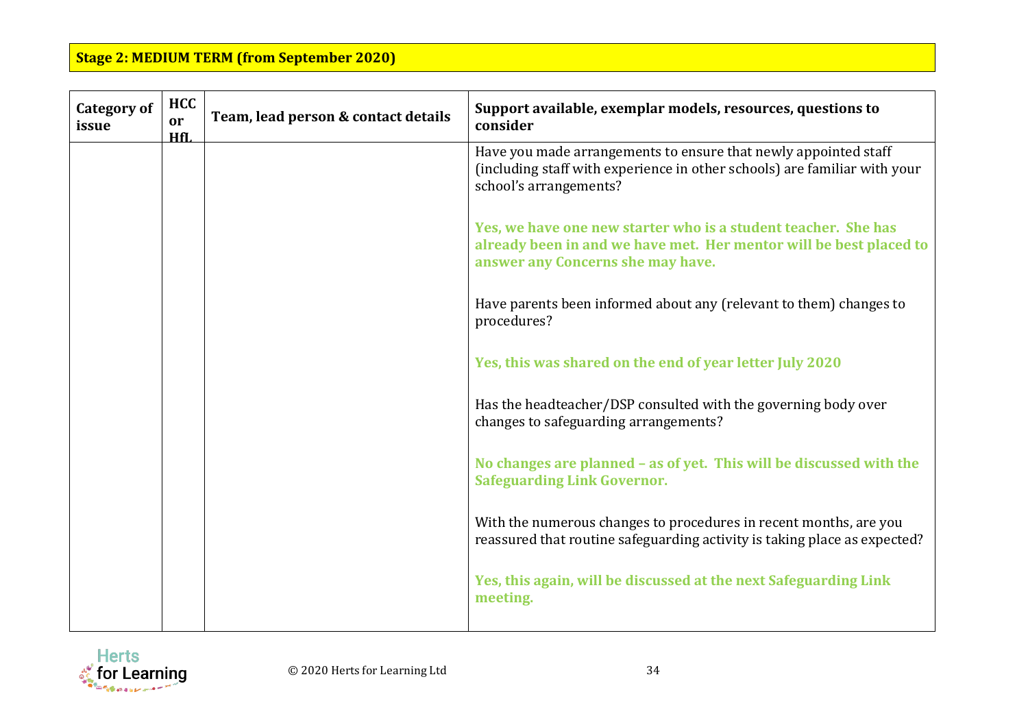## Stage 2: MEDIUM TERM (from September 2020)

| Category of issue | HCC or HfL | Team, lead person & contact details | Support available, exemplar models, resources, questions to consider |
|---|---|---|---|
| | | | Have you made arrangements to ensure that newly appointed staff (including staff with experience in other schools) are familiar with your school's arrangements?<br><br>**Yes, we have one new starter who is a student teacher. She has already been in and we have met. Her mentor will be best placed to answer any Concerns she may have.**<br><br>Have parents been informed about any (relevant to them) changes to procedures?<br><br>**Yes, this was shared on the end of year letter July 2020**<br><br>Has the headteacher/DSP consulted with the governing body over changes to safeguarding arrangements?<br><br>**No changes are planned – as of yet. This will be discussed with the Safeguarding Link Governor.**<br><br>With the numerous changes to procedures in recent months, are you reassured that routine safeguarding activity is taking place as expected?<br><br>**Yes, this again, will be discussed at the next Safeguarding Link meeting.** |

© 2020 Herts for Learning Ltd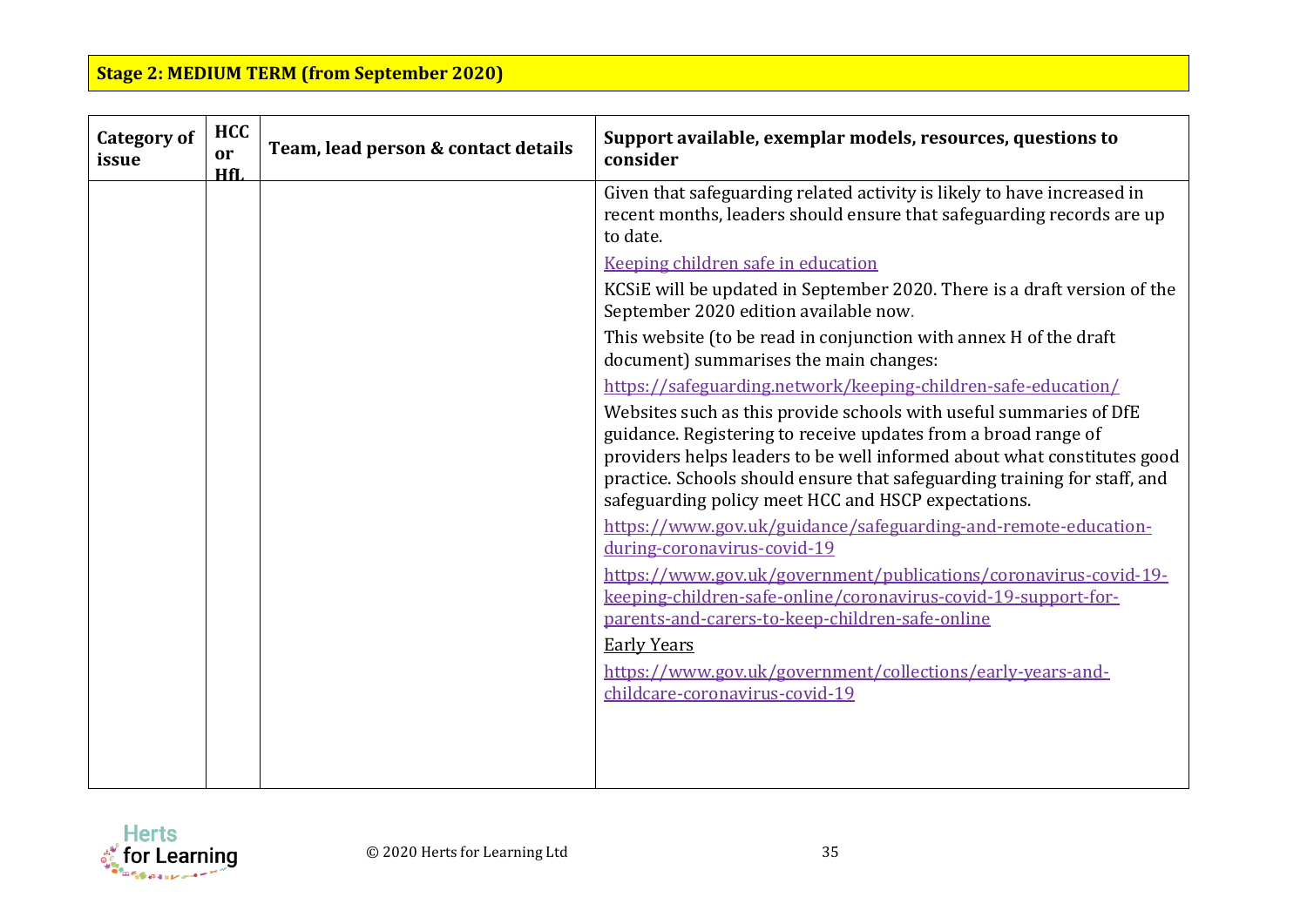**Stage 2: MEDIUM TERM (from September 2020)**

| Category of issue | HCC or HfL | Team, lead person & contact details | Support available, exemplar models, resources, questions to consider |
|---|---|---|---|
| | | | Given that safeguarding related activity is likely to have increased in recent months, leaders should ensure that safeguarding records are up to date.<br><br>Keeping children safe in education<br><br>KCSiE will be updated in September 2020. There is a draft version of the September 2020 edition available now.<br><br>This website (to be read in conjunction with annex H of the draft document) summarises the main changes:<br><br>https://safeguarding.network/keeping-children-safe-education/<br><br>Websites such as this provide schools with useful summaries of DfE guidance. Registering to receive updates from a broad range of providers helps leaders to be well informed about what constitutes good practice. Schools should ensure that safeguarding training for staff, and safeguarding policy meet HCC and HSCP expectations.<br><br>https://www.gov.uk/guidance/safeguarding-and-remote-education-during-coronavirus-covid-19<br><br>https://www.gov.uk/government/publications/coronavirus-covid-19-keeping-children-safe-online/coronavirus-covid-19-support-for-parents-and-carers-to-keep-children-safe-online<br><br>Early Years<br><br>https://www.gov.uk/government/collections/early-years-and-childcare-coronavirus-covid-19 |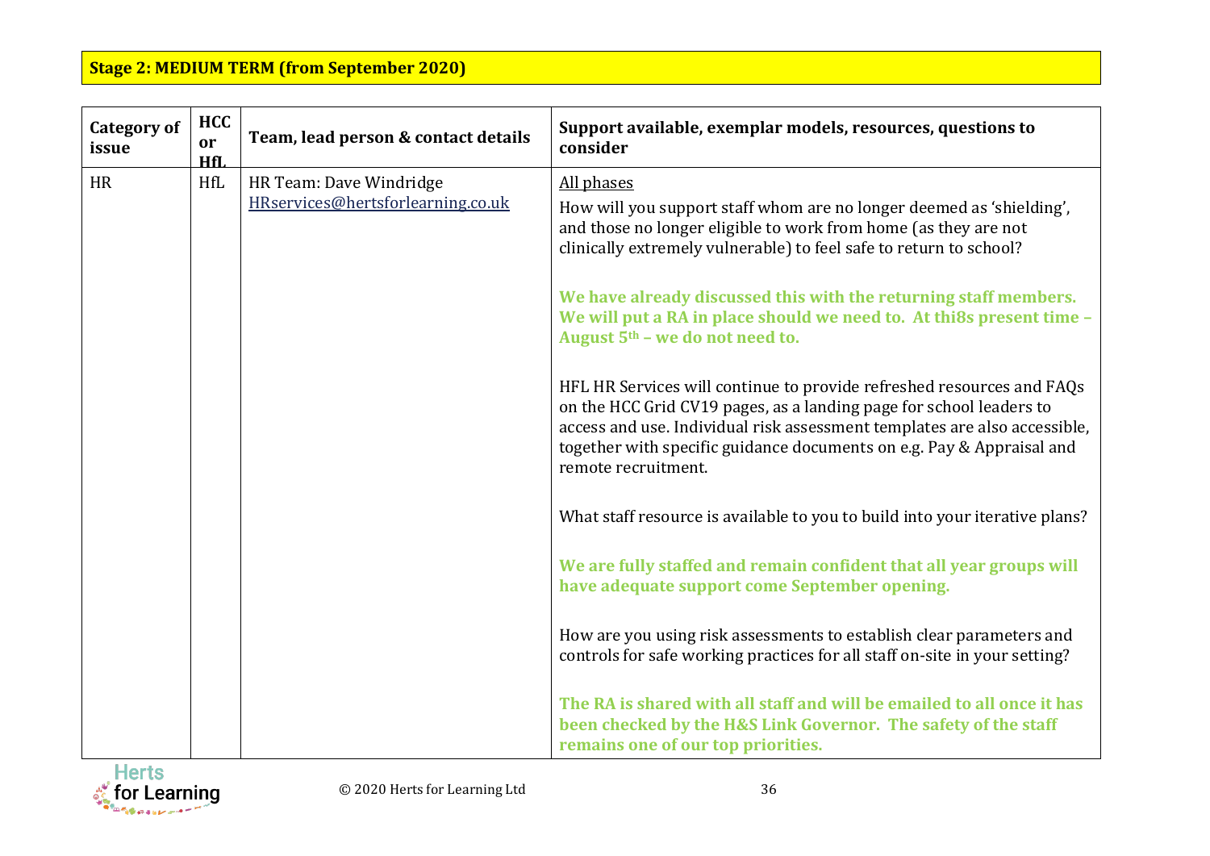**Stage 2: MEDIUM TERM (from September 2020)**

| Category of issue | HCC or HfL | Team, lead person & contact details | Support available, exemplar models, resources, questions to consider |
|---|---|---|---|
| HR | HfL | HR Team: Dave Windridge [HRservices@hertsforlearning.co.uk](mailto:HRservices@hertsforlearning.co.uk) | All phases<br><br>How will you support staff whom are no longer deemed as 'shielding', and those no longer eligible to work from home (as they are not clinically extremely vulnerable) to feel safe to return to school?<br><br>**We have already discussed this with the returning staff members. We will put a RA in place should we need to. At thi8s present time – August 5th – we do not need to.**<br><br>HFL HR Services will continue to provide refreshed resources and FAQs on the HCC Grid CV19 pages, as a landing page for school leaders to access and use. Individual risk assessment templates are also accessible, together with specific guidance documents on e.g. Pay & Appraisal and remote recruitment.<br><br>What staff resource is available to you to build into your iterative plans?<br><br>**We are fully staffed and remain confident that all year groups will have adequate support come September opening.**<br><br>How are you using risk assessments to establish clear parameters and controls for safe working practices for all staff on-site in your setting?<br><br>**The RA is shared with all staff and will be emailed to all once it has been checked by the H&S Link Governor. The safety of the staff remains one of our top priorities.** |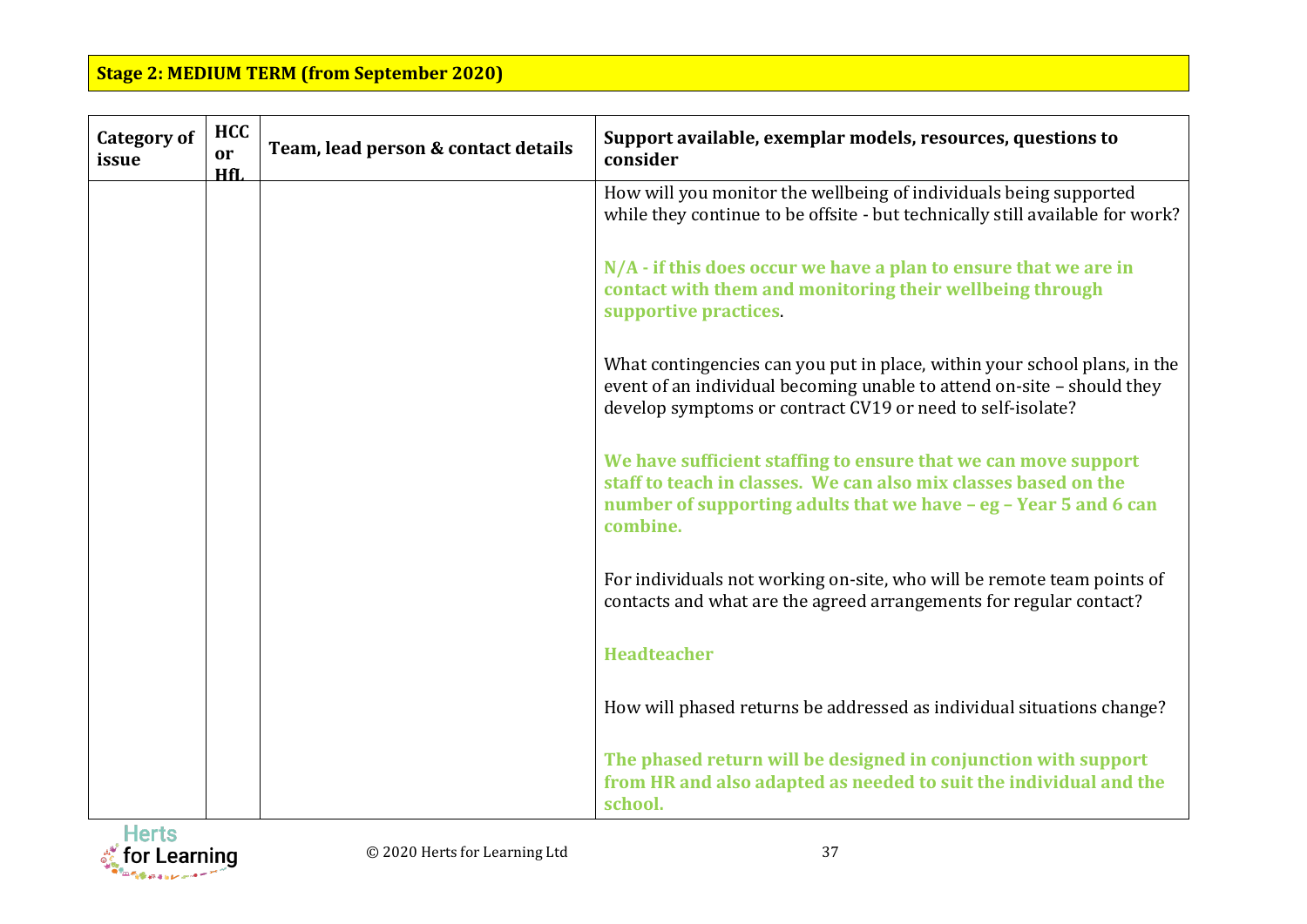**Stage 2: MEDIUM TERM (from September 2020)**

| Category of issue | HCC or HfL | Team, lead person & contact details | Support available, exemplar models, resources, questions to consider |
|---|---|---|---|
| | | | How will you monitor the wellbeing of individuals being supported while they continue to be offsite - but technically still available for work?<br><br>**N/A - if this does occur we have a plan to ensure that we are in contact with them and monitoring their wellbeing through supportive practices**.<br><br>What contingencies can you put in place, within your school plans, in the event of an individual becoming unable to attend on-site – should they develop symptoms or contract CV19 or need to self-isolate?<br><br>**We have sufficient staffing to ensure that we can move support staff to teach in classes. We can also mix classes based on the number of supporting adults that we have – eg – Year 5 and 6 can combine.**<br><br>For individuals not working on-site, who will be remote team points of contacts and what are the agreed arrangements for regular contact?<br><br>**Headteacher**<br><br>How will phased returns be addressed as individual situations change?<br><br>**The phased return will be designed in conjunction with support from HR and also adapted as needed to suit the individual and the school.** |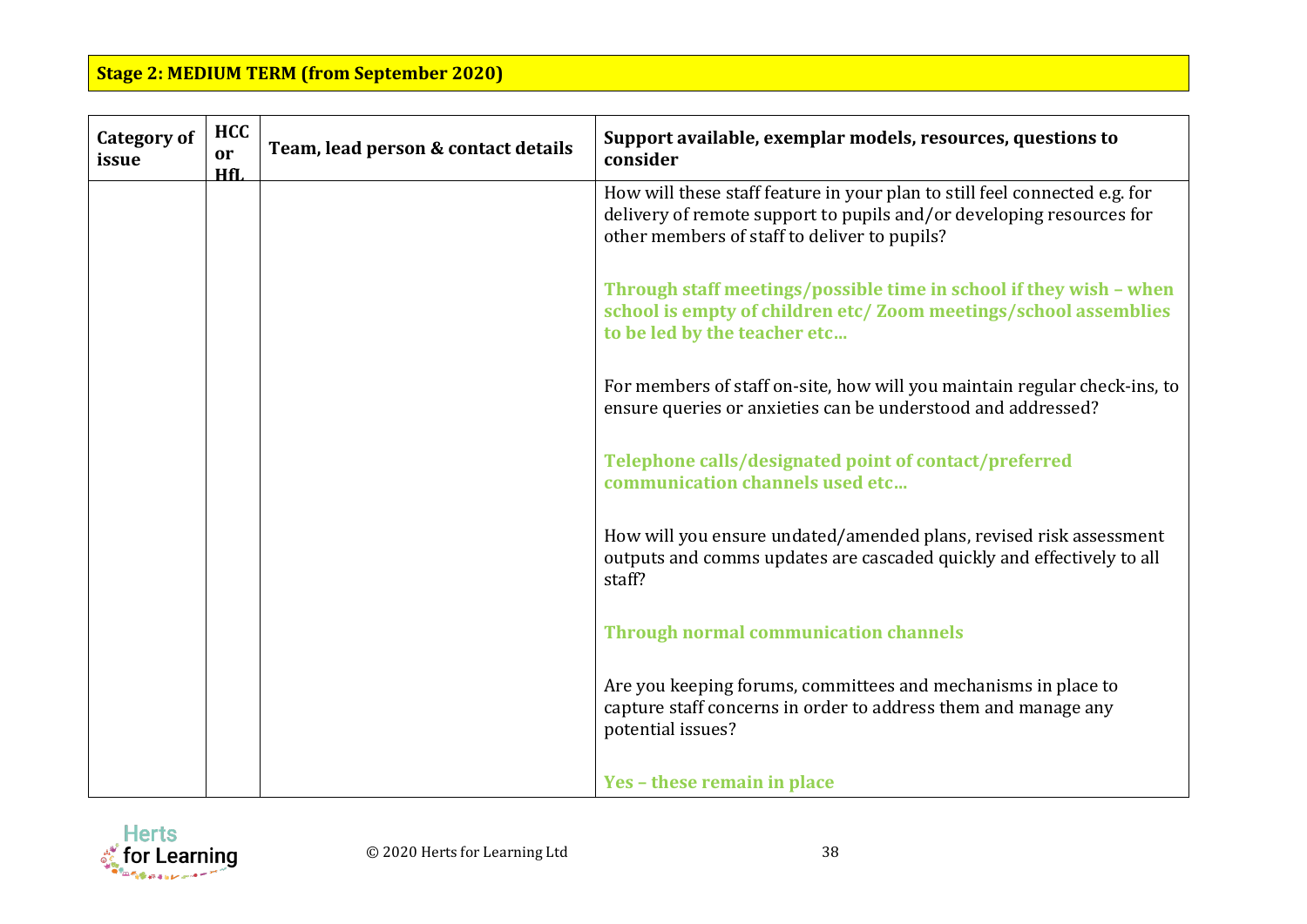**Stage 2: MEDIUM TERM (from September 2020)**

| Category of issue | HCC or HfL | Team, lead person & contact details | Support available, exemplar models, resources, questions to consider |
|---|---|---|---|
| | | | How will these staff feature in your plan to still feel connected e.g. for delivery of remote support to pupils and/or developing resources for other members of staff to deliver to pupils?<br><br>**Through staff meetings/possible time in school if they wish – when school is empty of children etc/ Zoom meetings/school assemblies to be led by the teacher etc…**<br><br>For members of staff on-site, how will you maintain regular check-ins, to ensure queries or anxieties can be understood and addressed?<br><br>**Telephone calls/designated point of contact/preferred communication channels used etc…**<br><br>How will you ensure undated/amended plans, revised risk assessment outputs and comms updates are cascaded quickly and effectively to all staff?<br><br>**Through normal communication channels**<br><br>Are you keeping forums, committees and mechanisms in place to capture staff concerns in order to address them and manage any potential issues?<br><br>**Yes – these remain in place** |

© 2020 Herts for Learning Ltd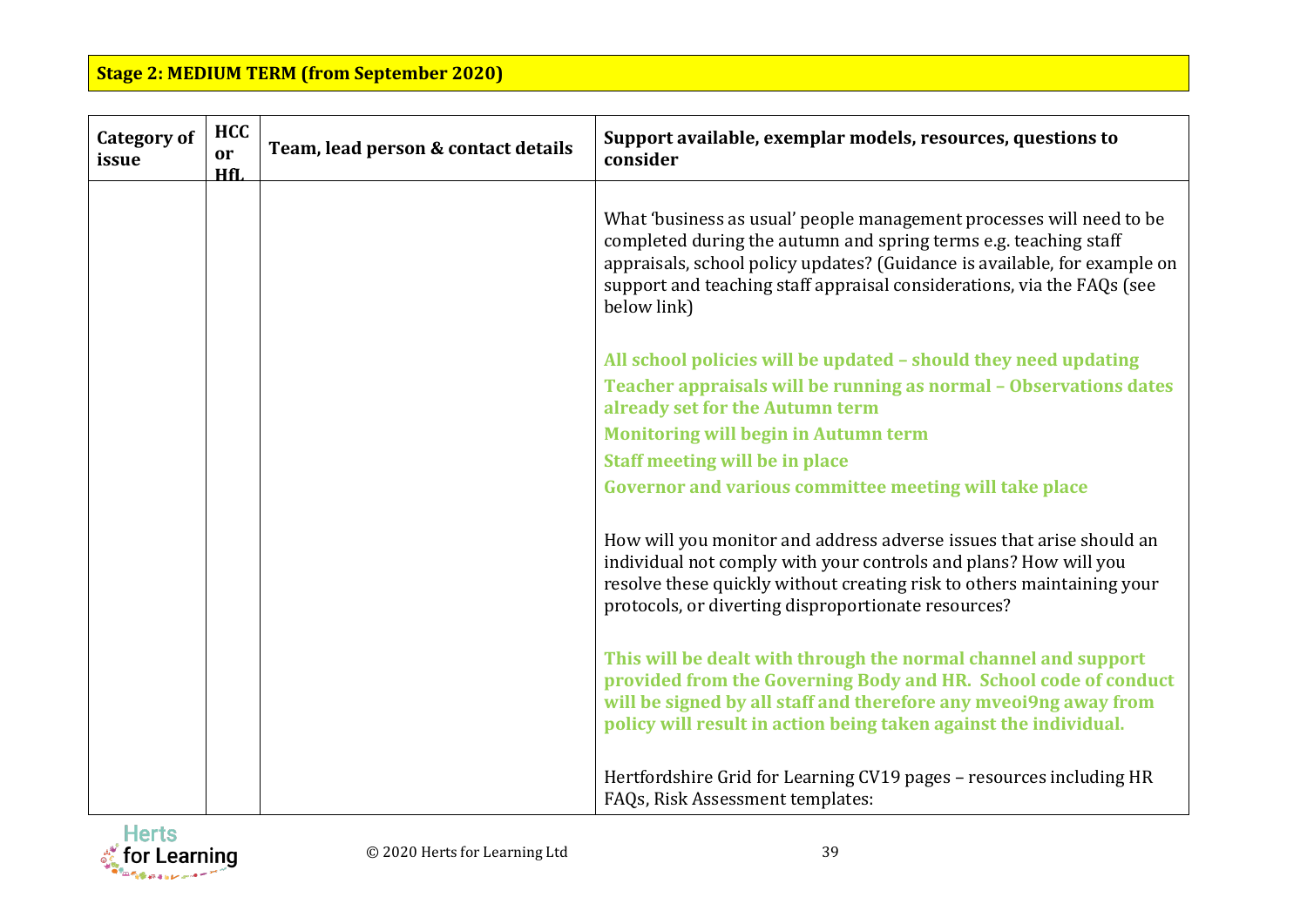**Stage 2: MEDIUM TERM (from September 2020)**

| Category of issue | HCC or HfL | Team, lead person & contact details | Support available, exemplar models, resources, questions to consider |
|---|---|---|---|
| | | | What 'business as usual' people management processes will need to be completed during the autumn and spring terms e.g. teaching staff appraisals, school policy updates? (Guidance is available, for example on support and teaching staff appraisal considerations, via the FAQs (see below link)<br><br>**All school policies will be updated – should they need updating**<br>**Teacher appraisals will be running as normal – Observations dates already set for the Autumn term**<br>**Monitoring will begin in Autumn term**<br>**Staff meeting will be in place**<br>**Governor and various committee meeting will take place**<br><br>How will you monitor and address adverse issues that arise should an individual not comply with your controls and plans? How will you resolve these quickly without creating risk to others maintaining your protocols, or diverting disproportionate resources?<br><br>**This will be dealt with through the normal channel and support provided from the Governing Body and HR. School code of conduct will be signed by all staff and therefore any mveoi9ng away from policy will result in action being taken against the individual.**<br><br>Hertfordshire Grid for Learning CV19 pages – resources including HR FAQs, Risk Assessment templates: |

© 2020 Herts for Learning Ltd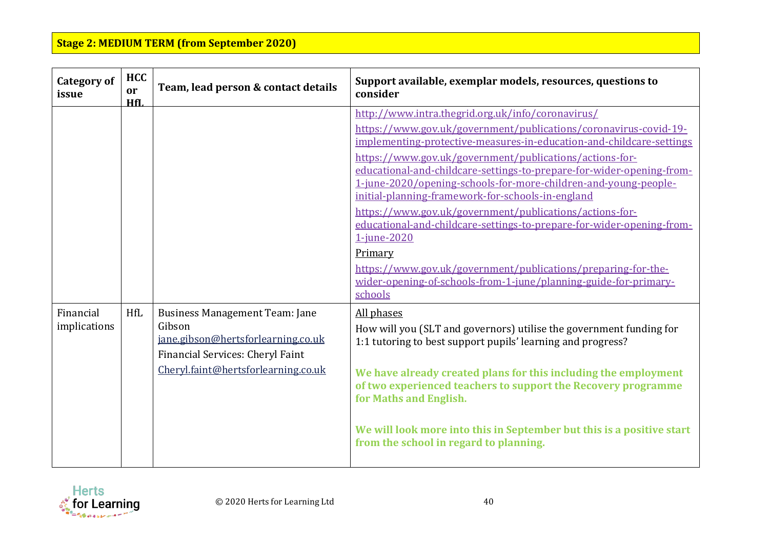**Stage 2: MEDIUM TERM (from September 2020)**

| Category of issue | HCC or HfL | Team, lead person & contact details | Support available, exemplar models, resources, questions to consider |
|---|---|---|---|
| | | | http://www.intra.thegrid.org.uk/info/coronavirus/<br>https://www.gov.uk/government/publications/coronavirus-covid-19-implementing-protective-measures-in-education-and-childcare-settings<br>https://www.gov.uk/government/publications/actions-for-educational-and-childcare-settings-to-prepare-for-wider-opening-from-1-june-2020/opening-schools-for-more-children-and-young-people-initial-planning-framework-for-schools-in-england<br>https://www.gov.uk/government/publications/actions-for-educational-and-childcare-settings-to-prepare-for-wider-opening-from-1-june-2020<br>Primary<br>https://www.gov.uk/government/publications/preparing-for-the-wider-opening-of-schools-from-1-june/planning-guide-for-primary-schools |
| Financial implications | HfL | Business Management Team: Jane Gibson jane.gibson@hertsforlearning.co.uk<br>Financial Services: Cheryl Faint Cheryl.faint@hertsforlearning.co.uk | All phases<br>How will you (SLT and governors) utilise the government funding for 1:1 tutoring to best support pupils' learning and progress?<br><br>**We have already created plans for this including the employment of two experienced teachers to support the Recovery programme for Maths and English.**<br><br>**We will look more into this in September but this is a positive start from the school in regard to planning.** |

© 2020 Herts for Learning Ltd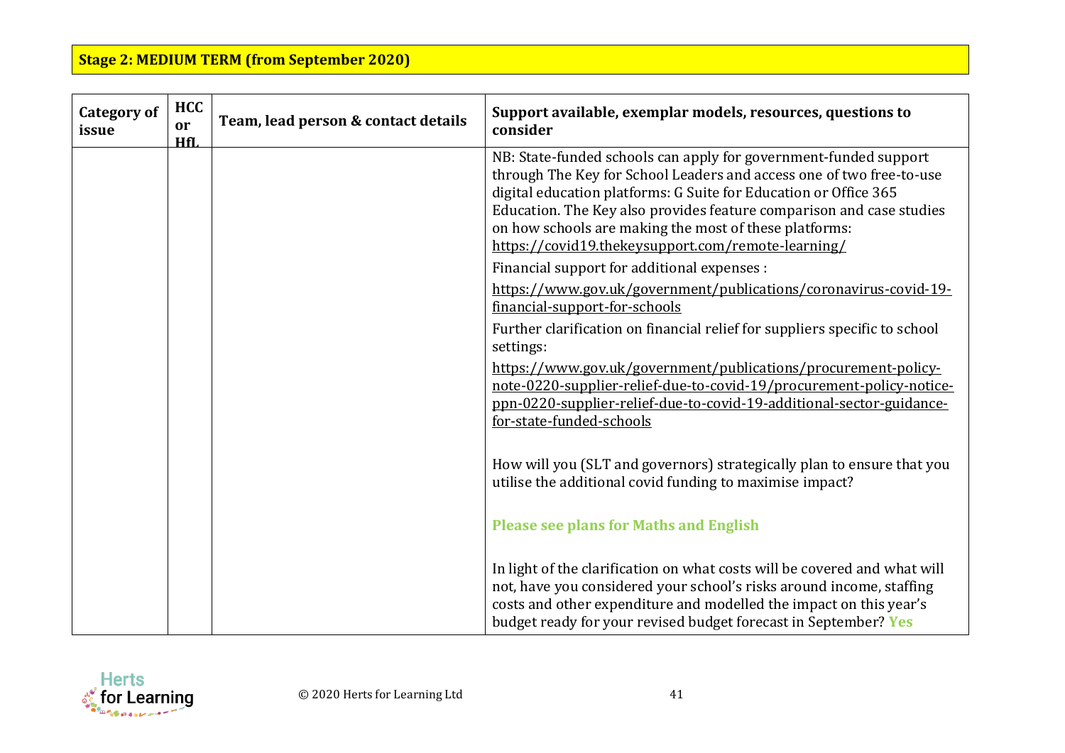**Stage 2: MEDIUM TERM (from September 2020)**

| Category of issue | HCC or HfL | Team, lead person & contact details | Support available, exemplar models, resources, questions to consider |
|---|---|---|---|
| | | | NB: State-funded schools can apply for government-funded support through The Key for School Leaders and access one of two free-to-use digital education platforms: G Suite for Education or Office 365 Education. The Key also provides feature comparison and case studies on how schools are making the most of these platforms: https://covid19.thekeysupport.com/remote-learning/<br><br>Financial support for additional expenses :<br><br>https://www.gov.uk/government/publications/coronavirus-covid-19-financial-support-for-schools<br><br>Further clarification on financial relief for suppliers specific to school settings:<br><br>https://www.gov.uk/government/publications/procurement-policy-note-0220-supplier-relief-due-to-covid-19/procurement-policy-notice-ppn-0220-supplier-relief-due-to-covid-19-additional-sector-guidance-for-state-funded-schools<br><br>How will you (SLT and governors) strategically plan to ensure that you utilise the additional covid funding to maximise impact?<br><br>**Please see plans for Maths and English**<br><br>In light of the clarification on what costs will be covered and what will not, have you considered your school's risks around income, staffing costs and other expenditure and modelled the impact on this year's budget ready for your revised budget forecast in September? **Yes** |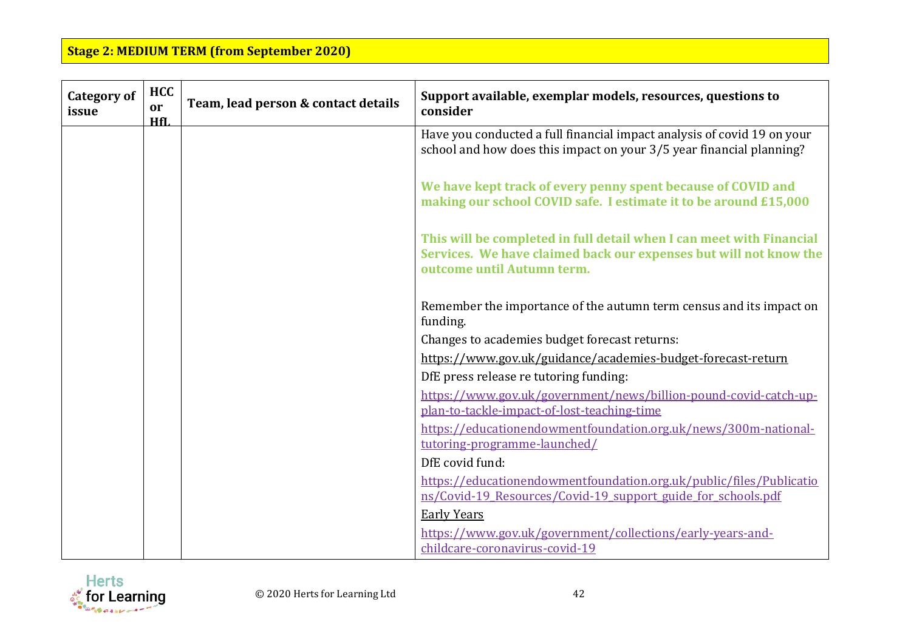**Stage 2: MEDIUM TERM (from September 2020)**

| Category of issue | HCC or HfL | Team, lead person & contact details | Support available, exemplar models, resources, questions to consider |
|---|---|---|---|
| | | | Have you conducted a full financial impact analysis of covid 19 on your school and how does this impact on your 3/5 year financial planning?<br><br>**We have kept track of every penny spent because of COVID and making our school COVID safe. I estimate it to be around £15,000**<br><br>**This will be completed in full detail when I can meet with Financial Services. We have claimed back our expenses but will not know the outcome until Autumn term.**<br><br>Remember the importance of the autumn term census and its impact on funding.<br>Changes to academies budget forecast returns:<br>https://www.gov.uk/guidance/academies-budget-forecast-return<br>DfE press release re tutoring funding:<br>https://www.gov.uk/government/news/billion-pound-covid-catch-up-plan-to-tackle-impact-of-lost-teaching-time<br>https://educationendowmentfoundation.org.uk/news/300m-national-tutoring-programme-launched/<br>DfE covid fund:<br>https://educationendowmentfoundation.org.uk/public/files/Publications/Covid-19_Resources/Covid-19_support_guide_for_schools.pdf<br>Early Years<br>https://www.gov.uk/government/collections/early-years-and-childcare-coronavirus-covid-19 |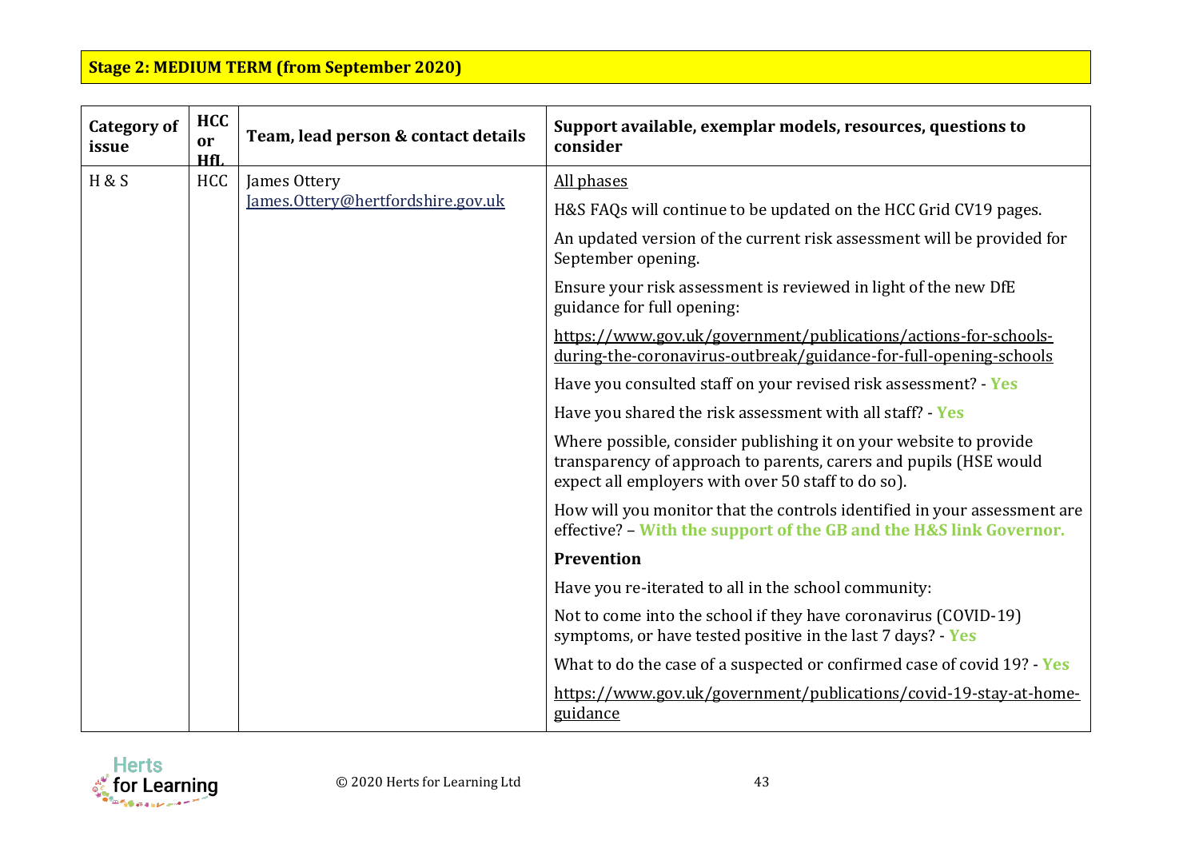**Stage 2: MEDIUM TERM (from September 2020)**

| Category of issue | HCC or HfL | Team, lead person & contact details | Support available, exemplar models, resources, questions to consider |
|---|---|---|---|
| H & S | HCC | James Ottery<br>James.Ottery@hertfordshire.gov.uk | All phases<br>H&S FAQs will continue to be updated on the HCC Grid CV19 pages.<br>An updated version of the current risk assessment will be provided for September opening.<br>Ensure your risk assessment is reviewed in light of the new DfE guidance for full opening:<br>https://www.gov.uk/government/publications/actions-for-schools-during-the-coronavirus-outbreak/guidance-for-full-opening-schools<br>Have you consulted staff on your revised risk assessment? - **Yes**<br>Have you shared the risk assessment with all staff? - **Yes**<br>Where possible, consider publishing it on your website to provide transparency of approach to parents, carers and pupils (HSE would expect all employers with over 50 staff to do so).<br>How will you monitor that the controls identified in your assessment are effective? – **With the support of the GB and the H&S link Governor.**<br>**Prevention**<br>Have you re-iterated to all in the school community:<br>Not to come into the school if they have coronavirus (COVID-19) symptoms, or have tested positive in the last 7 days? - **Yes**<br>What to do the case of a suspected or confirmed case of covid 19? - **Yes**<br>https://www.gov.uk/government/publications/covid-19-stay-at-home-guidance |

© 2020 Herts for Learning Ltd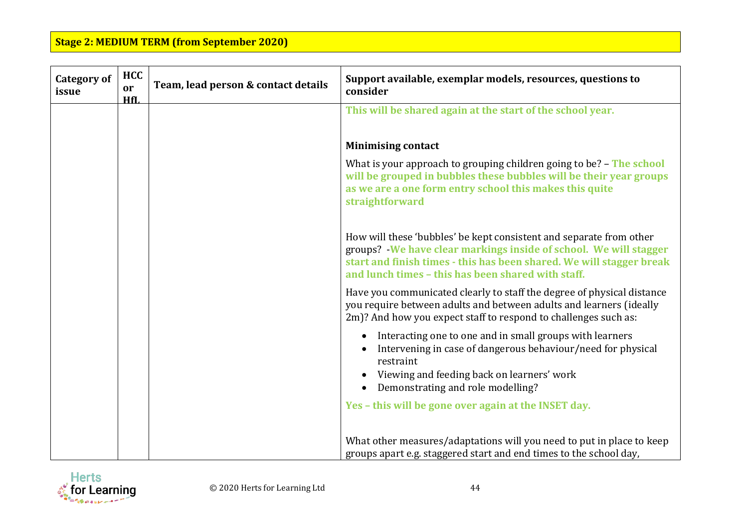**Stage 2: MEDIUM TERM (from September 2020)**

| Category of issue | HCC or HfL | Team, lead person & contact details | Support available, exemplar models, resources, questions to consider |
|---|---|---|---|
| | | | **This will be shared again at the start of the school year.**<br><br>**Minimising contact**<br><br>What is your approach to grouping children going to be? – **The school will be grouped in bubbles these bubbles will be their year groups as we are a one form entry school this makes this quite straightforward**<br><br>How will these 'bubbles' be kept consistent and separate from other groups? -**We have clear markings inside of school. We will stagger start and finish times - this has been shared. We will stagger break and lunch times – this has been shared with staff.**<br><br>Have you communicated clearly to staff the degree of physical distance you require between adults and between adults and learners (ideally 2m)? And how you expect staff to respond to challenges such as:<br>• Interacting one to one and in small groups with learners<br>• Intervening in case of dangerous behaviour/need for physical restraint<br>• Viewing and feeding back on learners' work<br>• Demonstrating and role modelling?<br><br>**Yes – this will be gone over again at the INSET day.**<br><br>What other measures/adaptations will you need to put in place to keep groups apart e.g. staggered start and end times to the school day, |

© 2020 Herts for Learning Ltd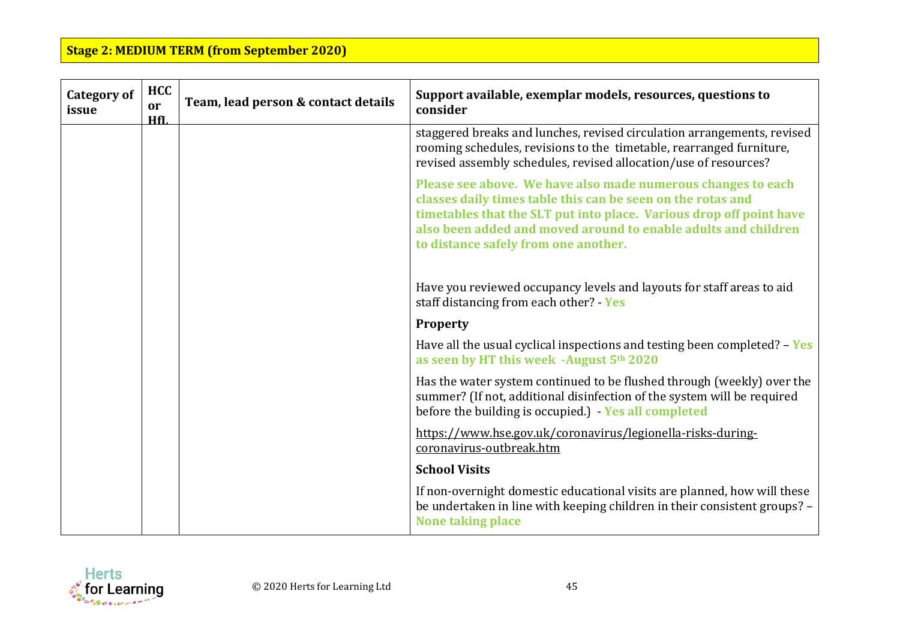**Stage 2: MEDIUM TERM (from September 2020)**

| Category of issue | HCC or HfL | Team, lead person & contact details | Support available, exemplar models, resources, questions to consider |
|---|---|---|---|
| | | | staggered breaks and lunches, revised circulation arrangements, revised rooming schedules, revisions to the timetable, rearranged furniture, revised assembly schedules, revised allocation/use of resources?<br><br>**Please see above. We have also made numerous changes to each classes daily times table this can be seen on the rotas and timetables that the SLT put into place. Various drop off point have also been added and moved around to enable adults and children to distance safely from one another.**<br><br>Have you reviewed occupancy levels and layouts for staff areas to aid staff distancing from each other? - **Yes**<br><br>**Property**<br><br>Have all the usual cyclical inspections and testing been completed? – **Yes as seen by HT this week -August 5th 2020**<br><br>Has the water system continued to be flushed through (weekly) over the summer? (If not, additional disinfection of the system will be required before the building is occupied.) - **Yes all completed**<br><br>https://www.hse.gov.uk/coronavirus/legionella-risks-during-coronavirus-outbreak.htm<br><br>**School Visits**<br><br>If non-overnight domestic educational visits are planned, how will these be undertaken in line with keeping children in their consistent groups? – **None taking place** |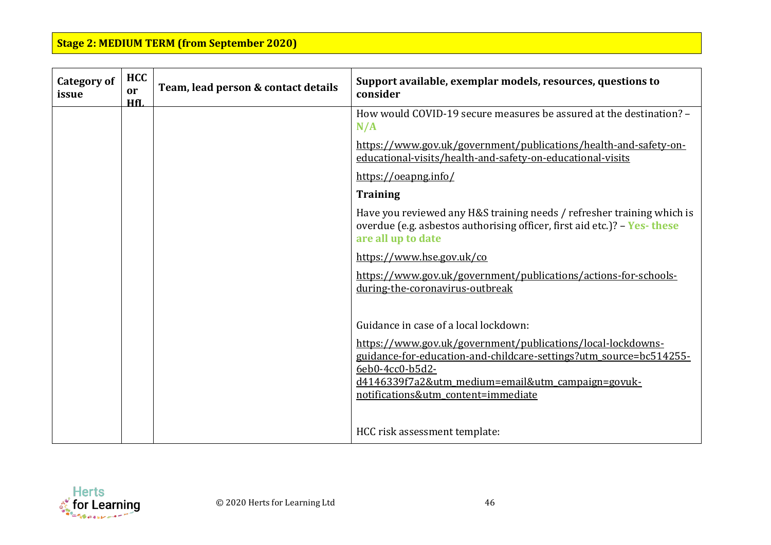**Stage 2: MEDIUM TERM (from September 2020)**

| Category of issue | HCC or HfL | Team, lead person & contact details | Support available, exemplar models, resources, questions to consider |
|---|---|---|---|
| | | | How would COVID-19 secure measures be assured at the destination? – **N/A**<br><br>https://www.gov.uk/government/publications/health-and-safety-on-educational-visits/health-and-safety-on-educational-visits<br><br>https://oeapng.info/<br><br>**Training**<br><br>Have you reviewed any H&S training needs / refresher training which is overdue (e.g. asbestos authorising officer, first aid etc.)? – **Yes- these are all up to date**<br><br>https://www.hse.gov.uk/co<br><br>https://www.gov.uk/government/publications/actions-for-schools-during-the-coronavirus-outbreak<br><br>Guidance in case of a local lockdown:<br><br>https://www.gov.uk/government/publications/local-lockdowns-guidance-for-education-and-childcare-settings?utm_source=bc514255-6eb0-4cc0-b5d2-d4146339f7a2&utm_medium=email&utm_campaign=govuk-notifications&utm_content=immediate<br><br>HCC risk assessment template: |

© 2020 Herts for Learning Ltd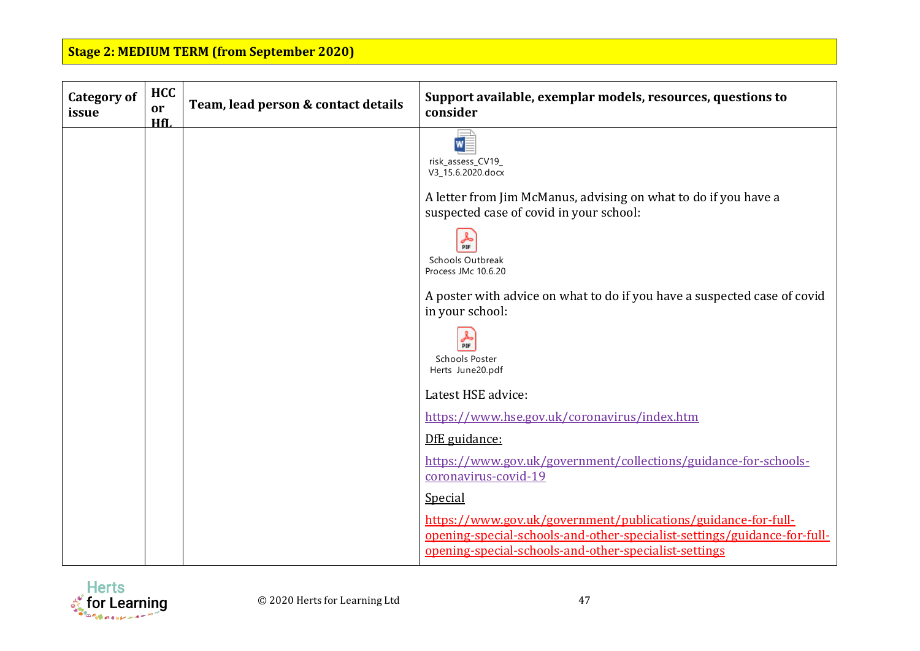**Stage 2: MEDIUM TERM (from September 2020)**

| Category of issue | HCC or HfL | Team, lead person & contact details | Support available, exemplar models, resources, questions to consider |
|---|---|---|---|
| | | | risk_assess_CV19_V3_15.6.2020.docx<br><br>A letter from Jim McManus, advising on what to do if you have a suspected case of covid in your school:<br><br>Schools Outbreak Process JMc 10.6.20<br><br>A poster with advice on what to do if you have a suspected case of covid in your school:<br><br>Schools Poster Herts June20.pdf<br><br>Latest HSE advice:<br><br>https://www.hse.gov.uk/coronavirus/index.htm<br><br>DfE guidance:<br><br>https://www.gov.uk/government/collections/guidance-for-schools-coronavirus-covid-19<br><br>Special<br><br>https://www.gov.uk/government/publications/guidance-for-full-opening-special-schools-and-other-specialist-settings/guidance-for-full-opening-special-schools-and-other-specialist-settings |

© 2020 Herts for Learning Ltd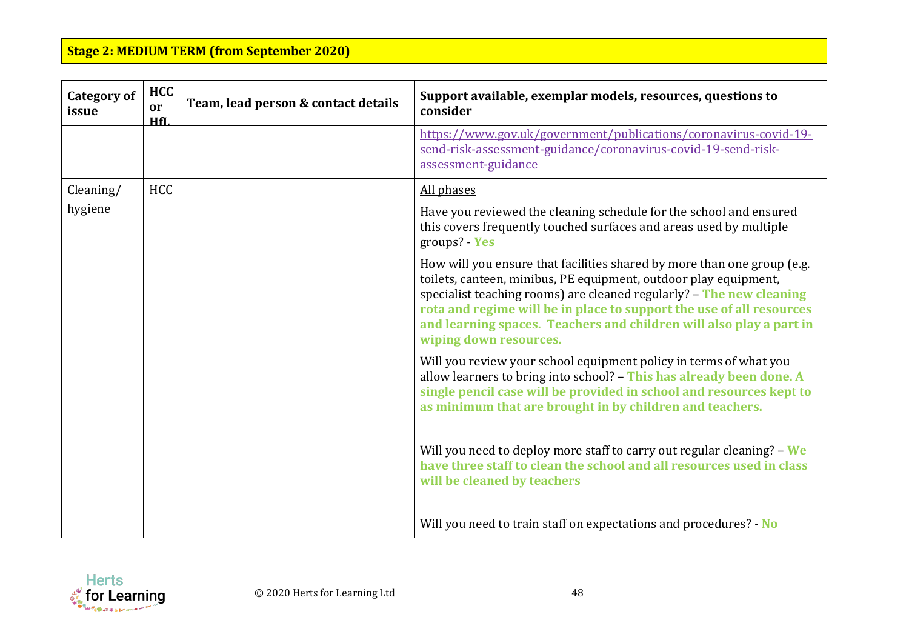**Stage 2: MEDIUM TERM (from September 2020)**

| Category of issue | HCC or HfL | Team, lead person & contact details | Support available, exemplar models, resources, questions to consider |
|---|---|---|---|
| | | | https://www.gov.uk/government/publications/coronavirus-covid-19-send-risk-assessment-guidance/coronavirus-covid-19-send-risk-assessment-guidance |
| Cleaning/ hygiene | HCC | | All phases<br><br>Have you reviewed the cleaning schedule for the school and ensured this covers frequently touched surfaces and areas used by multiple groups? - **Yes**<br><br>How will you ensure that facilities shared by more than one group (e.g. toilets, canteen, minibus, PE equipment, outdoor play equipment, specialist teaching rooms) are cleaned regularly? – **The new cleaning rota and regime will be in place to support the use of all resources and learning spaces. Teachers and children will also play a part in wiping down resources.**<br><br>Will you review your school equipment policy in terms of what you allow learners to bring into school? – **This has already been done. A single pencil case will be provided in school and resources kept to as minimum that are brought in by children and teachers.**<br><br>Will you need to deploy more staff to carry out regular cleaning? – **We have three staff to clean the school and all resources used in class will be cleaned by teachers**<br><br>Will you need to train staff on expectations and procedures? - **No** |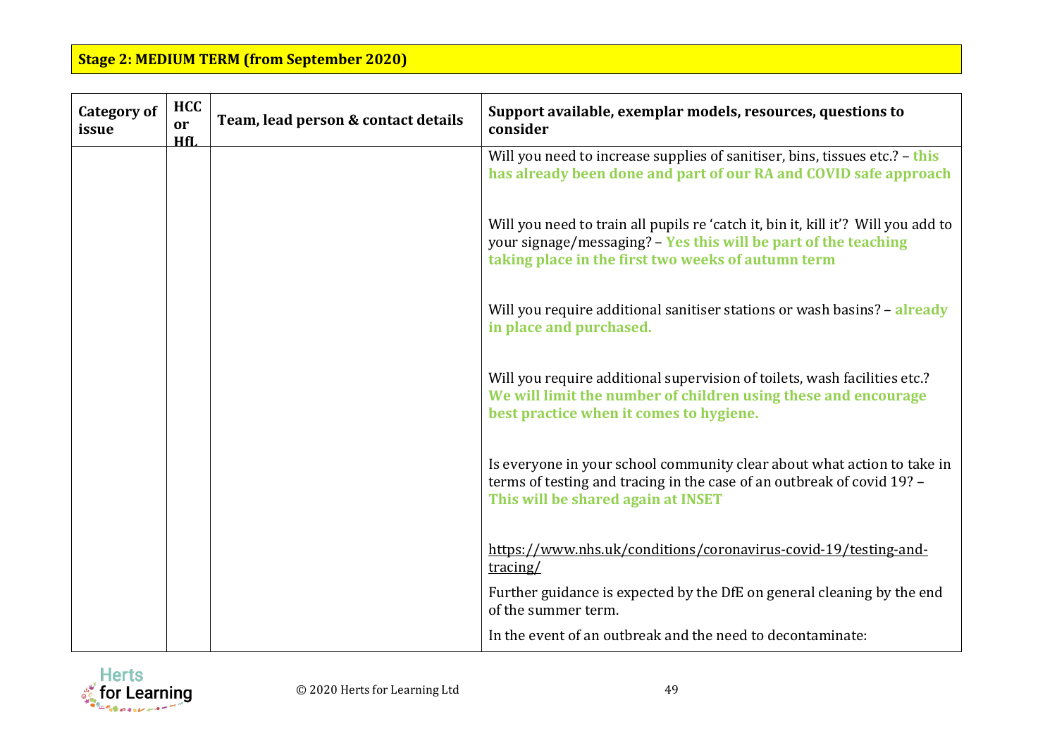**Stage 2: MEDIUM TERM (from September 2020)**

| Category of issue | HCC or HfL | Team, lead person & contact details | Support available, exemplar models, resources, questions to consider |
|---|---|---|---|
| | | | Will you need to increase supplies of sanitiser, bins, tissues etc.? – **this has already been done and part of our RA and COVID safe approach**<br><br>Will you need to train all pupils re 'catch it, bin it, kill it'? Will you add to your signage/messaging? – **Yes this will be part of the teaching taking place in the first two weeks of autumn term**<br><br>Will you require additional sanitiser stations or wash basins? – **already in place and purchased.**<br><br>Will you require additional supervision of toilets, wash facilities etc.? **We will limit the number of children using these and encourage best practice when it comes to hygiene.**<br><br>Is everyone in your school community clear about what action to take in terms of testing and tracing in the case of an outbreak of covid 19? – **This will be shared again at INSET**<br><br>https://www.nhs.uk/conditions/coronavirus-covid-19/testing-and-tracing/<br><br>Further guidance is expected by the DfE on general cleaning by the end of the summer term.<br><br>In the event of an outbreak and the need to decontaminate: |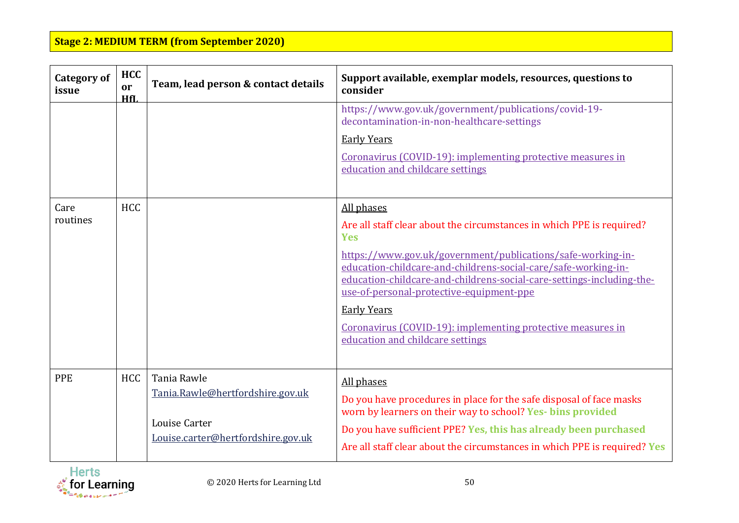**Stage 2: MEDIUM TERM (from September 2020)**

| Category of issue | HCC or HfL | Team, lead person & contact details | Support available, exemplar models, resources, questions to consider |
| --- | --- | --- | --- |
| | | | https://www.gov.uk/government/publications/covid-19-decontamination-in-non-healthcare-settings<br><br>Early Years<br><br>Coronavirus (COVID-19): implementing protective measures in education and childcare settings |
| Care routines | HCC | | All phases<br><br>Are all staff clear about the circumstances in which PPE is required? **Yes**<br><br>https://www.gov.uk/government/publications/safe-working-in-education-childcare-and-childrens-social-care/safe-working-in-education-childcare-and-childrens-social-care-settings-including-the-use-of-personal-protective-equipment-ppe<br><br>Early Years<br><br>Coronavirus (COVID-19): implementing protective measures in education and childcare settings |
| PPE | HCC | Tania Rawle<br>Tania.Rawle@hertfordshire.gov.uk<br><br>Louise Carter<br>Louise.carter@hertfordshire.gov.uk | All phases<br><br>Do you have procedures in place for the safe disposal of face masks worn by learners on their way to school? **Yes- bins provided**<br><br>Do you have sufficient PPE? **Yes, this has already been purchased**<br><br>Are all staff clear about the circumstances in which PPE is required? **Yes** |

© 2020 Herts for Learning Ltd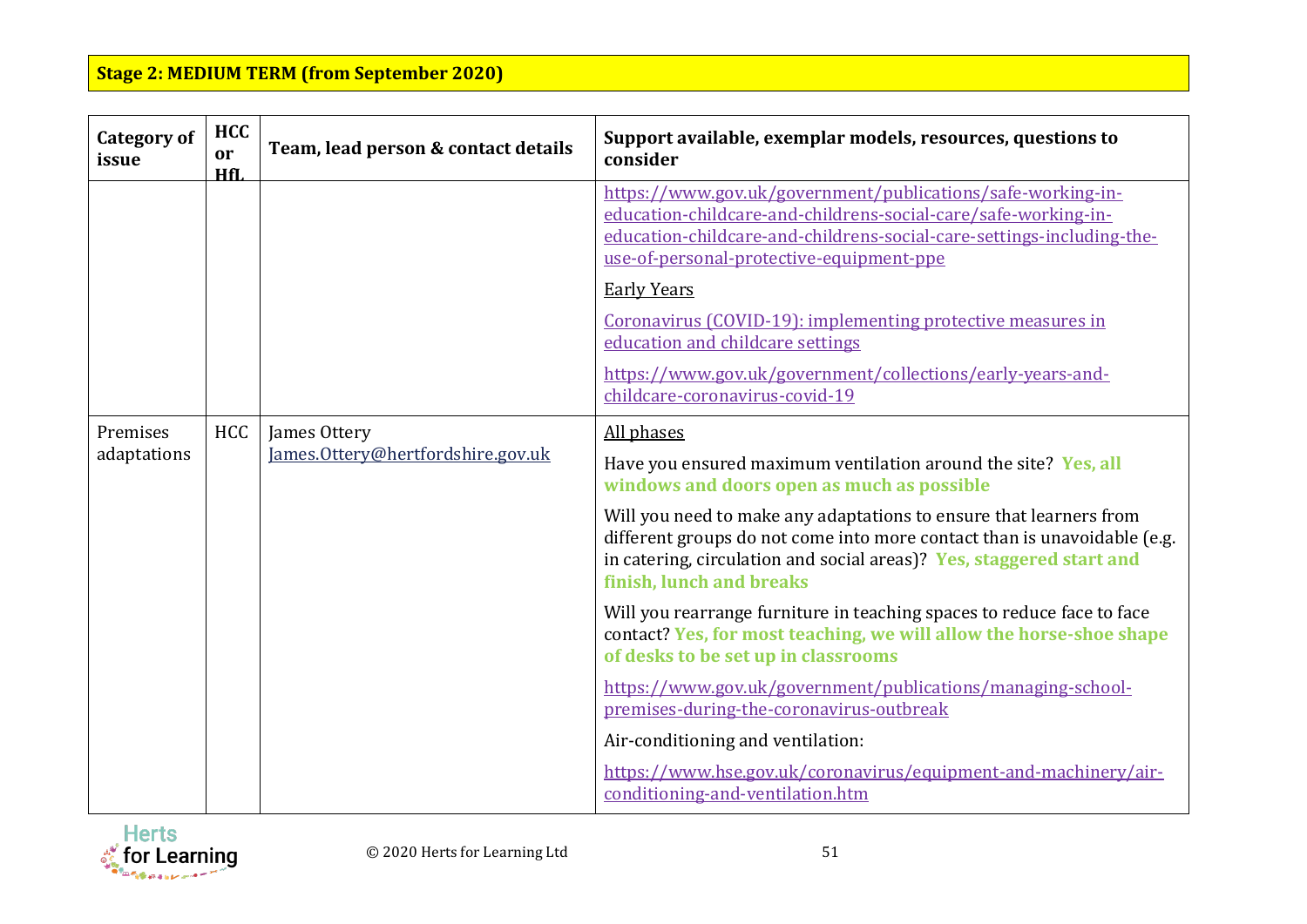**Stage 2: MEDIUM TERM (from September 2020)**

| Category of issue | HCC or HfL | Team, lead person & contact details | Support available, exemplar models, resources, questions to consider |
|---|---|---|---|
| | | | https://www.gov.uk/government/publications/safe-working-in-education-childcare-and-childrens-social-care/safe-working-in-education-childcare-and-childrens-social-care-settings-including-the-use-of-personal-protective-equipment-ppe<br><br>Early Years<br><br>Coronavirus (COVID-19): implementing protective measures in education and childcare settings<br><br>https://www.gov.uk/government/collections/early-years-and-childcare-coronavirus-covid-19 |
| Premises adaptations | HCC | James Ottery<br>James.Ottery@hertfordshire.gov.uk | All phases<br><br>Have you ensured maximum ventilation around the site? **Yes, all windows and doors open as much as possible**<br><br>Will you need to make any adaptations to ensure that learners from different groups do not come into more contact than is unavoidable (e.g. in catering, circulation and social areas)? **Yes, staggered start and finish, lunch and breaks**<br><br>Will you rearrange furniture in teaching spaces to reduce face to face contact? **Yes, for most teaching, we will allow the horse-shoe shape of desks to be set up in classrooms**<br><br>https://www.gov.uk/government/publications/managing-school-premises-during-the-coronavirus-outbreak<br><br>Air-conditioning and ventilation:<br><br>https://www.hse.gov.uk/coronavirus/equipment-and-machinery/air-conditioning-and-ventilation.htm |

© 2020 Herts for Learning Ltd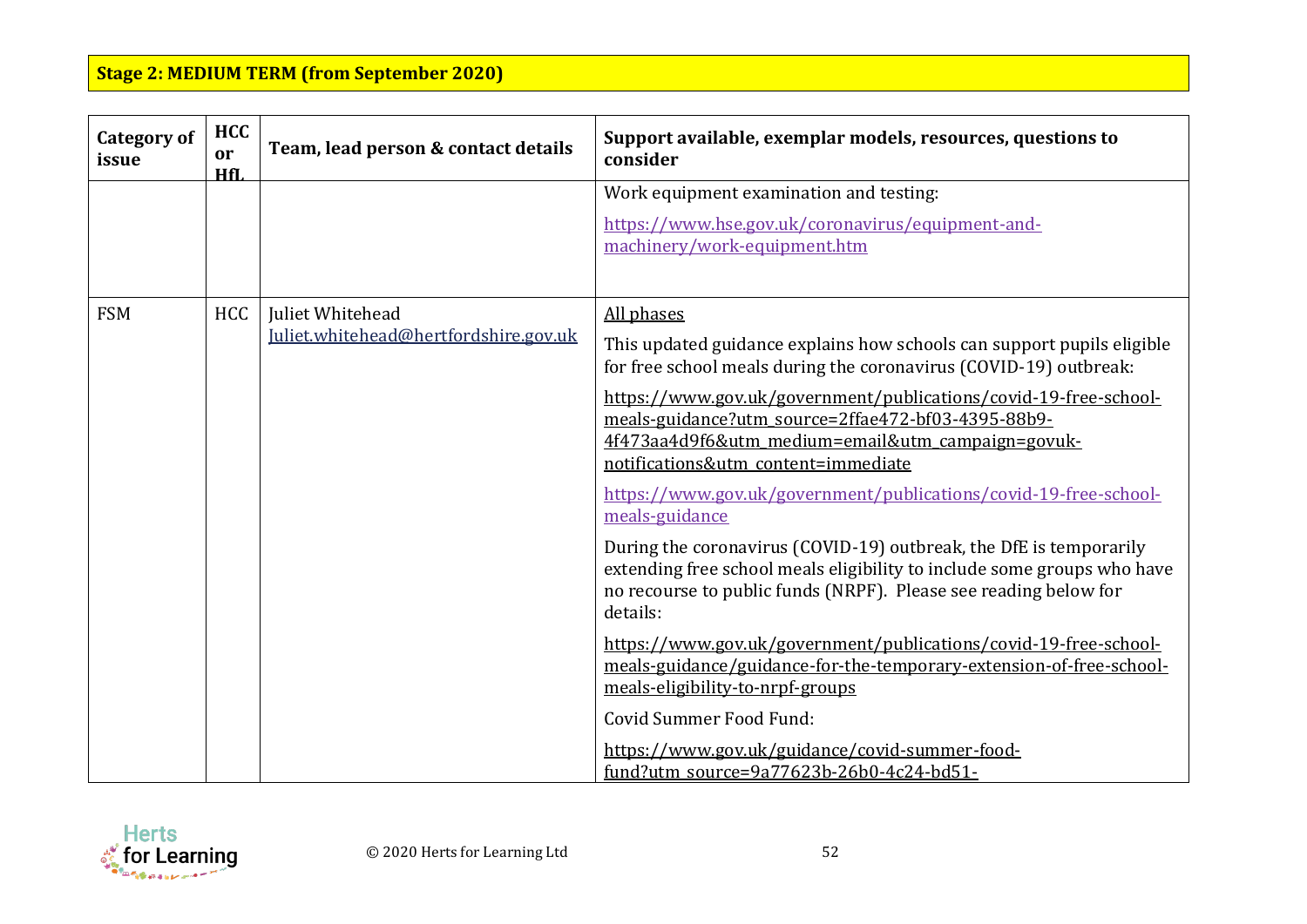**Stage 2: MEDIUM TERM (from September 2020)**

| Category of issue | HCC or HfL | Team, lead person & contact details | Support available, exemplar models, resources, questions to consider |
|---|---|---|---|
| | | | Work equipment examination and testing: <br> https://www.hse.gov.uk/coronavirus/equipment-and-machinery/work-equipment.htm |
| FSM | HCC | Juliet Whitehead <br> Juliet.whitehead@hertfordshire.gov.uk | All phases <br> This updated guidance explains how schools can support pupils eligible for free school meals during the coronavirus (COVID-19) outbreak: <br> https://www.gov.uk/government/publications/covid-19-free-school-meals-guidance?utm_source=2ffae472-bf03-4395-88b9-4f473aa4d9f6&utm_medium=email&utm_campaign=govuk-notifications&utm_content=immediate <br> https://www.gov.uk/government/publications/covid-19-free-school-meals-guidance <br> During the coronavirus (COVID-19) outbreak, the DfE is temporarily extending free school meals eligibility to include some groups who have no recourse to public funds (NRPF). Please see reading below for details: <br> https://www.gov.uk/government/publications/covid-19-free-school-meals-guidance/guidance-for-the-temporary-extension-of-free-school-meals-eligibility-to-nrpf-groups <br> Covid Summer Food Fund: <br> https://www.gov.uk/guidance/covid-summer-food-fund?utm_source=9a77623b-26b0-4c24-bd51- |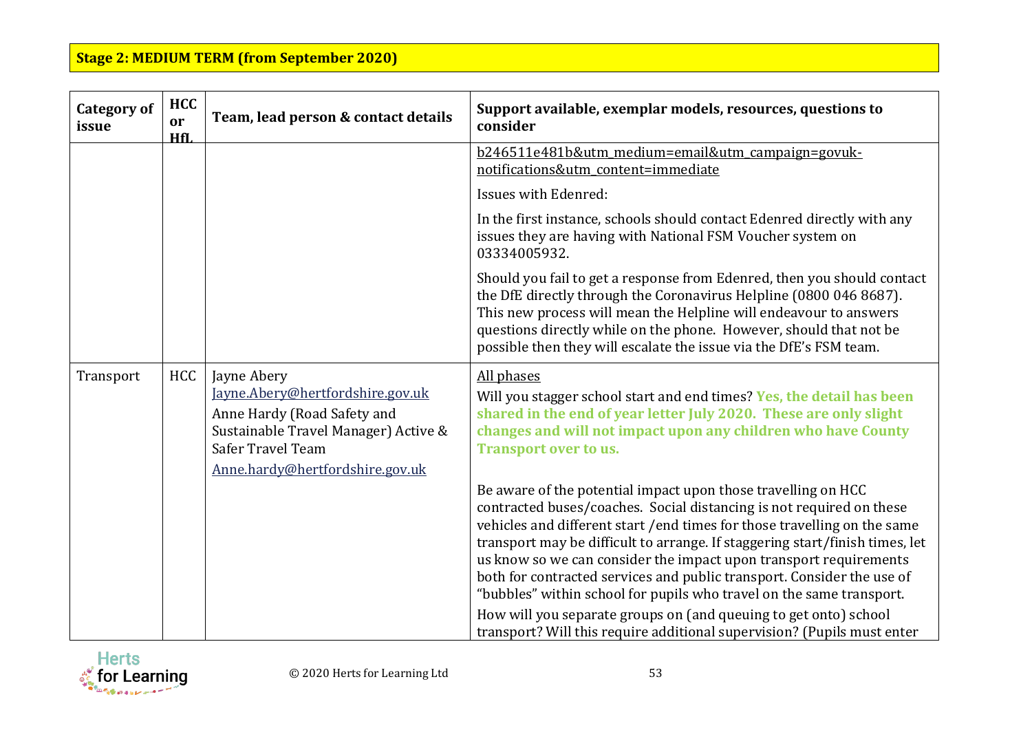**Stage 2: MEDIUM TERM (from September 2020)**

| Category of issue | HCC or HfL | Team, lead person & contact details | Support available, exemplar models, resources, questions to consider |
|---|---|---|---|
| | | | b246511e481b&utm_medium=email&utm_campaign=govuk-notifications&utm_content=immediate<br><br>Issues with Edenred:<br><br>In the first instance, schools should contact Edenred directly with any issues they are having with National FSM Voucher system on 03334005932.<br><br>Should you fail to get a response from Edenred, then you should contact the DfE directly through the Coronavirus Helpline (0800 046 8687). This new process will mean the Helpline will endeavour to answers questions directly while on the phone. However, should that not be possible then they will escalate the issue via the DfE's FSM team. |
| Transport | HCC | Jayne Abery<br>Jayne.Abery@hertfordshire.gov.uk<br>Anne Hardy (Road Safety and Sustainable Travel Manager) Active & Safer Travel Team<br>Anne.hardy@hertfordshire.gov.uk | All phases<br>Will you stagger school start and end times? **Yes, the detail has been shared in the end of year letter July 2020. These are only slight changes and will not impact upon any children who have County Transport over to us.**<br><br>Be aware of the potential impact upon those travelling on HCC contracted buses/coaches. Social distancing is not required on these vehicles and different start /end times for those travelling on the same transport may be difficult to arrange. If staggering start/finish times, let us know so we can consider the impact upon transport requirements both for contracted services and public transport. Consider the use of "bubbles" within school for pupils who travel on the same transport.<br>How will you separate groups on (and queuing to get onto) school transport? Will this require additional supervision? (Pupils must enter |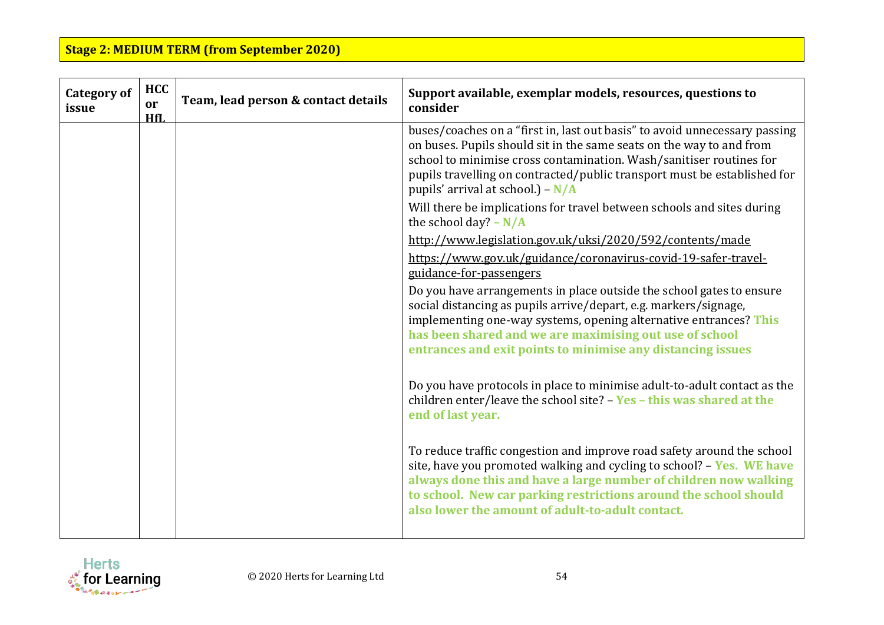**Stage 2: MEDIUM TERM (from September 2020)**

| Category of issue | HCC or HfL | Team, lead person & contact details | Support available, exemplar models, resources, questions to consider |
|---|---|---|---|
| | | | buses/coaches on a "first in, last out basis" to avoid unnecessary passing on buses. Pupils should sit in the same seats on the way to and from school to minimise cross contamination. Wash/sanitiser routines for pupils travelling on contracted/public transport must be established for pupils' arrival at school.) – **N/A**<br><br>Will there be implications for travel between schools and sites during the school day? **– N/A**<br><br>http://www.legislation.gov.uk/uksi/2020/592/contents/made<br><br>https://www.gov.uk/guidance/coronavirus-covid-19-safer-travel-guidance-for-passengers<br><br>Do you have arrangements in place outside the school gates to ensure social distancing as pupils arrive/depart, e.g. markers/signage, implementing one-way systems, opening alternative entrances? **This has been shared and we are maximising out use of school entrances and exit points to minimise any distancing issues**<br><br>Do you have protocols in place to minimise adult-to-adult contact as the children enter/leave the school site? – **Yes – this was shared at the end of last year.**<br><br>To reduce traffic congestion and improve road safety around the school site, have you promoted walking and cycling to school? – **Yes. WE have always done this and have a large number of children now walking to school. New car parking restrictions around the school should also lower the amount of adult-to-adult contact.** |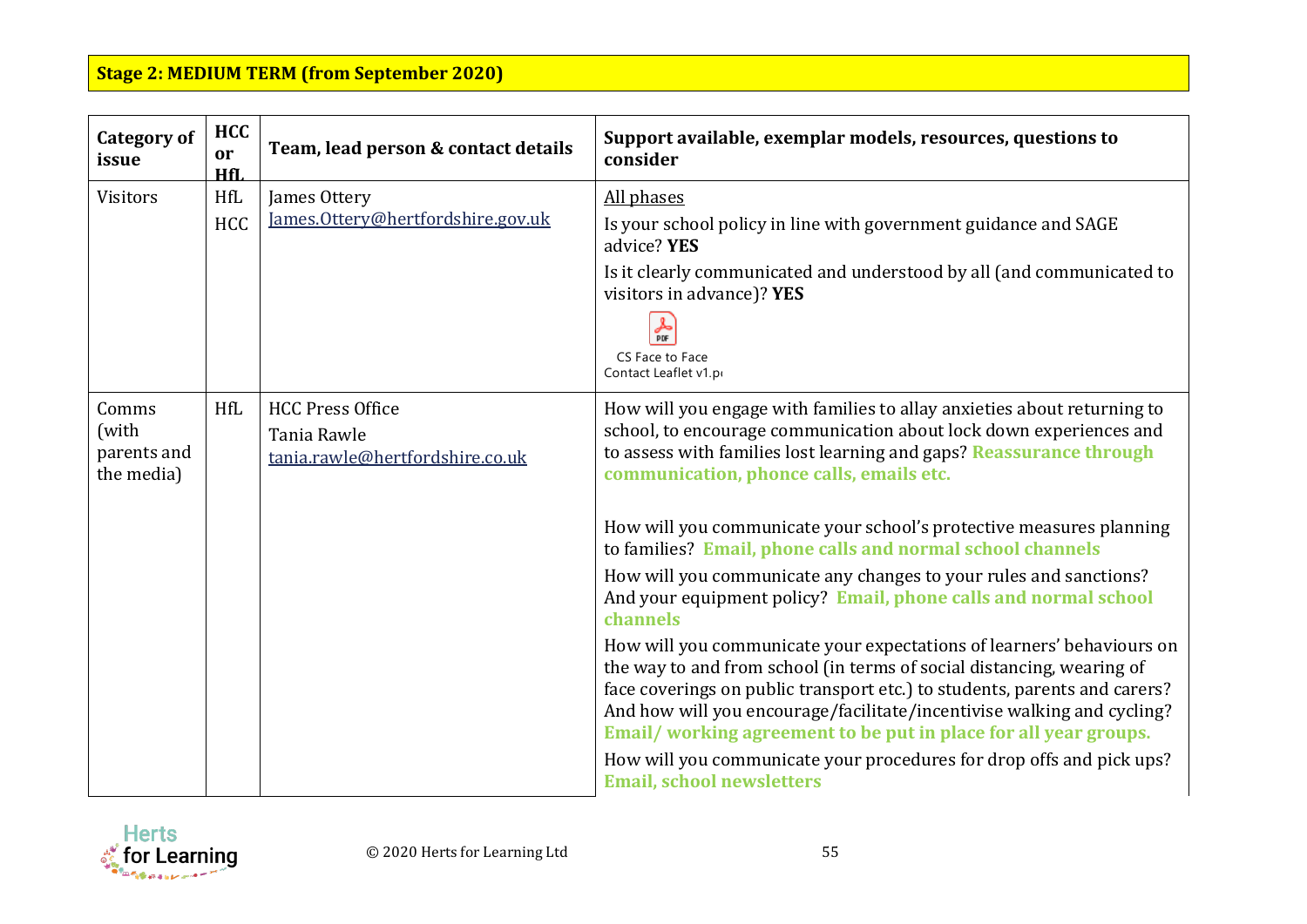**Stage 2: MEDIUM TERM (from September 2020)**

| Category of issue | HCC or HfL | Team, lead person & contact details | Support available, exemplar models, resources, questions to consider |
|---|---|---|---|
| Visitors | HfL<br>HCC | James Ottery<br>James.Ottery@hertfordshire.gov.uk | All phases<br>Is your school policy in line with government guidance and SAGE advice? **YES**<br>Is it clearly communicated and understood by all (and communicated to visitors in advance)? **YES**<br>CS Face to Face Contact Leaflet v1.pd |
| Comms (with parents and the media) | HfL | HCC Press Office<br>Tania Rawle<br>tania.rawle@hertfordshire.co.uk | How will you engage with families to allay anxieties about returning to school, to encourage communication about lock down experiences and to assess with families lost learning and gaps? **Reassurance through communication, phonce calls, emails etc.**<br><br>How will you communicate your school's protective measures planning to families? **Email, phone calls and normal school channels**<br>How will you communicate any changes to your rules and sanctions? And your equipment policy? **Email, phone calls and normal school channels**<br>How will you communicate your expectations of learners' behaviours on the way to and from school (in terms of social distancing, wearing of face coverings on public transport etc.) to students, parents and carers? And how will you encourage/facilitate/incentivise walking and cycling? **Email/ working agreement to be put in place for all year groups.**<br>How will you communicate your procedures for drop offs and pick ups? **Email, school newsletters** |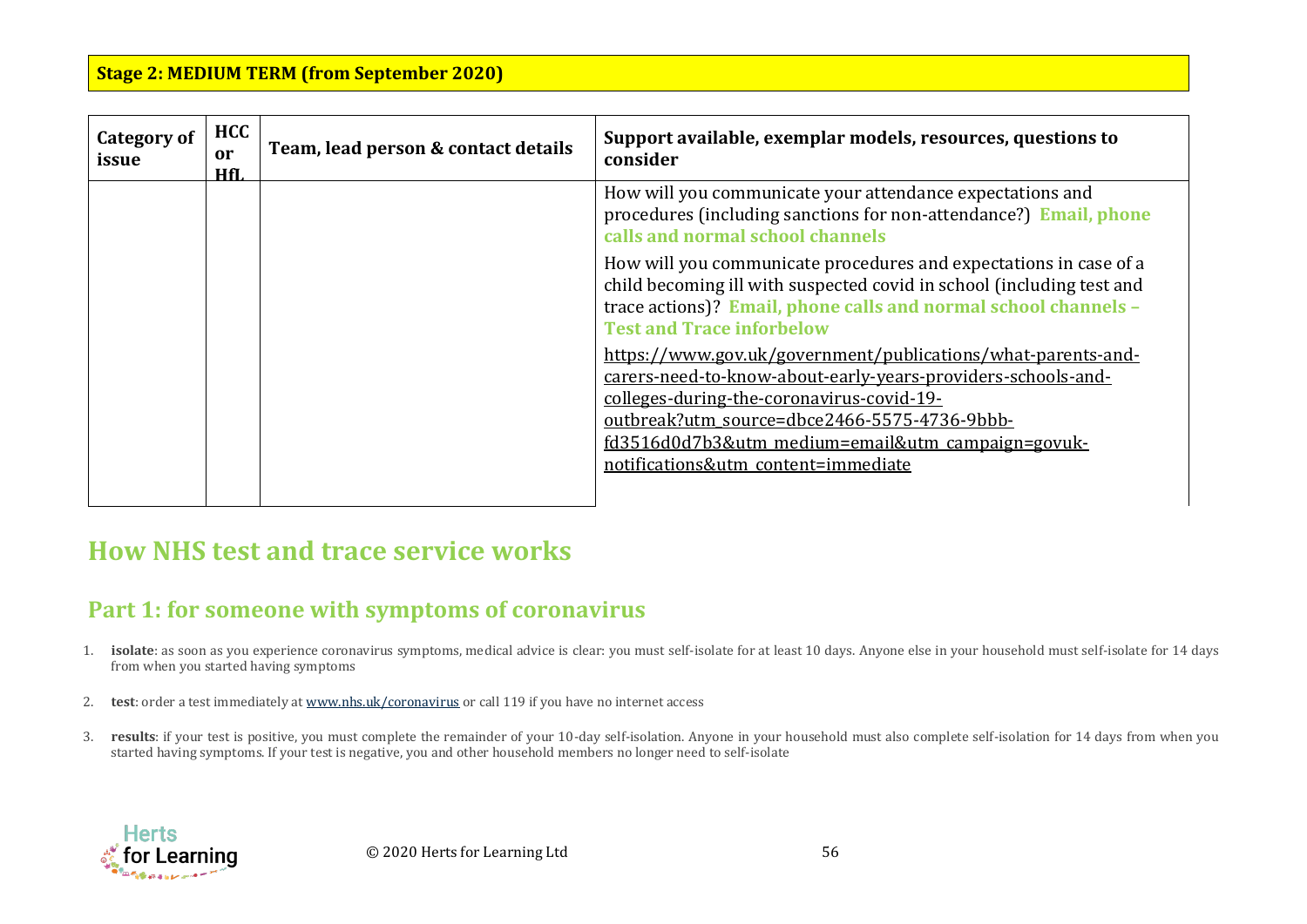**Stage 2: MEDIUM TERM (from September 2020)**

| Category of issue | HCC or HfL | Team, lead person & contact details | Support available, exemplar models, resources, questions to consider |
|---|---|---|---|
| | | | How will you communicate your attendance expectations and procedures (including sanctions for non-attendance?) **Email, phone calls and normal school channels**<br><br>How will you communicate procedures and expectations in case of a child becoming ill with suspected covid in school (including test and trace actions)? **Email, phone calls and normal school channels – Test and Trace inforbelow**<br><br>https://www.gov.uk/government/publications/what-parents-and-carers-need-to-know-about-early-years-providers-schools-and-colleges-during-the-coronavirus-covid-19-outbreak?utm_source=dbce2466-5575-4736-9bbb-fd3516d0d7b3&utm_medium=email&utm_campaign=govuk-notifications&utm_content=immediate |

# How NHS test and trace service works

## Part 1: for someone with symptoms of coronavirus

1. **isolate**: as soon as you experience coronavirus symptoms, medical advice is clear: you must self-isolate for at least 10 days. Anyone else in your household must self-isolate for 14 days from when you started having symptoms
2. **test**: order a test immediately at www.nhs.uk/coronavirus or call 119 if you have no internet access
3. **results**: if your test is positive, you must complete the remainder of your 10-day self-isolation. Anyone in your household must also complete self-isolation for 14 days from when you started having symptoms. If your test is negative, you and other household members no longer need to self-isolate

© 2020 Herts for Learning Ltd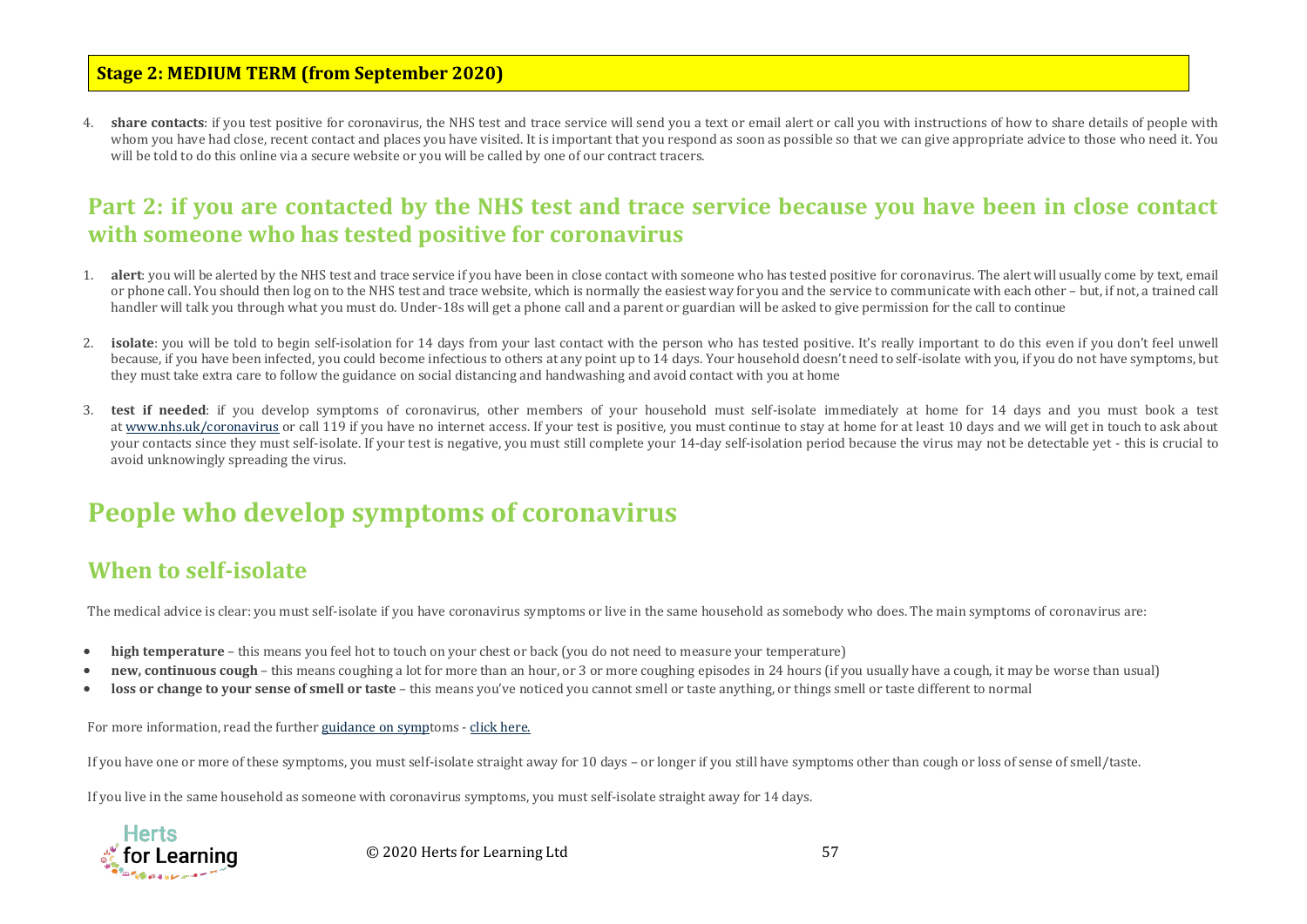**Stage 2: MEDIUM TERM (from September 2020)**

4. **share contacts**: if you test positive for coronavirus, the NHS test and trace service will send you a text or email alert or call you with instructions of how to share details of people with whom you have had close, recent contact and places you have visited. It is important that you respond as soon as possible so that we can give appropriate advice to those who need it. You will be told to do this online via a secure website or you will be called by one of our contract tracers.

## Part 2: if you are contacted by the NHS test and trace service because you have been in close contact with someone who has tested positive for coronavirus

1. **alert**: you will be alerted by the NHS test and trace service if you have been in close contact with someone who has tested positive for coronavirus. The alert will usually come by text, email or phone call. You should then log on to the NHS test and trace website, which is normally the easiest way for you and the service to communicate with each other – but, if not, a trained call handler will talk you through what you must do. Under-18s will get a phone call and a parent or guardian will be asked to give permission for the call to continue

2. **isolate**: you will be told to begin self-isolation for 14 days from your last contact with the person who has tested positive. It's really important to do this even if you don't feel unwell because, if you have been infected, you could become infectious to others at any point up to 14 days. Your household doesn't need to self-isolate with you, if you do not have symptoms, but they must take extra care to follow the guidance on social distancing and handwashing and avoid contact with you at home

3. **test if needed**: if you develop symptoms of coronavirus, other members of your household must self-isolate immediately at home for 14 days and you must book a test at www.nhs.uk/coronavirus or call 119 if you have no internet access. If your test is positive, you must continue to stay at home for at least 10 days and we will get in touch to ask about your contacts since they must self-isolate. If your test is negative, you must still complete your 14-day self-isolation period because the virus may not be detectable yet - this is crucial to avoid unknowingly spreading the virus.

# People who develop symptoms of coronavirus

## When to self-isolate

The medical advice is clear: you must self-isolate if you have coronavirus symptoms or live in the same household as somebody who does. The main symptoms of coronavirus are:

- **high temperature** – this means you feel hot to touch on your chest or back (you do not need to measure your temperature)
- **new, continuous cough** – this means coughing a lot for more than an hour, or 3 or more coughing episodes in 24 hours (if you usually have a cough, it may be worse than usual)
- **loss or change to your sense of smell or taste** – this means you've noticed you cannot smell or taste anything, or things smell or taste different to normal

For more information, read the further guidance on symptoms - click here.

If you have one or more of these symptoms, you must self-isolate straight away for 10 days – or longer if you still have symptoms other than cough or loss of sense of smell/taste.

If you live in the same household as someone with coronavirus symptoms, you must self-isolate straight away for 14 days.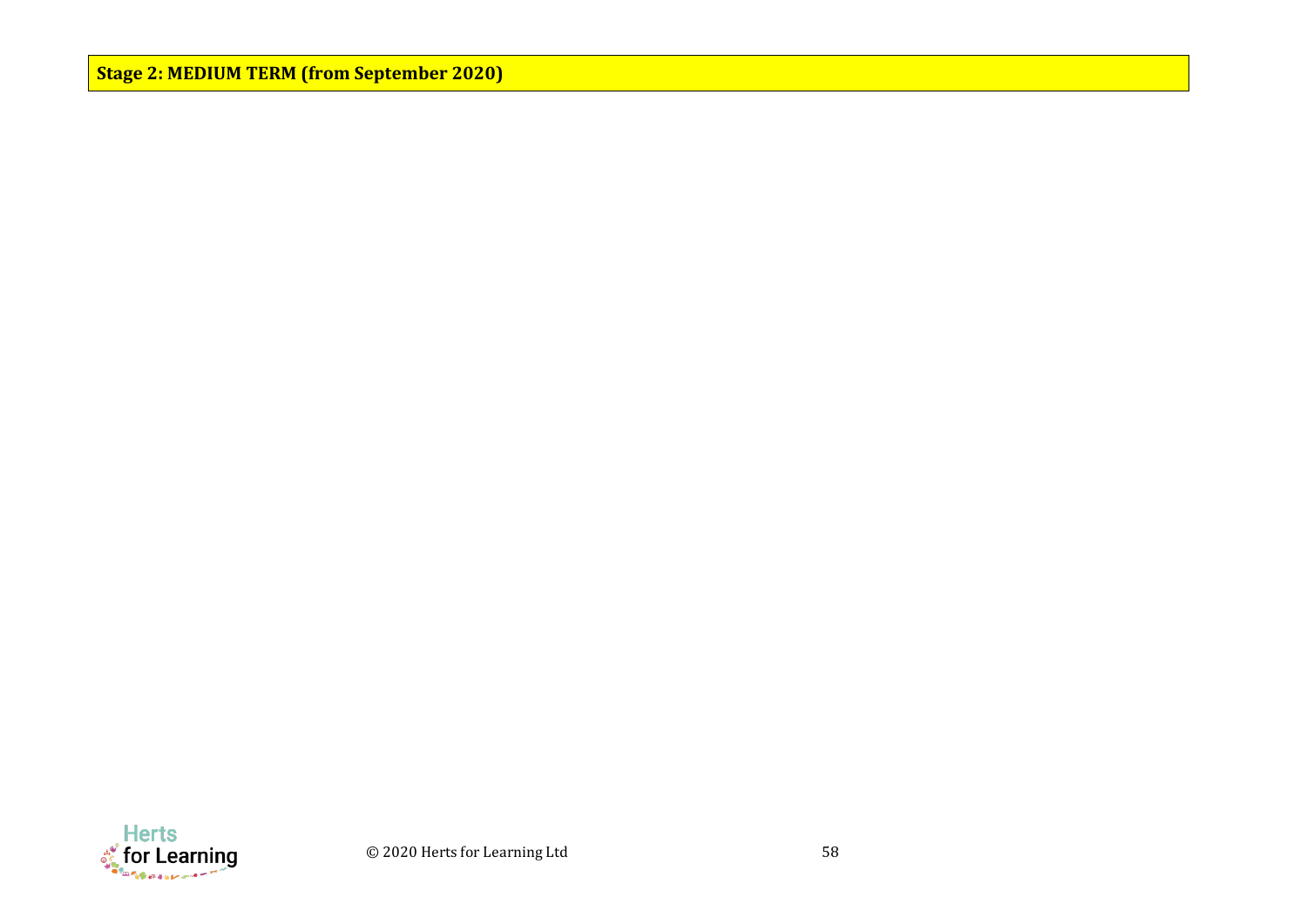**Stage 2: MEDIUM TERM (from September 2020)**